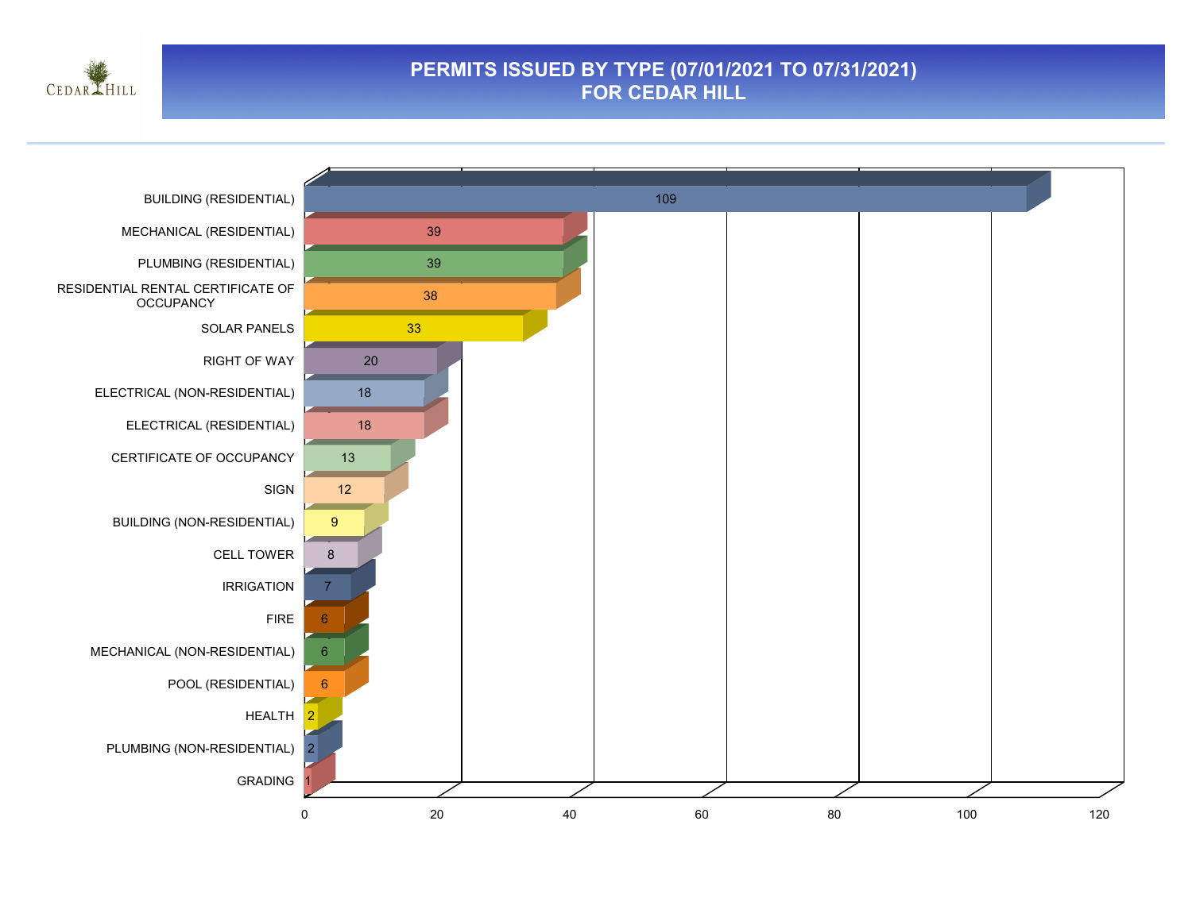# PERMITS ISSUED BY TYPE (07/01/2021 TO 07/31/2021)
## FOR CEDAR HILL

| Permit Type | Count |
| --- | --- |
| BUILDING (RESIDENTIAL) | 109 |
| MECHANICAL (RESIDENTIAL) | 39 |
| PLUMBING (RESIDENTIAL) | 39 |
| RESIDENTIAL RENTAL CERTIFICATE OF OCCUPANCY | 38 |
| SOLAR PANELS | 33 |
| RIGHT OF WAY | 20 |
| ELECTRICAL (NON-RESIDENTIAL) | 18 |
| ELECTRICAL (RESIDENTIAL) | 18 |
| CERTIFICATE OF OCCUPANCY | 13 |
| SIGN | 12 |
| BUILDING (NON-RESIDENTIAL) | 9 |
| CELL TOWER | 8 |
| IRRIGATION | 7 |
| FIRE | 6 |
| MECHANICAL (NON-RESIDENTIAL) | 6 |
| POOL (RESIDENTIAL) | 6 |
| HEALTH | 2 |
| PLUMBING (NON-RESIDENTIAL) | 2 |
| GRADING | 1 |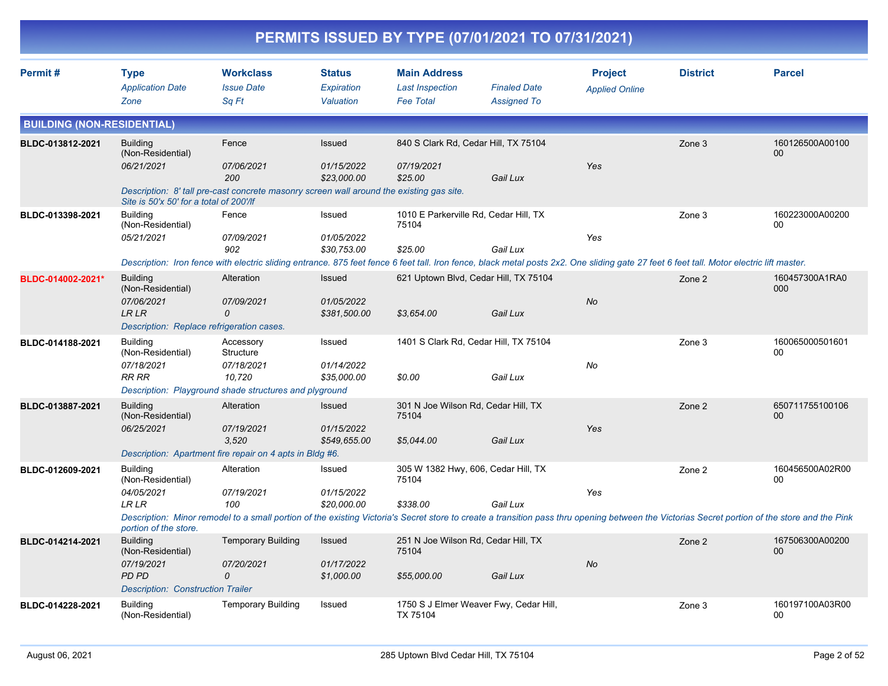# PERMITS ISSUED BY TYPE (07/01/2021 TO 07/31/2021)

| Permit # | Type / Application Date / Zone | Workclass / Issue Date / Sq Ft | Status / Expiration / Valuation | Main Address / Last Inspection / Fee Total | Finaled Date / Assigned To | Project / Applied Online | District | Parcel |
|---|---|---|---|---|---|---|---|---|

## BUILDING (NON-RESIDENTIAL)

| Permit # | Type | Workclass | Status | Main Address | | Project | District | Parcel |
|---|---|---|---|---|---|---|---|---|
| BLDC-013812-2021 | Building (Non-Residential) | Fence | Issued | 840 S Clark Rd, Cedar Hill, TX 75104 | | | Zone 3 | 160126500A00100 00 |
| | 06/21/2021 | 07/06/2021 | 01/15/2022 | 07/19/2021 | | Yes | | |
| | | 200 | $23,000.00 | $25.00 | Gail Lux | | | |
| | Description: 8' tall pre-cast concrete masonry screen wall around the existing gas site. Site is 50'x 50' for a total of 200'/lf | | | | | | | |
| BLDC-013398-2021 | Building (Non-Residential) | Fence | Issued | 1010 E Parkerville Rd, Cedar Hill, TX 75104 | | | Zone 3 | 160223000A00200 00 |
| | 05/21/2021 | 07/09/2021 | 01/05/2022 | | | Yes | | |
| | | 902 | $30,753.00 | $25.00 | Gail Lux | | | |
| | Description: Iron fence with electric sliding entrance. 875 feet fence 6 feet tall. Iron fence, black metal posts 2x2. One sliding gate 27 feet 6 feet tall. Motor electric lift master. | | | | | | | |
| BLDC-014002-2021* | Building (Non-Residential) | Alteration | Issued | 621 Uptown Blvd, Cedar Hill, TX 75104 | | | Zone 2 | 160457300A1RA0 000 |
| | 07/06/2021 | 07/09/2021 | 01/05/2022 | | | No | | |
| | LR LR | 0 | $381,500.00 | $3,654.00 | Gail Lux | | | |
| | Description: Replace refrigeration cases. | | | | | | | |
| BLDC-014188-2021 | Building (Non-Residential) | Accessory Structure | Issued | 1401 S Clark Rd, Cedar Hill, TX 75104 | | | Zone 3 | 160065000501601 00 |
| | 07/18/2021 | 07/18/2021 | 01/14/2022 | | | No | | |
| | RR RR | 10,720 | $35,000.00 | $0.00 | Gail Lux | | | |
| | Description: Playground shade structures and plyground | | | | | | | |
| BLDC-013887-2021 | Building (Non-Residential) | Alteration | Issued | 301 N Joe Wilson Rd, Cedar Hill, TX 75104 | | | Zone 2 | 650711755100106 00 |
| | 06/25/2021 | 07/19/2021 | 01/15/2022 | | | Yes | | |
| | | 3,520 | $549,655.00 | $5,044.00 | Gail Lux | | | |
| | Description: Apartment fire repair on 4 apts in Bldg #6. | | | | | | | |
| BLDC-012609-2021 | Building (Non-Residential) | Alteration | Issued | 305 W 1382 Hwy, 606, Cedar Hill, TX 75104 | | | Zone 2 | 160456500A02R00 00 |
| | 04/05/2021 | 07/19/2021 | 01/15/2022 | | | Yes | | |
| | LR LR | 100 | $20,000.00 | $338.00 | Gail Lux | | | |
| | Description: Minor remodel to a small portion of the existing Victoria's Secret store to create a transition pass thru opening between the Victorias Secret portion of the store and the Pink portion of the store. | | | | | | | |
| BLDC-014214-2021 | Building (Non-Residential) | Temporary Building | Issued | 251 N Joe Wilson Rd, Cedar Hill, TX 75104 | | | Zone 2 | 167506300A00200 00 |
| | 07/19/2021 | 07/20/2021 | 01/17/2022 | | | No | | |
| | PD PD | 0 | $1,000.00 | $55,000.00 | Gail Lux | | | |
| | Description: Construction Trailer | | | | | | | |
| BLDC-014228-2021 | Building (Non-Residential) | Temporary Building | Issued | 1750 S J Elmer Weaver Fwy, Cedar Hill, TX 75104 | | | Zone 3 | 160197100A03R00 00 |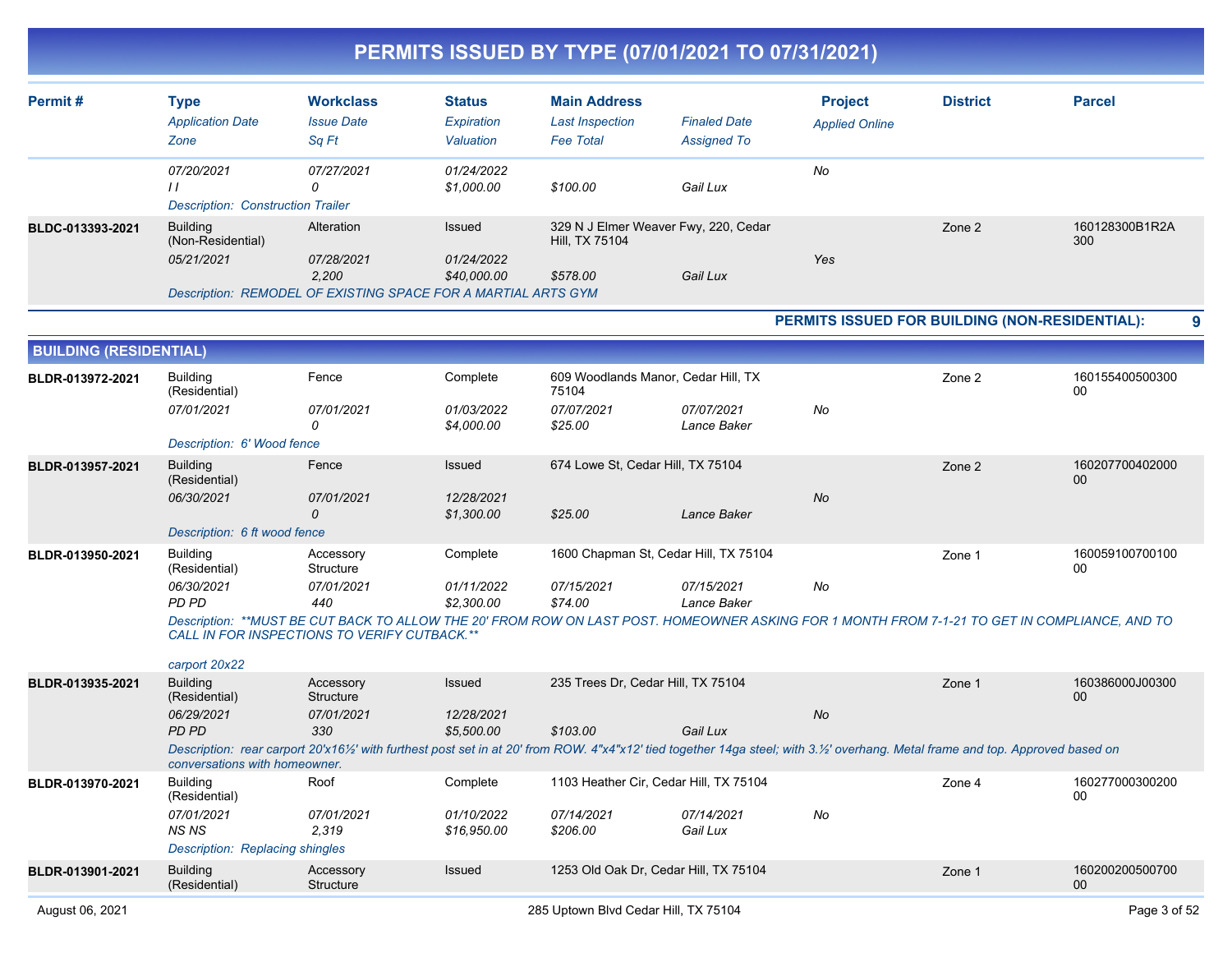# PERMITS ISSUED BY TYPE (07/01/2021 TO 07/31/2021)

| Permit # | Type / Application Date / Zone | Workclass / Issue Date / Sq Ft | Status / Expiration / Valuation | Main Address / Last Inspection / Fee Total | Finaled Date / Assigned To | Project / Applied Online | District | Parcel |
|---|---|---|---|---|---|---|---|---|
| | 07/20/2021 | 07/27/2021 | 01/24/2022 | | | No | | |
| | I I | 0 | $1,000.00 | $100.00 | Gail Lux | | | |
| | Description: Construction Trailer | | | | | | | |
| BLDC-013393-2021 | Building (Non-Residential) | Alteration | Issued | 329 N J Elmer Weaver Fwy, 220, Cedar Hill, TX 75104 | | | Zone 2 | 160128300B1R2A300 |
| | 05/21/2021 | 07/28/2021 | 01/24/2022 | | | Yes | | |
| | | 2,200 | $40,000.00 | $578.00 | Gail Lux | | | |
| | Description: REMODEL OF EXISTING SPACE FOR A MARTIAL ARTS GYM | | | | | | | |

**PERMITS ISSUED FOR BUILDING (NON-RESIDENTIAL): 9**

## BUILDING (RESIDENTIAL)

| Permit # | Type / Application Date / Zone | Workclass / Issue Date / Sq Ft | Status / Expiration / Valuation | Main Address / Last Inspection / Fee Total | Finaled Date / Assigned To | Project / Applied Online | District | Parcel |
|---|---|---|---|---|---|---|---|---|
| BLDR-013972-2021 | Building (Residential) | Fence | Complete | 609 Woodlands Manor, Cedar Hill, TX 75104 | | | Zone 2 | 16015540050030000 |
| | 07/01/2021 | 07/01/2021 | 01/03/2022 | 07/07/2021 | 07/07/2021 | No | | |
| | | 0 | $4,000.00 | $25.00 | Lance Baker | | | |
| | Description: 6' Wood fence | | | | | | | |
| BLDR-013957-2021 | Building (Residential) | Fence | Issued | 674 Lowe St, Cedar Hill, TX 75104 | | | Zone 2 | 16020770040200000 |
| | 06/30/2021 | 07/01/2021 | 12/28/2021 | | | No | | |
| | | 0 | $1,300.00 | $25.00 | Lance Baker | | | |
| | Description: 6 ft wood fence | | | | | | | |
| BLDR-013950-2021 | Building (Residential) | Accessory Structure | Complete | 1600 Chapman St, Cedar Hill, TX 75104 | | | Zone 1 | 16005910070010000 |
| | 06/30/2021 | 07/01/2021 | 01/11/2022 | 07/15/2021 | 07/15/2021 | No | | |
| | PD PD | 440 | $2,300.00 | $74.00 | Lance Baker | | | |
| | Description: **MUST BE CUT BACK TO ALLOW THE 20' FROM ROW ON LAST POST. HOMEOWNER ASKING FOR 1 MONTH FROM 7-1-21 TO GET IN COMPLIANCE, AND TO CALL IN FOR INSPECTIONS TO VERIFY CUTBACK.** carport 20x22 | | | | | | | |
| BLDR-013935-2021 | Building (Residential) | Accessory Structure | Issued | 235 Trees Dr, Cedar Hill, TX 75104 | | | Zone 1 | 160386000J0030000 |
| | 06/29/2021 | 07/01/2021 | 12/28/2021 | | | No | | |
| | PD PD | 330 | $5,500.00 | $103.00 | Gail Lux | | | |
| | Description: rear carport 20'x16½' with furthest post set in at 20' from ROW. 4"x4"x12' tied together 14ga steel; with 3.½' overhang. Metal frame and top. Approved based on conversations with homeowner. | | | | | | | |
| BLDR-013970-2021 | Building (Residential) | Roof | Complete | 1103 Heather Cir, Cedar Hill, TX 75104 | | | Zone 4 | 16027700030020000 |
| | 07/01/2021 | 07/01/2021 | 01/10/2022 | 07/14/2021 | 07/14/2021 | No | | |
| | NS NS | 2,319 | $16,950.00 | $206.00 | Gail Lux | | | |
| | Description: Replacing shingles | | | | | | | |
| BLDR-013901-2021 | Building (Residential) | Accessory Structure | Issued | 1253 Old Oak Dr, Cedar Hill, TX 75104 | | | Zone 1 | 16020020050070000 |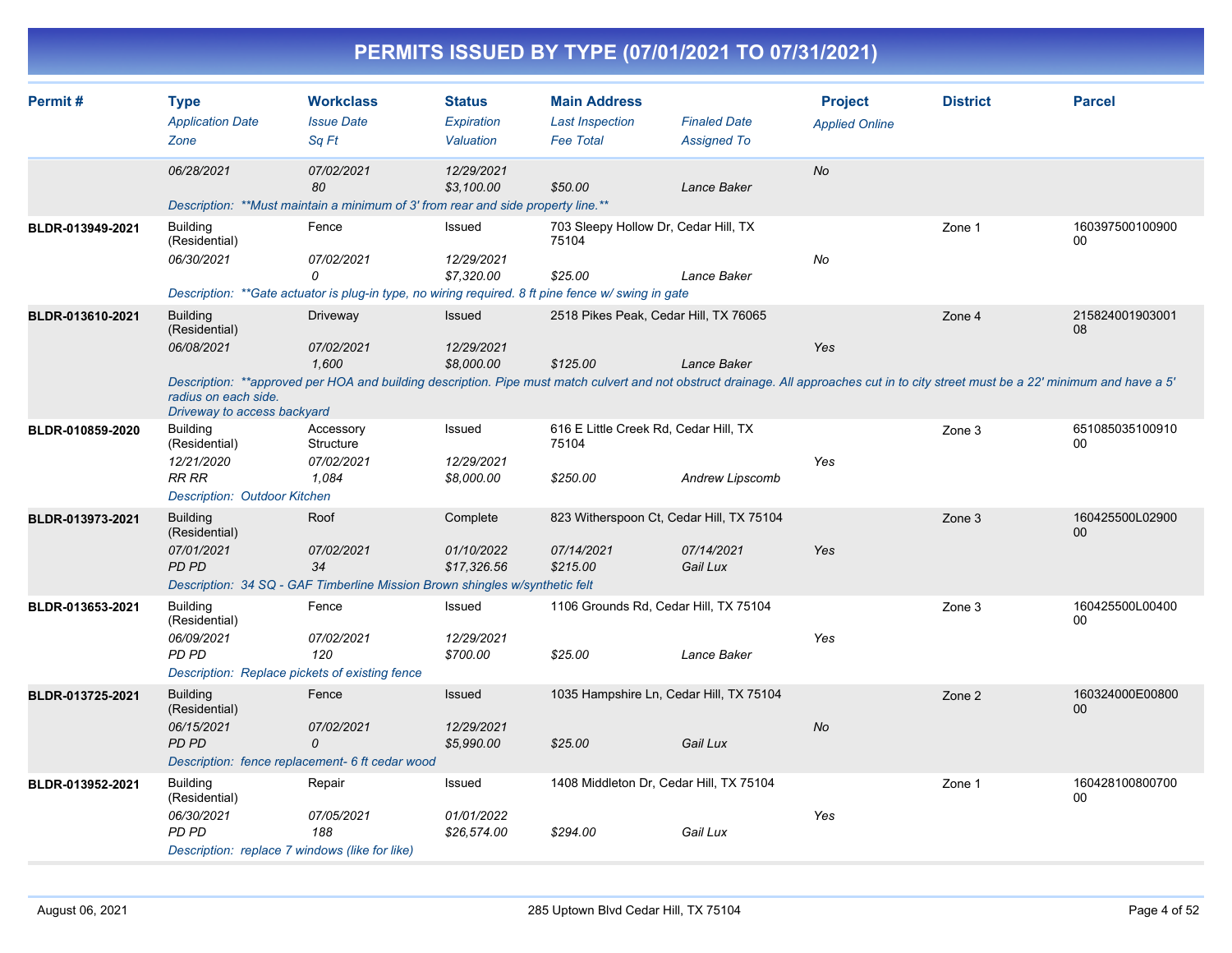# PERMITS ISSUED BY TYPE (07/01/2021 TO 07/31/2021)

| Permit # | Type | Workclass | Status | Main Address | | Project | District | Parcel |
|---|---|---|---|---|---|---|---|---|
| | *Application Date* | *Issue Date* | *Expiration* | *Last Inspection* | *Finaled Date* | *Applied Online* | | |
| | *Zone* | *Sq Ft* | *Valuation* | *Fee Total* | *Assigned To* | | | |
| | 06/28/2021 | 07/02/2021 | 12/29/2021 | | | No | | |
| | | 80 | $3,100.00 | $50.00 | Lance Baker | | | |
| | Description: **Must maintain a minimum of 3' from rear and side property line.** | | | | | | | |
| BLDR-013949-2021 | Building (Residential) | Fence | Issued | 703 Sleepy Hollow Dr, Cedar Hill, TX 75104 | | | Zone 1 | 16039750010090000 |
| | 06/30/2021 | 07/02/2021 | 12/29/2021 | | | No | | |
| | | 0 | $7,320.00 | $25.00 | Lance Baker | | | |
| | Description: **Gate actuator is plug-in type, no wiring required. 8 ft pine fence w/ swing in gate | | | | | | | |
| BLDR-013610-2021 | Building (Residential) | Driveway | Issued | 2518 Pikes Peak, Cedar Hill, TX 76065 | | | Zone 4 | 21582400190300108 |
| | 06/08/2021 | 07/02/2021 | 12/29/2021 | | | Yes | | |
| | | 1,600 | $8,000.00 | $125.00 | Lance Baker | | | |
| | Description: **approved per HOA and building description. Pipe must match culvert and not obstruct drainage. All approaches cut in to city street must be a 22' minimum and have a 5' radius on each side. Driveway to access backyard | | | | | | | |
| BLDR-010859-2020 | Building (Residential) | Accessory Structure | Issued | 616 E Little Creek Rd, Cedar Hill, TX 75104 | | | Zone 3 | 65108503510091000 |
| | 12/21/2020 | 07/02/2021 | 12/29/2021 | | | Yes | | |
| | RR RR | 1,084 | $8,000.00 | $250.00 | Andrew Lipscomb | | | |
| | Description: Outdoor Kitchen | | | | | | | |
| BLDR-013973-2021 | Building (Residential) | Roof | Complete | 823 Witherspoon Ct, Cedar Hill, TX 75104 | | | Zone 3 | 160425500L0290000 |
| | 07/01/2021 | 07/02/2021 | 01/10/2022 | 07/14/2021 | 07/14/2021 | Yes | | |
| | PD PD | 34 | $17,326.56 | $215.00 | Gail Lux | | | |
| | Description: 34 SQ - GAF Timberline Mission Brown shingles w/synthetic felt | | | | | | | |
| BLDR-013653-2021 | Building (Residential) | Fence | Issued | 1106 Grounds Rd, Cedar Hill, TX 75104 | | | Zone 3 | 160425500L0040000 |
| | 06/09/2021 | 07/02/2021 | 12/29/2021 | | | Yes | | |
| | PD PD | 120 | $700.00 | $25.00 | Lance Baker | | | |
| | Description: Replace pickets of existing fence | | | | | | | |
| BLDR-013725-2021 | Building (Residential) | Fence | Issued | 1035 Hampshire Ln, Cedar Hill, TX 75104 | | | Zone 2 | 160324000E0080000 |
| | 06/15/2021 | 07/02/2021 | 12/29/2021 | | | No | | |
| | PD PD | 0 | $5,990.00 | $25.00 | Gail Lux | | | |
| | Description: fence replacement- 6 ft cedar wood | | | | | | | |
| BLDR-013952-2021 | Building (Residential) | Repair | Issued | 1408 Middleton Dr, Cedar Hill, TX 75104 | | | Zone 1 | 16042810080070000 |
| | 06/30/2021 | 07/05/2021 | 01/01/2022 | | | Yes | | |
| | PD PD | 188 | $26,574.00 | $294.00 | Gail Lux | | | |
| | Description: replace 7 windows (like for like) | | | | | | | |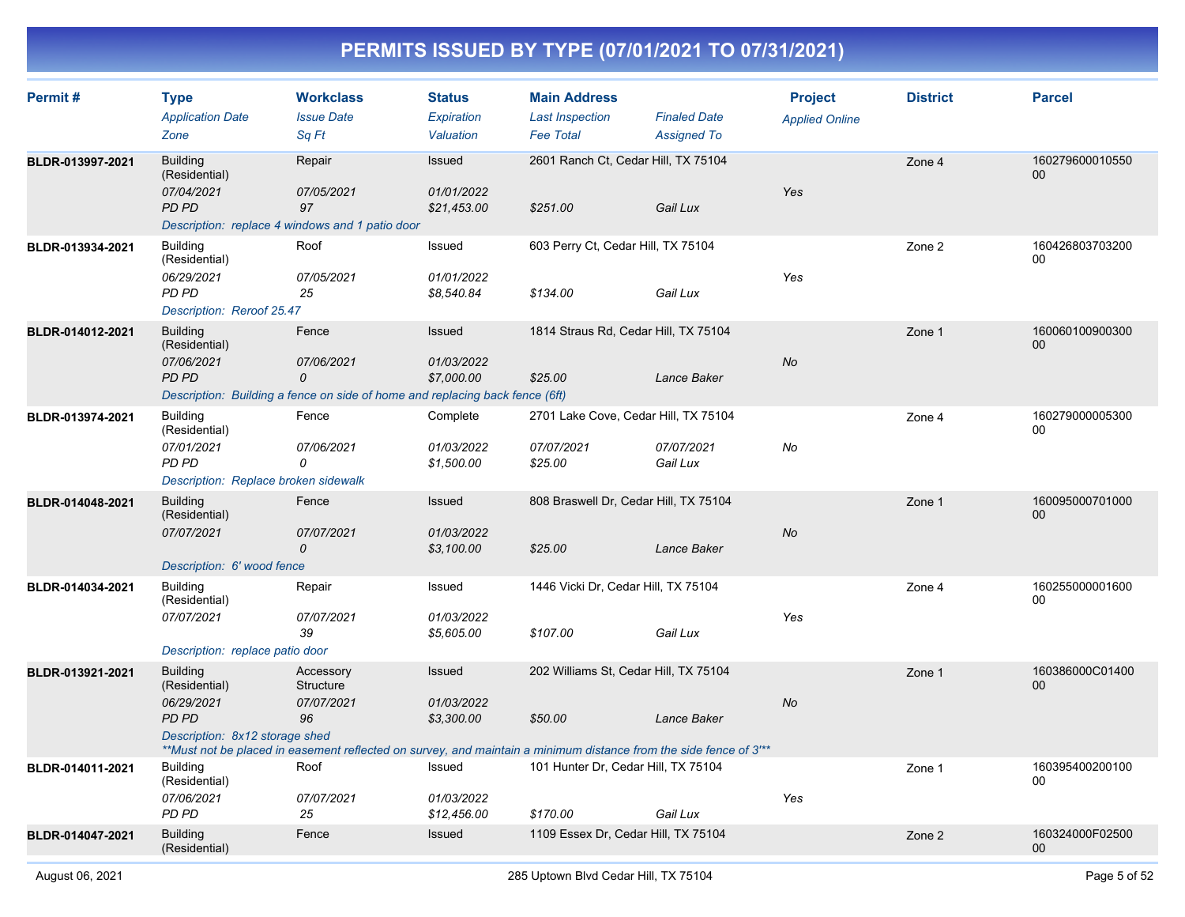# PERMITS ISSUED BY TYPE (07/01/2021 TO 07/31/2021)

| Permit # | Type<br>*Application Date*<br>*Zone* | Workclass<br>*Issue Date*<br>*Sq Ft* | Status<br>*Expiration*<br>*Valuation* | Main Address<br>*Last Inspection*<br>*Fee Total* | *Finaled Date*<br>*Assigned To* | Project<br>*Applied Online* | District | Parcel |
|---|---|---|---|---|---|---|---|---|
| **BLDR-013997-2021** | Building (Residential)<br>*07/04/2021*<br>*PD PD* | Repair<br>*07/05/2021*<br>*97* | Issued<br>*01/01/2022*<br>*$21,453.00* | 2601 Ranch Ct, Cedar Hill, TX 75104<br><br>*$251.00* | <br><br>*Gail Lux* | <br>*Yes* | Zone 4 | 16027960001055000 |
| | *Description: replace 4 windows and 1 patio door* | | | | | | | |
| **BLDR-013934-2021** | Building (Residential)<br>*06/29/2021*<br>*PD PD* | Roof<br>*07/05/2021*<br>*25* | Issued<br>*01/01/2022*<br>*$8,540.84* | 603 Perry Ct, Cedar Hill, TX 75104<br><br>*$134.00* | <br><br>*Gail Lux* | <br>*Yes* | Zone 2 | 16042680370320000 |
| | *Description: Reroof 25.47* | | | | | | | |
| **BLDR-014012-2021** | Building (Residential)<br>*07/06/2021*<br>*PD PD* | Fence<br>*07/06/2021*<br>*0* | Issued<br>*01/03/2022*<br>*$7,000.00* | 1814 Straus Rd, Cedar Hill, TX 75104<br><br>*$25.00* | <br><br>*Lance Baker* | <br>*No* | Zone 1 | 16006010090030000 |
| | *Description: Building a fence on side of home and replacing back fence (6ft)* | | | | | | | |
| **BLDR-013974-2021** | Building (Residential)<br>*07/01/2021*<br>*PD PD* | Fence<br>*07/06/2021*<br>*0* | Complete<br>*01/03/2022*<br>*$1,500.00* | 2701 Lake Cove, Cedar Hill, TX 75104<br>*07/07/2021*<br>*$25.00* | <br>*07/07/2021*<br>*Gail Lux* | <br>*No* | Zone 4 | 16027900000530000 |
| | *Description: Replace broken sidewalk* | | | | | | | |
| **BLDR-014048-2021** | Building (Residential)<br>*07/07/2021* | Fence<br>*07/07/2021*<br>*0* | Issued<br>*01/03/2022*<br>*$3,100.00* | 808 Braswell Dr, Cedar Hill, TX 75104<br><br>*$25.00* | <br><br>*Lance Baker* | <br>*No* | Zone 1 | 16009500070100000 |
| | *Description: 6' wood fence* | | | | | | | |
| **BLDR-014034-2021** | Building (Residential)<br>*07/07/2021* | Repair<br>*07/07/2021*<br>*39* | Issued<br>*01/03/2022*<br>*$5,605.00* | 1446 Vicki Dr, Cedar Hill, TX 75104<br><br>*$107.00* | <br><br>*Gail Lux* | <br>*Yes* | Zone 4 | 16025500000160000 |
| | *Description: replace patio door* | | | | | | | |
| **BLDR-013921-2021** | Building (Residential)<br>*06/29/2021*<br>*PD PD* | Accessory Structure<br>*07/07/2021*<br>*96* | Issued<br>*01/03/2022*<br>*$3,300.00* | 202 Williams St, Cedar Hill, TX 75104<br><br>*$50.00* | <br><br>*Lance Baker* | <br>*No* | Zone 1 | 160386000C0140000 |
| | *Description: 8x12 storage shed*<br>*\*\*Must not be placed in easement reflected on survey, and maintain a minimum distance from the side fence of 3'\*\** | | | | | | | |
| **BLDR-014011-2021** | Building (Residential)<br>*07/06/2021*<br>*PD PD* | Roof<br>*07/07/2021*<br>*25* | Issued<br>*01/03/2022*<br>*$12,456.00* | 101 Hunter Dr, Cedar Hill, TX 75104<br><br>*$170.00* | <br><br>*Gail Lux* | <br>*Yes* | Zone 1 | 16039540020010000 |
| **BLDR-014047-2021** | Building (Residential) | Fence | Issued | 1109 Essex Dr, Cedar Hill, TX 75104 | | | Zone 2 | 160324000F0250000 |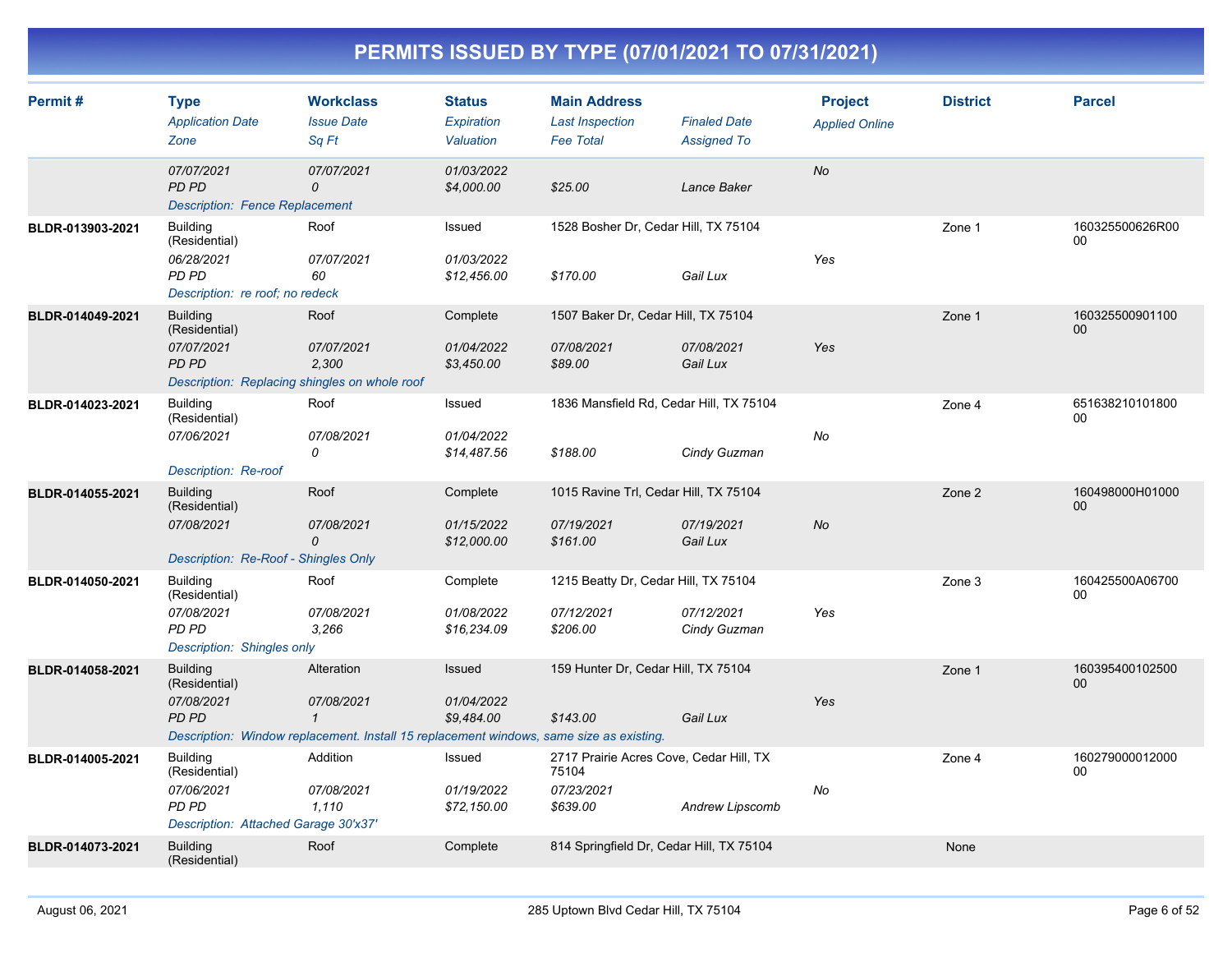# PERMITS ISSUED BY TYPE (07/01/2021 TO 07/31/2021)

| Permit # | Type<br>*Application Date*<br>*Zone* | Workclass<br>*Issue Date*<br>*Sq Ft* | Status<br>*Expiration*<br>*Valuation* | Main Address<br>*Last Inspection*<br>*Fee Total* | *Finaled Date*<br>*Assigned To* | Project<br>*Applied Online* | District | Parcel |
|---|---|---|---|---|---|---|---|---|
| | *07/07/2021*<br>*PD PD* | *07/07/2021*<br>*0* | *01/03/2022*<br>*$4,000.00* | <br>*$25.00* | <br>*Lance Baker* | *No* | | |
| | *Description: Fence Replacement* | | | | | | | |
| BLDR-013903-2021 | Building (Residential)<br>*06/28/2021*<br>*PD PD* | Roof<br>*07/07/2021*<br>*60* | Issued<br>*01/03/2022*<br>*$12,456.00* | 1528 Bosher Dr, Cedar Hill, TX 75104<br><br>*$170.00* | <br><br>*Gail Lux* | <br>*Yes* | Zone 1 | 160325500626R0000 |
| | *Description: re roof; no redeck* | | | | | | | |
| BLDR-014049-2021 | Building (Residential)<br>*07/07/2021*<br>*PD PD* | Roof<br>*07/07/2021*<br>*2,300* | Complete<br>*01/04/2022*<br>*$3,450.00* | 1507 Baker Dr, Cedar Hill, TX 75104<br>*07/08/2021*<br>*$89.00* | <br>*07/08/2021*<br>*Gail Lux* | <br>*Yes* | Zone 1 | 16032550090110000 |
| | *Description: Replacing shingles on whole roof* | | | | | | | |
| BLDR-014023-2021 | Building (Residential)<br>*07/06/2021* | Roof<br>*07/08/2021*<br>*0* | Issued<br>*01/04/2022*<br>*$14,487.56* | 1836 Mansfield Rd, Cedar Hill, TX 75104<br><br>*$188.00* | <br><br>*Cindy Guzman* | <br>*No* | Zone 4 | 65163821010180000 |
| | *Description: Re-roof* | | | | | | | |
| BLDR-014055-2021 | Building (Residential)<br>*07/08/2021* | Roof<br>*07/08/2021*<br>*0* | Complete<br>*01/15/2022*<br>*$12,000.00* | 1015 Ravine Trl, Cedar Hill, TX 75104<br>*07/19/2021*<br>*$161.00* | <br>*07/19/2021*<br>*Gail Lux* | <br>*No* | Zone 2 | 160498000H0100000 |
| | *Description: Re-Roof - Shingles Only* | | | | | | | |
| BLDR-014050-2021 | Building (Residential)<br>*07/08/2021*<br>*PD PD* | Roof<br>*07/08/2021*<br>*3,266* | Complete<br>*01/08/2022*<br>*$16,234.09* | 1215 Beatty Dr, Cedar Hill, TX 75104<br>*07/12/2021*<br>*$206.00* | <br>*07/12/2021*<br>*Cindy Guzman* | <br>*Yes* | Zone 3 | 160425500A0670000 |
| | *Description: Shingles only* | | | | | | | |
| BLDR-014058-2021 | Building (Residential)<br>*07/08/2021*<br>*PD PD* | Alteration<br>*07/08/2021*<br>*1* | Issued<br>*01/04/2022*<br>*$9,484.00* | 159 Hunter Dr, Cedar Hill, TX 75104<br><br>*$143.00* | <br><br>*Gail Lux* | <br>*Yes* | Zone 1 | 16039540010250000 |
| | *Description: Window replacement. Install 15 replacement windows, same size as existing.* | | | | | | | |
| BLDR-014005-2021 | Building (Residential)<br>*07/06/2021*<br>*PD PD* | Addition<br>*07/08/2021*<br>*1,110* | Issued<br>*01/19/2022*<br>*$72,150.00* | 2717 Prairie Acres Cove, Cedar Hill, TX 75104<br>*07/23/2021*<br>*$639.00* | <br><br>*Andrew Lipscomb* | <br>*No* | Zone 4 | 16027900001200000 |
| | *Description: Attached Garage 30'x37'* | | | | | | | |
| BLDR-014073-2021 | Building (Residential) | Roof | Complete | 814 Springfield Dr, Cedar Hill, TX 75104 | | | None | |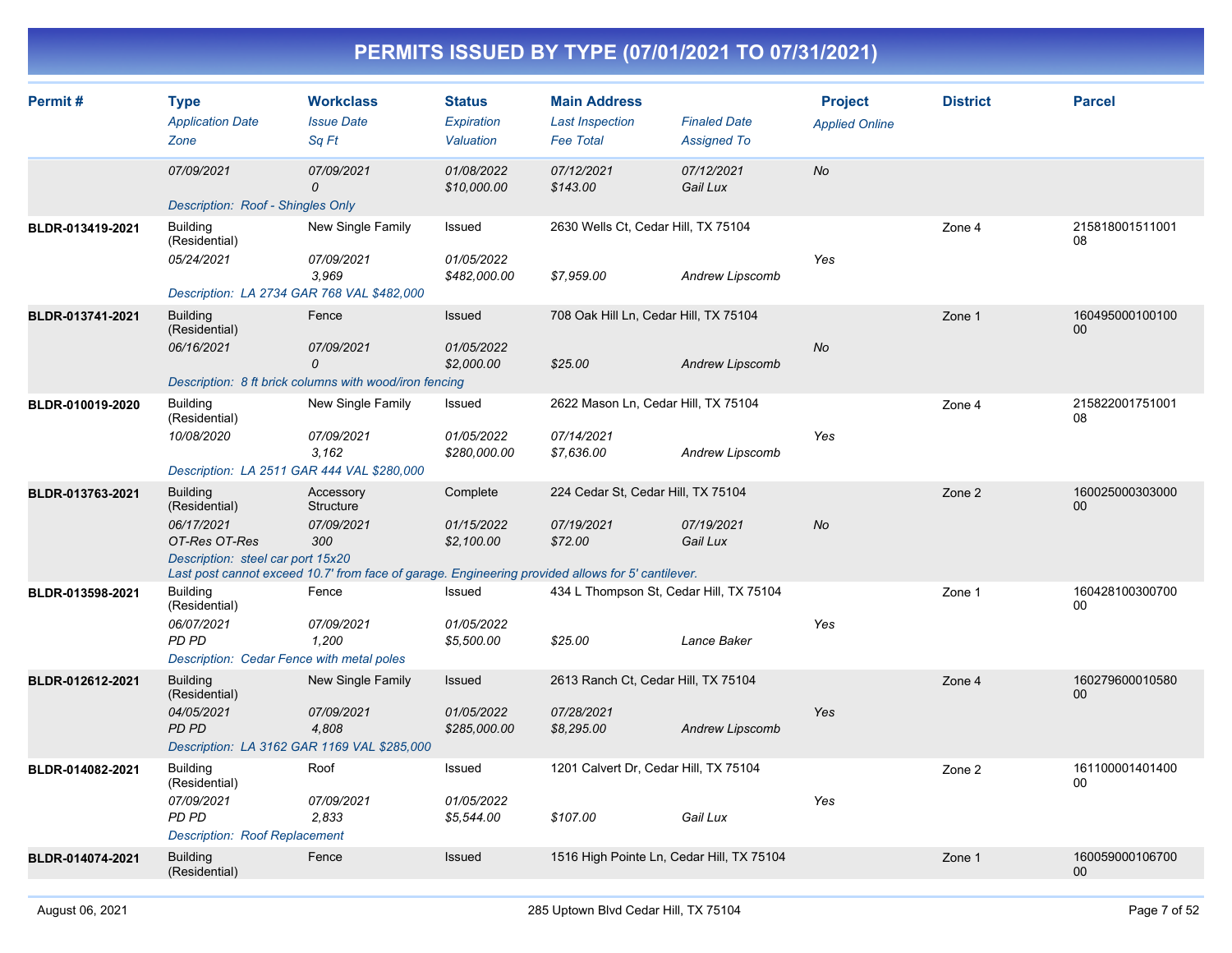# PERMITS ISSUED BY TYPE (07/01/2021 TO 07/31/2021)

| Permit # | Type / Application Date / Zone | Workclass / Issue Date / Sq Ft | Status / Expiration / Valuation | Main Address / Last Inspection / Fee Total | Finaled Date / Assigned To | Project / Applied Online | District | Parcel |
|---|---|---|---|---|---|---|---|---|
| | 07/09/2021 | 07/09/2021<br>0 | 01/08/2022<br>$10,000.00 | 07/12/2021<br>$143.00 | 07/12/2021<br>Gail Lux | No | | |
| | Description: Roof - Shingles Only | | | | | | | |
| BLDR-013419-2021 | Building (Residential)<br>05/24/2021 | New Single Family<br>07/09/2021<br>3,969 | Issued<br>01/05/2022<br>$482,000.00 | 2630 Wells Ct, Cedar Hill, TX 75104<br><br>$7,959.00 | Andrew Lipscomb | Yes | Zone 4 | 21581800151100108 |
| | Description: LA 2734 GAR 768 VAL $482,000 | | | | | | | |
| BLDR-013741-2021 | Building (Residential)<br>06/16/2021 | Fence<br>07/09/2021<br>0 | Issued<br>01/05/2022<br>$2,000.00 | 708 Oak Hill Ln, Cedar Hill, TX 75104<br><br>$25.00 | Andrew Lipscomb | No | Zone 1 | 16049500010010000 |
| | Description: 8 ft brick columns with wood/iron fencing | | | | | | | |
| BLDR-010019-2020 | Building (Residential)<br>10/08/2020 | New Single Family<br>07/09/2021<br>3,162 | Issued<br>01/05/2022<br>$280,000.00 | 2622 Mason Ln, Cedar Hill, TX 75104<br>07/14/2021<br>$7,636.00 | Andrew Lipscomb | Yes | Zone 4 | 21582200175100108 |
| | Description: LA 2511 GAR 444 VAL $280,000 | | | | | | | |
| BLDR-013763-2021 | Building (Residential)<br>06/17/2021<br>OT-Res OT-Res | Accessory Structure<br>07/09/2021<br>300 | Complete<br>01/15/2022<br>$2,100.00 | 224 Cedar St, Cedar Hill, TX 75104<br>07/19/2021<br>$72.00 | 07/19/2021<br>Gail Lux | No | Zone 2 | 16002500030300000 |
| | Description: steel car port 15x20<br>Last post cannot exceed 10.7' from face of garage. Engineering provided allows for 5' cantilever. | | | | | | | |
| BLDR-013598-2021 | Building (Residential)<br>06/07/2021<br>PD PD | Fence<br>07/09/2021<br>1,200 | Issued<br>01/05/2022<br>$5,500.00 | 434 L Thompson St, Cedar Hill, TX 75104<br><br>$25.00 | Lance Baker | Yes | Zone 1 | 16042810030070000 |
| | Description: Cedar Fence with metal poles | | | | | | | |
| BLDR-012612-2021 | Building (Residential)<br>04/05/2021<br>PD PD | New Single Family<br>07/09/2021<br>4,808 | Issued<br>01/05/2022<br>$285,000.00 | 2613 Ranch Ct, Cedar Hill, TX 75104<br>07/28/2021<br>$8,295.00 | Andrew Lipscomb | Yes | Zone 4 | 16027960001058000 |
| | Description: LA 3162 GAR 1169 VAL $285,000 | | | | | | | |
| BLDR-014082-2021 | Building (Residential)<br>07/09/2021<br>PD PD | Roof<br>07/09/2021<br>2,833 | Issued<br>01/05/2022<br>$5,544.00 | 1201 Calvert Dr, Cedar Hill, TX 75104<br><br>$107.00 | Gail Lux | Yes | Zone 2 | 16110000140140000 |
| | Description: Roof Replacement | | | | | | | |
| BLDR-014074-2021 | Building (Residential) | Fence | Issued | 1516 High Pointe Ln, Cedar Hill, TX 75104 | | | Zone 1 | 16005900010670000 |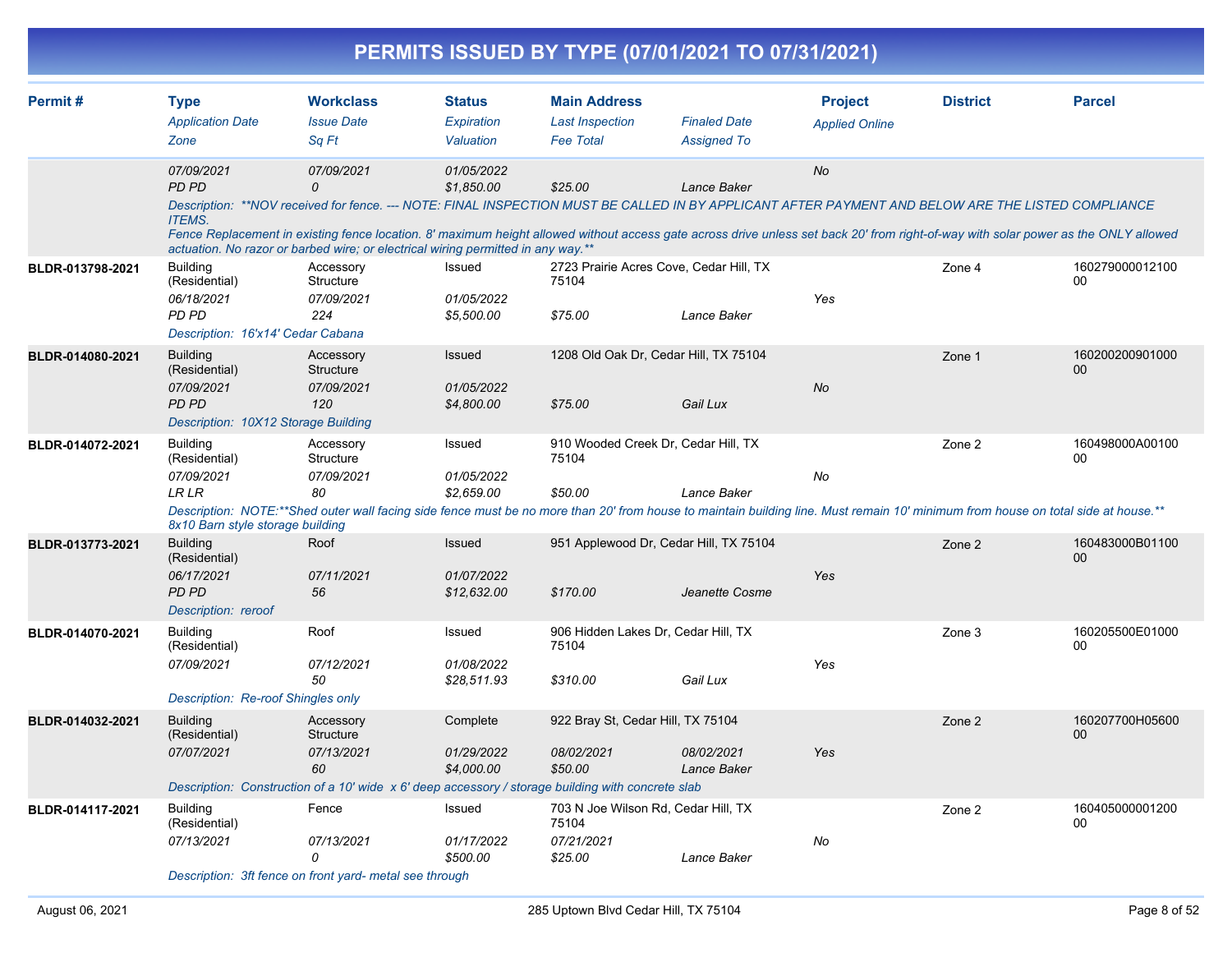# PERMITS ISSUED BY TYPE (07/01/2021 TO 07/31/2021)

| Permit # | Type<br>*Application Date*<br>*Zone* | Workclass<br>*Issue Date*<br>*Sq Ft* | Status<br>*Expiration*<br>*Valuation* | Main Address<br>*Last Inspection*<br>*Fee Total* | *Finaled Date*<br>*Assigned To* | Project<br>*Applied Online* | District | Parcel |
|---|---|---|---|---|---|---|---|---|
| | *07/09/2021*<br>*PD PD* | *07/09/2021*<br>*0* | *01/05/2022*<br>*$1,850.00* | <br>*$25.00* | <br>*Lance Baker* | *No* | | |
| | *Description: \*\*NOV received for fence. --- NOTE: FINAL INSPECTION MUST BE CALLED IN BY APPLICANT AFTER PAYMENT AND BELOW ARE THE LISTED COMPLIANCE ITEMS. Fence Replacement in existing fence location. 8' maximum height allowed without access gate across drive unless set back 20' from right-of-way with solar power as the ONLY allowed actuation. No razor or barbed wire; or electrical wiring permitted in any way.\*\** | | | | | | | |
| **BLDR-013798-2021** | Building (Residential)<br>*06/18/2021*<br>*PD PD* | Accessory Structure<br>*07/09/2021*<br>*224* | Issued<br>*01/05/2022*<br>*$5,500.00* | 2723 Prairie Acres Cove, Cedar Hill, TX 75104<br><br>*$75.00* | <br>*Lance Baker* | *Yes* | Zone 4 | 16027900001210000 |
| | *Description: 16'x14' Cedar Cabana* | | | | | | | |
| **BLDR-014080-2021** | Building (Residential)<br>*07/09/2021*<br>*PD PD* | Accessory Structure<br>*07/09/2021*<br>*120* | Issued<br>*01/05/2022*<br>*$4,800.00* | 1208 Old Oak Dr, Cedar Hill, TX 75104<br><br>*$75.00* | <br>*Gail Lux* | *No* | Zone 1 | 16020020090100000 |
| | *Description: 10X12 Storage Building* | | | | | | | |
| **BLDR-014072-2021** | Building (Residential)<br>*07/09/2021*<br>*LR LR* | Accessory Structure<br>*07/09/2021*<br>*80* | Issued<br>*01/05/2022*<br>*$2,659.00* | 910 Wooded Creek Dr, Cedar Hill, TX 75104<br><br>*$50.00* | <br>*Lance Baker* | *No* | Zone 2 | 160498000A0010000 |
| | *Description: NOTE:\*\*Shed outer wall facing side fence must be no more than 20' from house to maintain building line. Must remain 10' minimum from house on total side at house.\*\* 8x10 Barn style storage building* | | | | | | | |
| **BLDR-013773-2021** | Building (Residential)<br>*06/17/2021*<br>*PD PD* | Roof<br>*07/11/2021*<br>*56* | Issued<br>*01/07/2022*<br>*$12,632.00* | 951 Applewood Dr, Cedar Hill, TX 75104<br><br>*$170.00* | <br>*Jeanette Cosme* | *Yes* | Zone 2 | 160483000B0110000 |
| | *Description: reroof* | | | | | | | |
| **BLDR-014070-2021** | Building (Residential)<br>*07/09/2021* | Roof<br>*07/12/2021*<br>*50* | Issued<br>*01/08/2022*<br>*$28,511.93* | 906 Hidden Lakes Dr, Cedar Hill, TX 75104<br><br>*$310.00* | <br>*Gail Lux* | *Yes* | Zone 3 | 160205500E0100000 |
| | *Description: Re-roof Shingles only* | | | | | | | |
| **BLDR-014032-2021** | Building (Residential)<br>*07/07/2021* | Accessory Structure<br>*07/13/2021*<br>*60* | Complete<br>*01/29/2022*<br>*$4,000.00* | 922 Bray St, Cedar Hill, TX 75104<br>*08/02/2021*<br>*$50.00* | *08/02/2021*<br>*Lance Baker* | *Yes* | Zone 2 | 160207700H0560000 |
| | *Description: Construction of a 10' wide x 6' deep accessory / storage building with concrete slab* | | | | | | | |
| **BLDR-014117-2021** | Building (Residential)<br>*07/13/2021* | Fence<br>*07/13/2021*<br>*0* | Issued<br>*01/17/2022*<br>*$500.00* | 703 N Joe Wilson Rd, Cedar Hill, TX 75104<br>*07/21/2021*<br>*$25.00* | <br>*Lance Baker* | *No* | Zone 2 | 16040500000120000 |
| | *Description: 3ft fence on front yard- metal see through* | | | | | | | |

August 06, 2021 — 285 Uptown Blvd Cedar Hill, TX 75104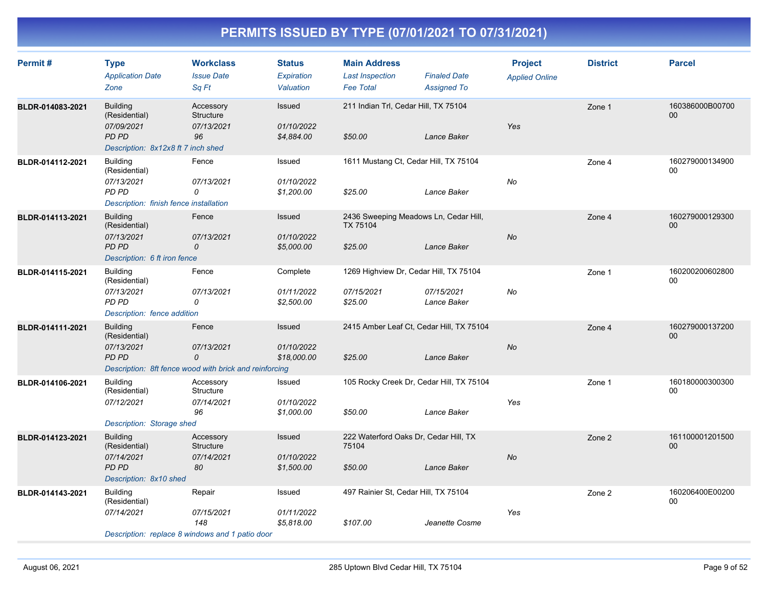# PERMITS ISSUED BY TYPE (07/01/2021 TO 07/31/2021)

| Permit # | Type<br>*Application Date*<br>*Zone* | Workclass<br>*Issue Date*<br>*Sq Ft* | Status<br>*Expiration*<br>*Valuation* | Main Address<br>*Last Inspection*<br>*Fee Total* | *Finaled Date*<br>*Assigned To* | Project<br>*Applied Online* | District | Parcel |
|---|---|---|---|---|---|---|---|---|
| **BLDR-014083-2021** | Building (Residential)<br>*07/09/2021*<br>*PD PD* | Accessory Structure<br>*07/13/2021*<br>*96* | Issued<br>*01/10/2022*<br>*$4,884.00* | 211 Indian Trl, Cedar Hill, TX 75104<br><br>*$50.00* | <br><br>*Lance Baker* | <br>*Yes* | Zone 1 | 160386000B0070000 |
| | *Description: 8x12x8 ft 7 inch shed* | | | | | | | |
| **BLDR-014112-2021** | Building (Residential)<br>*07/13/2021*<br>*PD PD* | Fence<br>*07/13/2021*<br>*0* | Issued<br>*01/10/2022*<br>*$1,200.00* | 1611 Mustang Ct, Cedar Hill, TX 75104<br><br>*$25.00* | <br><br>*Lance Baker* | <br>*No* | Zone 4 | 16027900013490000 |
| | *Description: finish fence installation* | | | | | | | |
| **BLDR-014113-2021** | Building (Residential)<br>*07/13/2021*<br>*PD PD* | Fence<br>*07/13/2021*<br>*0* | Issued<br>*01/10/2022*<br>*$5,000.00* | 2436 Sweeping Meadows Ln, Cedar Hill, TX 75104<br><br>*$25.00* | <br><br>*Lance Baker* | <br>*No* | Zone 4 | 16027900012930000 |
| | *Description: 6 ft iron fence* | | | | | | | |
| **BLDR-014115-2021** | Building (Residential)<br>*07/13/2021*<br>*PD PD* | Fence<br>*07/13/2021*<br>*0* | Complete<br>*01/11/2022*<br>*$2,500.00* | 1269 Highview Dr, Cedar Hill, TX 75104<br>*07/15/2021*<br>*$25.00* | <br>*07/15/2021*<br>*Lance Baker* | <br>*No* | Zone 1 | 16020020060280000 |
| | *Description: fence addition* | | | | | | | |
| **BLDR-014111-2021** | Building (Residential)<br>*07/13/2021*<br>*PD PD* | Fence<br>*07/13/2021*<br>*0* | Issued<br>*01/10/2022*<br>*$18,000.00* | 2415 Amber Leaf Ct, Cedar Hill, TX 75104<br><br>*$25.00* | <br><br>*Lance Baker* | <br>*No* | Zone 4 | 16027900013720000 |
| | *Description: 8ft fence wood with brick and reinforcing* | | | | | | | |
| **BLDR-014106-2021** | Building (Residential)<br>*07/12/2021* | Accessory Structure<br>*07/14/2021*<br>*96* | Issued<br>*01/10/2022*<br>*$1,000.00* | 105 Rocky Creek Dr, Cedar Hill, TX 75104<br><br>*$50.00* | <br><br>*Lance Baker* | <br>*Yes* | Zone 1 | 16018000030030000 |
| | *Description: Storage shed* | | | | | | | |
| **BLDR-014123-2021** | Building (Residential)<br>*07/14/2021*<br>*PD PD* | Accessory Structure<br>*07/14/2021*<br>*80* | Issued<br>*01/10/2022*<br>*$1,500.00* | 222 Waterford Oaks Dr, Cedar Hill, TX 75104<br><br>*$50.00* | <br><br>*Lance Baker* | <br>*No* | Zone 2 | 16110000120150000 |
| | *Description: 8x10 shed* | | | | | | | |
| **BLDR-014143-2021** | Building (Residential)<br>*07/14/2021* | Repair<br>*07/15/2021*<br>*148* | Issued<br>*01/11/2022*<br>*$5,818.00* | 497 Rainier St, Cedar Hill, TX 75104<br><br>*$107.00* | <br><br>*Jeanette Cosme* | <br>*Yes* | Zone 2 | 160206400E0020000 |
| | *Description: replace 8 windows and 1 patio door* | | | | | | | |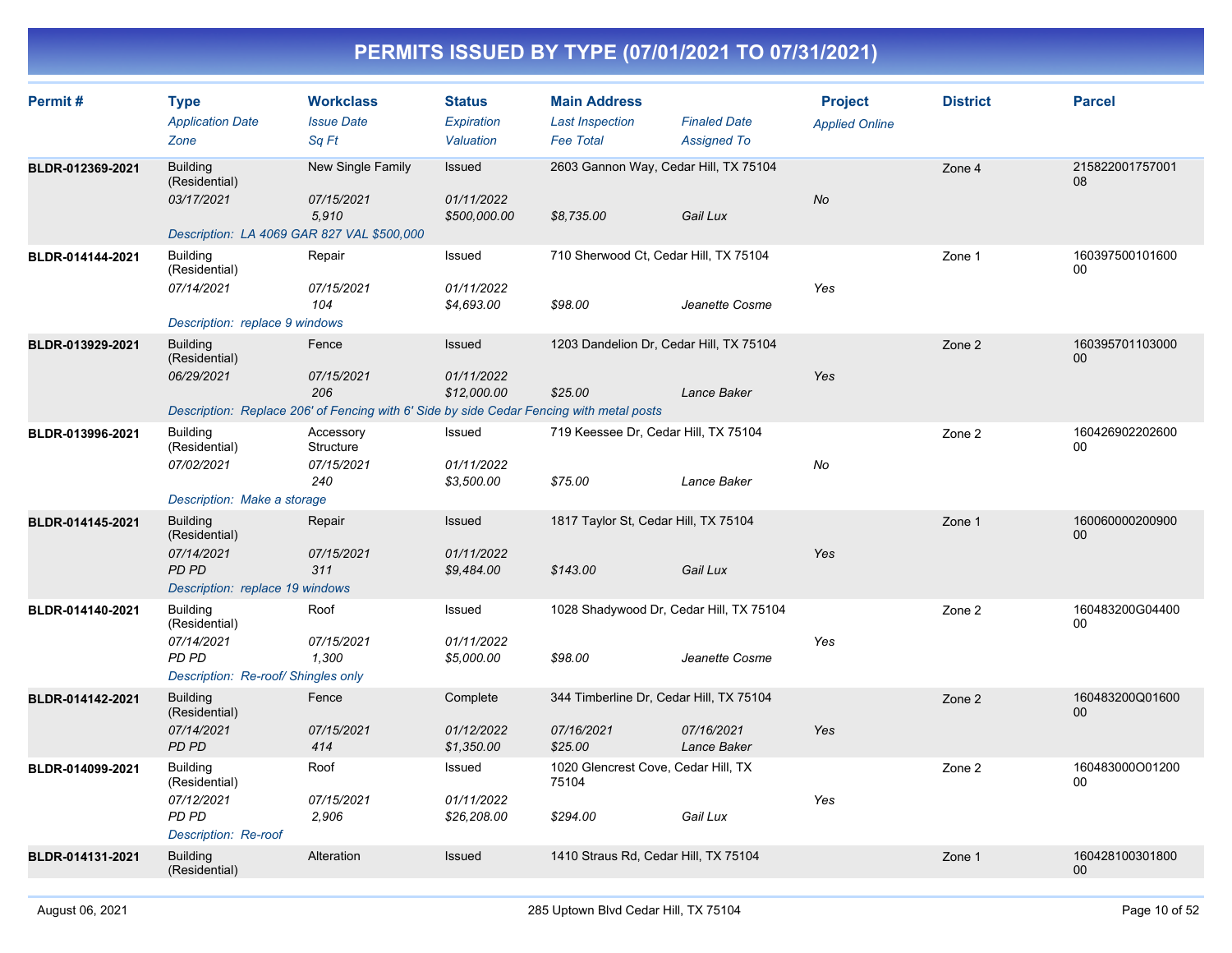# PERMITS ISSUED BY TYPE (07/01/2021 TO 07/31/2021)

| Permit # | Type | Workclass | Status | Main Address | | Project | District | Parcel |
|---|---|---|---|---|---|---|---|---|
| | *Application Date* | *Issue Date* | *Expiration* | *Last Inspection* | *Finaled Date* | *Applied Online* | | |
| | *Zone* | *Sq Ft* | *Valuation* | *Fee Total* | *Assigned To* | | | |
| **BLDR-012369-2021** | Building (Residential) | New Single Family | Issued | 2603 Gannon Way, Cedar Hill, TX 75104 | | | Zone 4 | 21582200175700108 |
| | *03/17/2021* | *07/15/2021* | *01/11/2022* | | | *No* | | |
| | | *5,910* | *$500,000.00* | *$8,735.00* | *Gail Lux* | | | |
| | *Description: LA 4069 GAR 827 VAL $500,000* | | | | | | | |
| **BLDR-014144-2021** | Building (Residential) | Repair | Issued | 710 Sherwood Ct, Cedar Hill, TX 75104 | | | Zone 1 | 16039750010160000 |
| | *07/14/2021* | *07/15/2021* | *01/11/2022* | | | *Yes* | | |
| | | *104* | *$4,693.00* | *$98.00* | *Jeanette Cosme* | | | |
| | *Description: replace 9 windows* | | | | | | | |
| **BLDR-013929-2021** | Building (Residential) | Fence | Issued | 1203 Dandelion Dr, Cedar Hill, TX 75104 | | | Zone 2 | 16039570110300000 |
| | *06/29/2021* | *07/15/2021* | *01/11/2022* | | | *Yes* | | |
| | | *206* | *$12,000.00* | *$25.00* | *Lance Baker* | | | |
| | *Description: Replace 206' of Fencing with 6' Side by side Cedar Fencing with metal posts* | | | | | | | |
| **BLDR-013996-2021** | Building (Residential) | Accessory Structure | Issued | 719 Keessee Dr, Cedar Hill, TX 75104 | | | Zone 2 | 16042690220260000 |
| | *07/02/2021* | *07/15/2021* | *01/11/2022* | | | *No* | | |
| | | *240* | *$3,500.00* | *$75.00* | *Lance Baker* | | | |
| | *Description: Make a storage* | | | | | | | |
| **BLDR-014145-2021** | Building (Residential) | Repair | Issued | 1817 Taylor St, Cedar Hill, TX 75104 | | | Zone 1 | 16006000020090000 |
| | *07/14/2021* | *07/15/2021* | *01/11/2022* | | | *Yes* | | |
| | *PD PD* | *311* | *$9,484.00* | *$143.00* | *Gail Lux* | | | |
| | *Description: replace 19 windows* | | | | | | | |
| **BLDR-014140-2021** | Building (Residential) | Roof | Issued | 1028 Shadywood Dr, Cedar Hill, TX 75104 | | | Zone 2 | 160483200G0440000 |
| | *07/14/2021* | *07/15/2021* | *01/11/2022* | | | *Yes* | | |
| | *PD PD* | *1,300* | *$5,000.00* | *$98.00* | *Jeanette Cosme* | | | |
| | *Description: Re-roof/ Shingles only* | | | | | | | |
| **BLDR-014142-2021** | Building (Residential) | Fence | Complete | 344 Timberline Dr, Cedar Hill, TX 75104 | | | Zone 2 | 160483200Q0160000 |
| | *07/14/2021* | *07/15/2021* | *01/12/2022* | *07/16/2021* | *07/16/2021* | *Yes* | | |
| | *PD PD* | *414* | *$1,350.00* | *$25.00* | *Lance Baker* | | | |
| **BLDR-014099-2021** | Building (Residential) | Roof | Issued | 1020 Glencrest Cove, Cedar Hill, TX 75104 | | | Zone 2 | 160483000O0120000 |
| | *07/12/2021* | *07/15/2021* | *01/11/2022* | | | *Yes* | | |
| | *PD PD* | *2,906* | *$26,208.00* | *$294.00* | *Gail Lux* | | | |
| | *Description: Re-roof* | | | | | | | |
| **BLDR-014131-2021** | Building (Residential) | Alteration | Issued | 1410 Straus Rd, Cedar Hill, TX 75104 | | | Zone 1 | 16042810030180000 |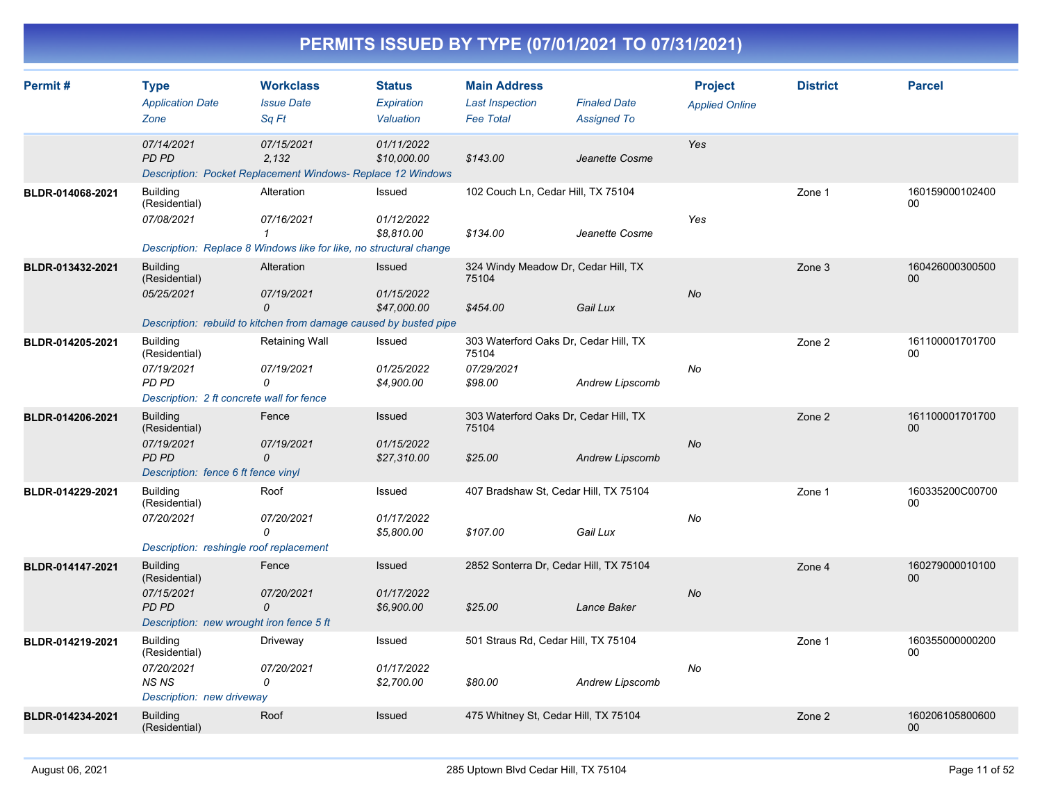# PERMITS ISSUED BY TYPE (07/01/2021 TO 07/31/2021)

| Permit # | Type / Application Date / Zone | Workclass / Issue Date / Sq Ft | Status / Expiration / Valuation | Main Address / Last Inspection / Fee Total | Finaled Date / Assigned To | Project / Applied Online | District | Parcel |
|---|---|---|---|---|---|---|---|---|
| | 07/14/2021 | 07/15/2021 | 01/11/2022 | | | Yes | | |
| | PD PD | 2,132 | $10,000.00 | $143.00 | Jeanette Cosme | | | |
| | Description: Pocket Replacement Windows- Replace 12 Windows | | | | | | | |
| BLDR-014068-2021 | Building (Residential) | Alteration | Issued | 102 Couch Ln, Cedar Hill, TX 75104 | | | Zone 1 | 16015900010240000 |
| | 07/08/2021 | 07/16/2021 | 01/12/2022 | | | Yes | | |
| | | 1 | $8,810.00 | $134.00 | Jeanette Cosme | | | |
| | Description: Replace 8 Windows like for like, no structural change | | | | | | | |
| BLDR-013432-2021 | Building (Residential) | Alteration | Issued | 324 Windy Meadow Dr, Cedar Hill, TX 75104 | | | Zone 3 | 16042600030050000 |
| | 05/25/2021 | 07/19/2021 | 01/15/2022 | | | No | | |
| | | 0 | $47,000.00 | $454.00 | Gail Lux | | | |
| | Description: rebuild to kitchen from damage caused by busted pipe | | | | | | | |
| BLDR-014205-2021 | Building (Residential) | Retaining Wall | Issued | 303 Waterford Oaks Dr, Cedar Hill, TX 75104 | | | Zone 2 | 16110000170170000 |
| | 07/19/2021 | 07/19/2021 | 01/25/2022 | 07/29/2021 | | No | | |
| | PD PD | 0 | $4,900.00 | $98.00 | Andrew Lipscomb | | | |
| | Description: 2 ft concrete wall for fence | | | | | | | |
| BLDR-014206-2021 | Building (Residential) | Fence | Issued | 303 Waterford Oaks Dr, Cedar Hill, TX 75104 | | | Zone 2 | 16110000170170000 |
| | 07/19/2021 | 07/19/2021 | 01/15/2022 | | | No | | |
| | PD PD | 0 | $27,310.00 | $25.00 | Andrew Lipscomb | | | |
| | Description: fence 6 ft fence vinyl | | | | | | | |
| BLDR-014229-2021 | Building (Residential) | Roof | Issued | 407 Bradshaw St, Cedar Hill, TX 75104 | | | Zone 1 | 160335200C0070000 |
| | 07/20/2021 | 07/20/2021 | 01/17/2022 | | | No | | |
| | | 0 | $5,800.00 | $107.00 | Gail Lux | | | |
| | Description: reshingle roof replacement | | | | | | | |
| BLDR-014147-2021 | Building (Residential) | Fence | Issued | 2852 Sonterra Dr, Cedar Hill, TX 75104 | | | Zone 4 | 16027900001010000 |
| | 07/15/2021 | 07/20/2021 | 01/17/2022 | | | No | | |
| | PD PD | 0 | $6,900.00 | $25.00 | Lance Baker | | | |
| | Description: new wrought iron fence 5 ft | | | | | | | |
| BLDR-014219-2021 | Building (Residential) | Driveway | Issued | 501 Straus Rd, Cedar Hill, TX 75104 | | | Zone 1 | 16035500000020000 |
| | 07/20/2021 | 07/20/2021 | 01/17/2022 | | | No | | |
| | NS NS | 0 | $2,700.00 | $80.00 | Andrew Lipscomb | | | |
| | Description: new driveway | | | | | | | |
| BLDR-014234-2021 | Building (Residential) | Roof | Issued | 475 Whitney St, Cedar Hill, TX 75104 | | | Zone 2 | 16020610580060000 |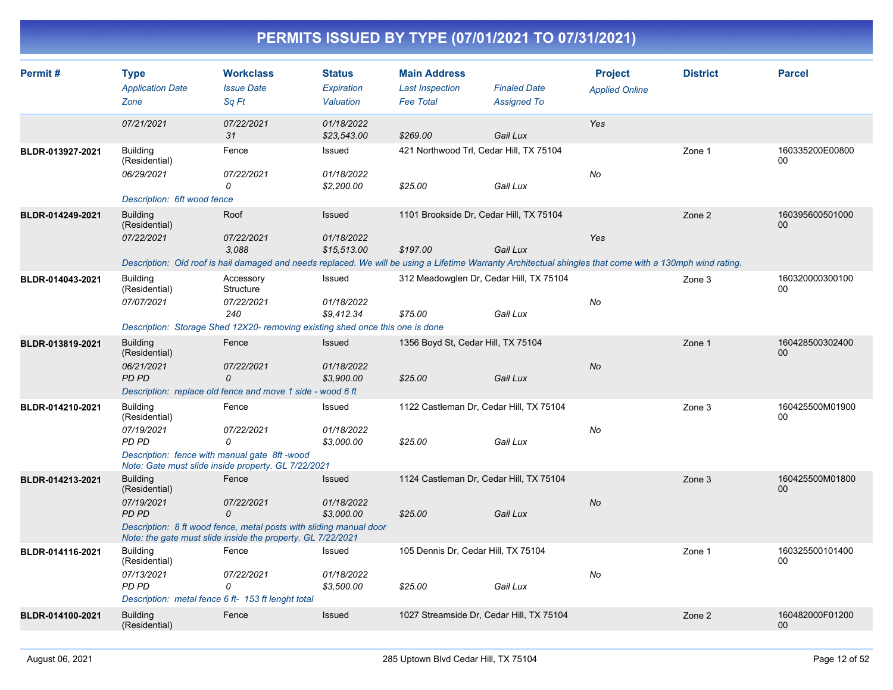# PERMITS ISSUED BY TYPE (07/01/2021 TO 07/31/2021)

| Permit # | Type / Application Date / Zone | Workclass / Issue Date / Sq Ft | Status / Expiration / Valuation | Main Address / Last Inspection / Fee Total | Finaled Date / Assigned To | Project / Applied Online | District | Parcel |
|---|---|---|---|---|---|---|---|---|
| | 07/21/2021 | 07/22/2021<br>31 | 01/18/2022<br>$23,543.00 | $269.00 | Gail Lux | Yes | | |
| BLDR-013927-2021 | Building (Residential)<br>06/29/2021 | Fence<br>07/22/2021<br>0 | Issued<br>01/18/2022<br>$2,200.00 | 421 Northwood Trl, Cedar Hill, TX 75104<br>$25.00 | Gail Lux | No | Zone 1 | 160335200E0080000 |
| | Description: 6ft wood fence | | | | | | | |
| BLDR-014249-2021 | Building (Residential)<br>07/22/2021 | Roof<br>07/22/2021<br>3,088 | Issued<br>01/18/2022<br>$15,513.00 | 1101 Brookside Dr, Cedar Hill, TX 75104<br>$197.00 | Gail Lux | Yes | Zone 2 | 16039560050100000 |
| | Description: Old roof is hail damaged and needs replaced. We will be using a Lifetime Warranty Architectual shingles that come with a 130mph wind rating. | | | | | | | |
| BLDR-014043-2021 | Building (Residential)<br>07/07/2021 | Accessory Structure<br>07/22/2021<br>240 | Issued<br>01/18/2022<br>$9,412.34 | 312 Meadowglen Dr, Cedar Hill, TX 75104<br>$75.00 | Gail Lux | No | Zone 3 | 16032000030010000 |
| | Description: Storage Shed 12X20- removing existing shed once this one is done | | | | | | | |
| BLDR-013819-2021 | Building (Residential)<br>06/21/2021<br>PD PD | Fence<br>07/22/2021<br>0 | Issued<br>01/18/2022<br>$3,900.00 | 1356 Boyd St, Cedar Hill, TX 75104<br>$25.00 | Gail Lux | No | Zone 1 | 16042850030240000 |
| | Description: replace old fence and move 1 side - wood 6 ft | | | | | | | |
| BLDR-014210-2021 | Building (Residential)<br>07/19/2021<br>PD PD | Fence<br>07/22/2021<br>0 | Issued<br>01/18/2022<br>$3,000.00 | 1122 Castleman Dr, Cedar Hill, TX 75104<br>$25.00 | Gail Lux | No | Zone 3 | 160425500M0190000 |
| | Description: fence with manual gate 8ft -wood<br>Note: Gate must slide inside property. GL 7/22/2021 | | | | | | | |
| BLDR-014213-2021 | Building (Residential)<br>07/19/2021<br>PD PD | Fence<br>07/22/2021<br>0 | Issued<br>01/18/2022<br>$3,000.00 | 1124 Castleman Dr, Cedar Hill, TX 75104<br>$25.00 | Gail Lux | No | Zone 3 | 160425500M0180000 |
| | Description: 8 ft wood fence, metal posts with sliding manual door<br>Note: the gate must slide inside the property. GL 7/22/2021 | | | | | | | |
| BLDR-014116-2021 | Building (Residential)<br>07/13/2021<br>PD PD | Fence<br>07/22/2021<br>0 | Issued<br>01/18/2022<br>$3,500.00 | 105 Dennis Dr, Cedar Hill, TX 75104<br>$25.00 | Gail Lux | No | Zone 1 | 16032550010140000 |
| | Description: metal fence 6 ft- 153 ft lenght total | | | | | | | |
| BLDR-014100-2021 | Building (Residential) | Fence | Issued | 1027 Streamside Dr, Cedar Hill, TX 75104 | | | Zone 2 | 160482000F0120000 |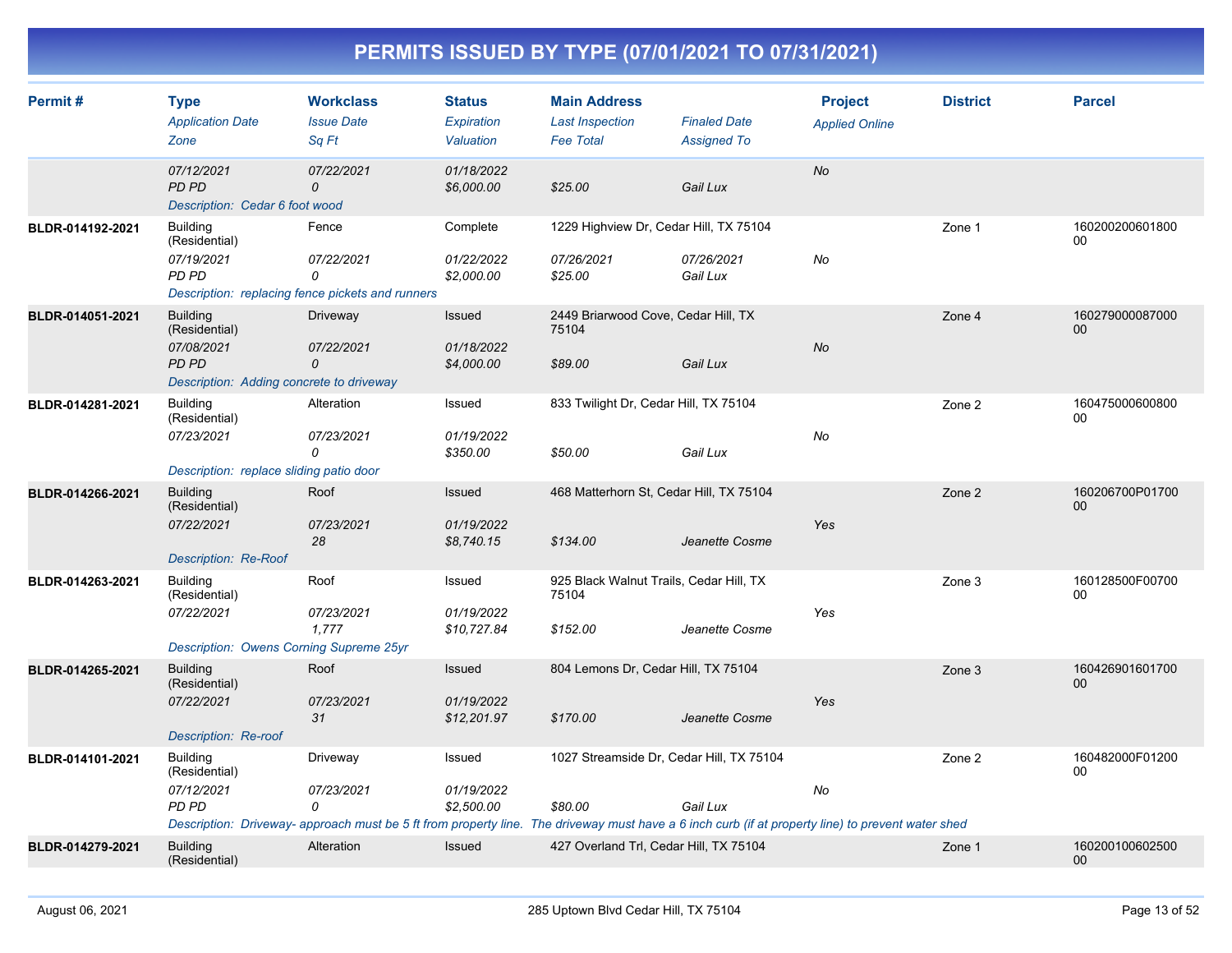# PERMITS ISSUED BY TYPE (07/01/2021 TO 07/31/2021)

| Permit # | Type / Application Date / Zone | Workclass / Issue Date / Sq Ft | Status / Expiration / Valuation | Main Address / Last Inspection / Fee Total | Finaled Date / Assigned To | Project / Applied Online | District | Parcel |
|---|---|---|---|---|---|---|---|---|
| | 07/12/2021<br>PD PD | 07/22/2021<br>0 | 01/18/2022<br>$6,000.00 | <br>$25.00 | <br>Gail Lux | No | | |
| | Description: Cedar 6 foot wood | | | | | | | |
| BLDR-014192-2021 | Building (Residential)<br>07/19/2021<br>PD PD | Fence<br>07/22/2021<br>0 | Complete<br>01/22/2022<br>$2,000.00 | 1229 Highview Dr, Cedar Hill, TX 75104<br>07/26/2021<br>$25.00 | <br>07/26/2021<br>Gail Lux | <br>No | Zone 1 | 16020020060180000 |
| | Description: replacing fence pickets and runners | | | | | | | |
| BLDR-014051-2021 | Building (Residential)<br>07/08/2021<br>PD PD | Driveway<br>07/22/2021<br>0 | Issued<br>01/18/2022<br>$4,000.00 | 2449 Briarwood Cove, Cedar Hill, TX 75104<br><br>$89.00 | <br><br>Gail Lux | <br>No | Zone 4 | 16027900008700000 |
| | Description: Adding concrete to driveway | | | | | | | |
| BLDR-014281-2021 | Building (Residential)<br>07/23/2021 | Alteration<br>07/23/2021<br>0 | Issued<br>01/19/2022<br>$350.00 | 833 Twilight Dr, Cedar Hill, TX 75104<br><br>$50.00 | <br><br>Gail Lux | <br>No | Zone 2 | 16047500060080000 |
| | Description: replace sliding patio door | | | | | | | |
| BLDR-014266-2021 | Building (Residential)<br>07/22/2021 | Roof<br>07/23/2021<br>28 | Issued<br>01/19/2022<br>$8,740.15 | 468 Matterhorn St, Cedar Hill, TX 75104<br><br>$134.00 | <br><br>Jeanette Cosme | <br>Yes | Zone 2 | 160206700P0170000 |
| | Description: Re-Roof | | | | | | | |
| BLDR-014263-2021 | Building (Residential)<br>07/22/2021 | Roof<br>07/23/2021<br>1,777 | Issued<br>01/19/2022<br>$10,727.84 | 925 Black Walnut Trails, Cedar Hill, TX 75104<br><br>$152.00 | <br><br>Jeanette Cosme | <br>Yes | Zone 3 | 160128500F0070000 |
| | Description: Owens Corning Supreme 25yr | | | | | | | |
| BLDR-014265-2021 | Building (Residential)<br>07/22/2021 | Roof<br>07/23/2021<br>31 | Issued<br>01/19/2022<br>$12,201.97 | 804 Lemons Dr, Cedar Hill, TX 75104<br><br>$170.00 | <br><br>Jeanette Cosme | <br>Yes | Zone 3 | 16042690160170000 |
| | Description: Re-roof | | | | | | | |
| BLDR-014101-2021 | Building (Residential)<br>07/12/2021<br>PD PD | Driveway<br>07/23/2021<br>0 | Issued<br>01/19/2022<br>$2,500.00 | 1027 Streamside Dr, Cedar Hill, TX 75104<br><br>$80.00 | <br><br>Gail Lux | <br>No | Zone 2 | 160482000F0120000 |
| | Description: Driveway- approach must be 5 ft from property line. The driveway must have a 6 inch curb (if at property line) to prevent water shed | | | | | | | |
| BLDR-014279-2021 | Building (Residential) | Alteration | Issued | 427 Overland Trl, Cedar Hill, TX 75104 | | | Zone 1 | 16020010060250000 |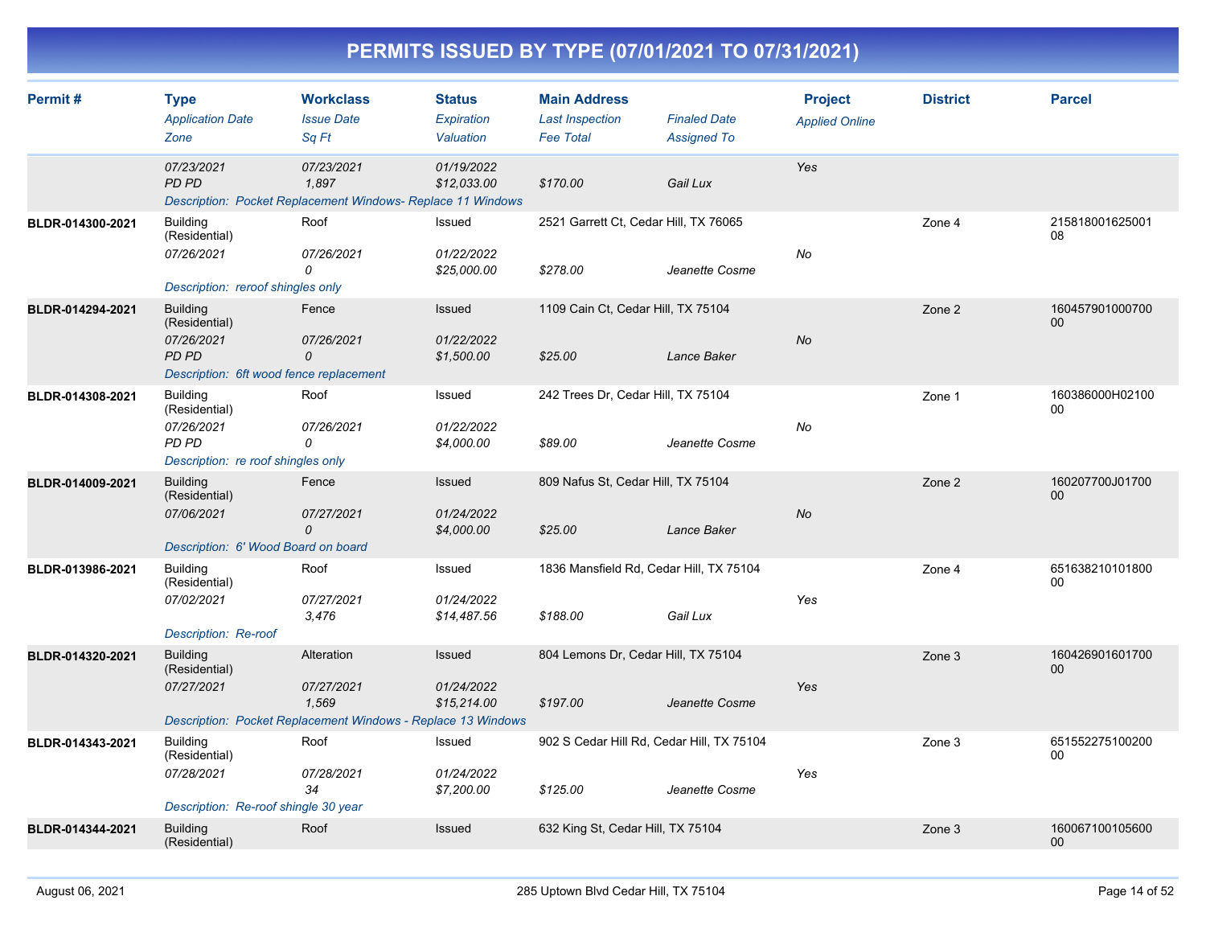# PERMITS ISSUED BY TYPE (07/01/2021 TO 07/31/2021)

| Permit # | Type / Application Date / Zone | Workclass / Issue Date / Sq Ft | Status / Expiration / Valuation | Main Address / Last Inspection / Fee Total | Finaled Date / Assigned To | Project / Applied Online | District | Parcel |
|---|---|---|---|---|---|---|---|---|
| | 07/23/2021<br>PD PD | 07/23/2021<br>1,897 | 01/19/2022<br>$12,033.00 | $170.00 | Gail Lux | Yes | | |
| | Description: Pocket Replacement Windows- Replace 11 Windows | | | | | | | |
| BLDR-014300-2021 | Building (Residential)<br>07/26/2021 | Roof<br>07/26/2021<br>0 | Issued<br>01/22/2022<br>$25,000.00 | 2521 Garrett Ct, Cedar Hill, TX 76065<br>$278.00 | Jeanette Cosme | No | Zone 4 | 21581800162500108 |
| | Description: reroof shingles only | | | | | | | |
| BLDR-014294-2021 | Building (Residential)<br>07/26/2021<br>PD PD | Fence<br>07/26/2021<br>0 | Issued<br>01/22/2022<br>$1,500.00 | 1109 Cain Ct, Cedar Hill, TX 75104<br>$25.00 | Lance Baker | No | Zone 2 | 16045790100070000 |
| | Description: 6ft wood fence replacement | | | | | | | |
| BLDR-014308-2021 | Building (Residential)<br>07/26/2021<br>PD PD | Roof<br>07/26/2021<br>0 | Issued<br>01/22/2022<br>$4,000.00 | 242 Trees Dr, Cedar Hill, TX 75104<br>$89.00 | Jeanette Cosme | No | Zone 1 | 160386000H0210000 |
| | Description: re roof shingles only | | | | | | | |
| BLDR-014009-2021 | Building (Residential)<br>07/06/2021 | Fence<br>07/27/2021<br>0 | Issued<br>01/24/2022<br>$4,000.00 | 809 Nafus St, Cedar Hill, TX 75104<br>$25.00 | Lance Baker | No | Zone 2 | 160207700J0170000 |
| | Description: 6' Wood Board on board | | | | | | | |
| BLDR-013986-2021 | Building (Residential)<br>07/02/2021 | Roof<br>07/27/2021<br>3,476 | Issued<br>01/24/2022<br>$14,487.56 | 1836 Mansfield Rd, Cedar Hill, TX 75104<br>$188.00 | Gail Lux | Yes | Zone 4 | 65163821010180000 |
| | Description: Re-roof | | | | | | | |
| BLDR-014320-2021 | Building (Residential)<br>07/27/2021 | Alteration<br>07/27/2021<br>1,569 | Issued<br>01/24/2022<br>$15,214.00 | 804 Lemons Dr, Cedar Hill, TX 75104<br>$197.00 | Jeanette Cosme | Yes | Zone 3 | 16042690160170000 |
| | Description: Pocket Replacement Windows - Replace 13 Windows | | | | | | | |
| BLDR-014343-2021 | Building (Residential)<br>07/28/2021 | Roof<br>07/28/2021<br>34 | Issued<br>01/24/2022<br>$7,200.00 | 902 S Cedar Hill Rd, Cedar Hill, TX 75104<br>$125.00 | Jeanette Cosme | Yes | Zone 3 | 65155227510020000 |
| | Description: Re-roof shingle 30 year | | | | | | | |
| BLDR-014344-2021 | Building (Residential) | Roof | Issued | 632 King St, Cedar Hill, TX 75104 | | | Zone 3 | 16006710010560000 |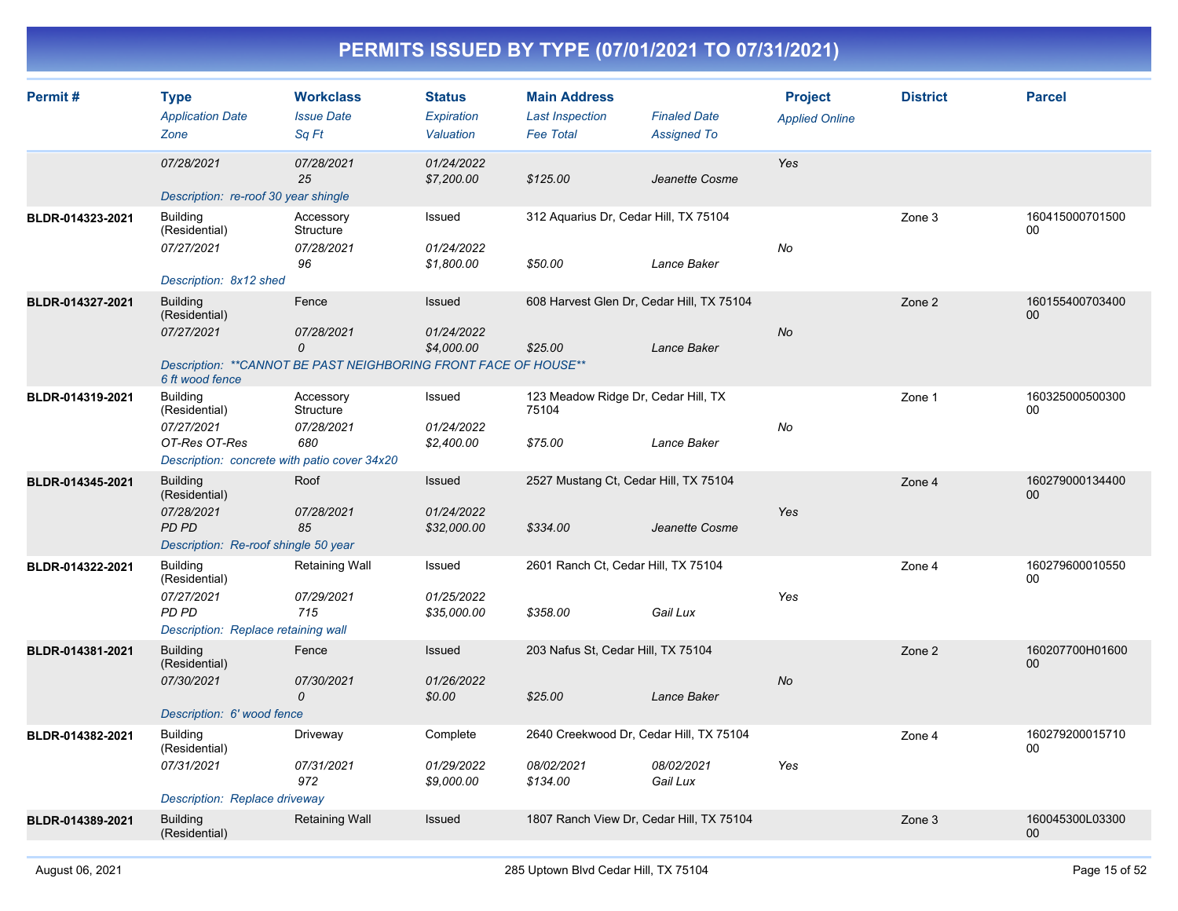# PERMITS ISSUED BY TYPE (07/01/2021 TO 07/31/2021)

| Permit # | Type / Application Date / Zone | Workclass / Issue Date / Sq Ft | Status / Expiration / Valuation | Main Address / Last Inspection / Fee Total | Finaled Date / Assigned To | Project / Applied Online | District | Parcel |
|---|---|---|---|---|---|---|---|---|
| | 07/28/2021 | 07/28/2021<br>25 | 01/24/2022<br>$7,200.00 | $125.00 | Jeanette Cosme | Yes | | |
| | Description: re-roof 30 year shingle | | | | | | | |
| BLDR-014323-2021 | Building (Residential)<br>07/27/2021 | Accessory Structure<br>07/28/2021<br>96 | Issued<br>01/24/2022<br>$1,800.00 | 312 Aquarius Dr, Cedar Hill, TX 75104<br>$50.00 | Lance Baker | No | Zone 3 | 16041500070150000 |
| | Description: 8x12 shed | | | | | | | |
| BLDR-014327-2021 | Building (Residential)<br>07/27/2021 | Fence<br>07/28/2021<br>0 | Issued<br>01/24/2022<br>$4,000.00 | 608 Harvest Glen Dr, Cedar Hill, TX 75104<br>$25.00 | Lance Baker | No | Zone 2 | 16015540070340000 |
| | Description: **CANNOT BE PAST NEIGHBORING FRONT FACE OF HOUSE** 6 ft wood fence | | | | | | | |
| BLDR-014319-2021 | Building (Residential)<br>07/27/2021<br>OT-Res OT-Res | Accessory Structure<br>07/28/2021<br>680 | Issued<br>01/24/2022<br>$2,400.00 | 123 Meadow Ridge Dr, Cedar Hill, TX 75104<br>$75.00 | Lance Baker | No | Zone 1 | 16032500050030000 |
| | Description: concrete with patio cover 34x20 | | | | | | | |
| BLDR-014345-2021 | Building (Residential)<br>07/28/2021<br>PD PD | Roof<br>07/28/2021<br>85 | Issued<br>01/24/2022<br>$32,000.00 | 2527 Mustang Ct, Cedar Hill, TX 75104<br>$334.00 | Jeanette Cosme | Yes | Zone 4 | 16027900013440000 |
| | Description: Re-roof shingle 50 year | | | | | | | |
| BLDR-014322-2021 | Building (Residential)<br>07/27/2021<br>PD PD | Retaining Wall<br>07/29/2021<br>715 | Issued<br>01/25/2022<br>$35,000.00 | 2601 Ranch Ct, Cedar Hill, TX 75104<br>$358.00 | Gail Lux | Yes | Zone 4 | 16027960001055000 |
| | Description: Replace retaining wall | | | | | | | |
| BLDR-014381-2021 | Building (Residential)<br>07/30/2021 | Fence<br>07/30/2021<br>0 | Issued<br>01/26/2022<br>$0.00 | 203 Nafus St, Cedar Hill, TX 75104<br>$25.00 | Lance Baker | No | Zone 2 | 160207700H0160000 |
| | Description: 6' wood fence | | | | | | | |
| BLDR-014382-2021 | Building (Residential)<br>07/31/2021 | Driveway<br>07/31/2021<br>972 | Complete<br>01/29/2022<br>$9,000.00 | 2640 Creekwood Dr, Cedar Hill, TX 75104<br>08/02/2021<br>$134.00 | 08/02/2021<br>Gail Lux | Yes | Zone 4 | 16027920001571000 |
| | Description: Replace driveway | | | | | | | |
| BLDR-014389-2021 | Building (Residential) | Retaining Wall | Issued | 1807 Ranch View Dr, Cedar Hill, TX 75104 | | | Zone 3 | 160045300L0330000 |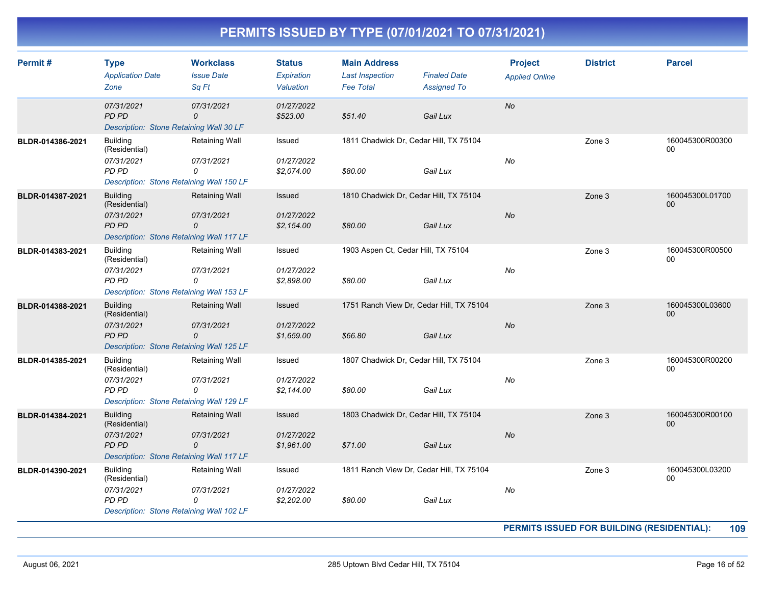# PERMITS ISSUED BY TYPE (07/01/2021 TO 07/31/2021)

| Permit # | Type | Workclass | Status | Main Address | | Project | District | Parcel |
|---|---|---|---|---|---|---|---|---|
| | *Application Date* | *Issue Date* | *Expiration* | *Last Inspection* | *Finaled Date* | *Applied Online* | | |
| | *Zone* | *Sq Ft* | *Valuation* | *Fee Total* | *Assigned To* | | | |
| | *07/31/2021* | *07/31/2021* | *01/27/2022* | | | *No* | | |
| | *PD PD* | *0* | *$523.00* | *$51.40* | *Gail Lux* | | | |
| | *Description: Stone Retaining Wall 30 LF* | | | | | | | |
| BLDR-014386-2021 | Building (Residential) | Retaining Wall | Issued | 1811 Chadwick Dr, Cedar Hill, TX 75104 | | | Zone 3 | 160045300R0030000 |
| | *07/31/2021* | *07/31/2021* | *01/27/2022* | | | *No* | | |
| | *PD PD* | *0* | *$2,074.00* | *$80.00* | *Gail Lux* | | | |
| | *Description: Stone Retaining Wall 150 LF* | | | | | | | |
| BLDR-014387-2021 | Building (Residential) | Retaining Wall | Issued | 1810 Chadwick Dr, Cedar Hill, TX 75104 | | | Zone 3 | 160045300L0170000 |
| | *07/31/2021* | *07/31/2021* | *01/27/2022* | | | *No* | | |
| | *PD PD* | *0* | *$2,154.00* | *$80.00* | *Gail Lux* | | | |
| | *Description: Stone Retaining Wall 117 LF* | | | | | | | |
| BLDR-014383-2021 | Building (Residential) | Retaining Wall | Issued | 1903 Aspen Ct, Cedar Hill, TX 75104 | | | Zone 3 | 160045300R0050000 |
| | *07/31/2021* | *07/31/2021* | *01/27/2022* | | | *No* | | |
| | *PD PD* | *0* | *$2,898.00* | *$80.00* | *Gail Lux* | | | |
| | *Description: Stone Retaining Wall 153 LF* | | | | | | | |
| BLDR-014388-2021 | Building (Residential) | Retaining Wall | Issued | 1751 Ranch View Dr, Cedar Hill, TX 75104 | | | Zone 3 | 160045300L0360000 |
| | *07/31/2021* | *07/31/2021* | *01/27/2022* | | | *No* | | |
| | *PD PD* | *0* | *$1,659.00* | *$66.80* | *Gail Lux* | | | |
| | *Description: Stone Retaining Wall 125 LF* | | | | | | | |
| BLDR-014385-2021 | Building (Residential) | Retaining Wall | Issued | 1807 Chadwick Dr, Cedar Hill, TX 75104 | | | Zone 3 | 160045300R0020000 |
| | *07/31/2021* | *07/31/2021* | *01/27/2022* | | | *No* | | |
| | *PD PD* | *0* | *$2,144.00* | *$80.00* | *Gail Lux* | | | |
| | *Description: Stone Retaining Wall 129 LF* | | | | | | | |
| BLDR-014384-2021 | Building (Residential) | Retaining Wall | Issued | 1803 Chadwick Dr, Cedar Hill, TX 75104 | | | Zone 3 | 160045300R0010000 |
| | *07/31/2021* | *07/31/2021* | *01/27/2022* | | | *No* | | |
| | *PD PD* | *0* | *$1,961.00* | *$71.00* | *Gail Lux* | | | |
| | *Description: Stone Retaining Wall 117 LF* | | | | | | | |
| BLDR-014390-2021 | Building (Residential) | Retaining Wall | Issued | 1811 Ranch View Dr, Cedar Hill, TX 75104 | | | Zone 3 | 160045300L0320000 |
| | *07/31/2021* | *07/31/2021* | *01/27/2022* | | | *No* | | |
| | *PD PD* | *0* | *$2,202.00* | *$80.00* | *Gail Lux* | | | |
| | *Description: Stone Retaining Wall 102 LF* | | | | | | | |

**PERMITS ISSUED FOR BUILDING (RESIDENTIAL): 109**

August 06, 2021 — 285 Uptown Blvd Cedar Hill, TX 75104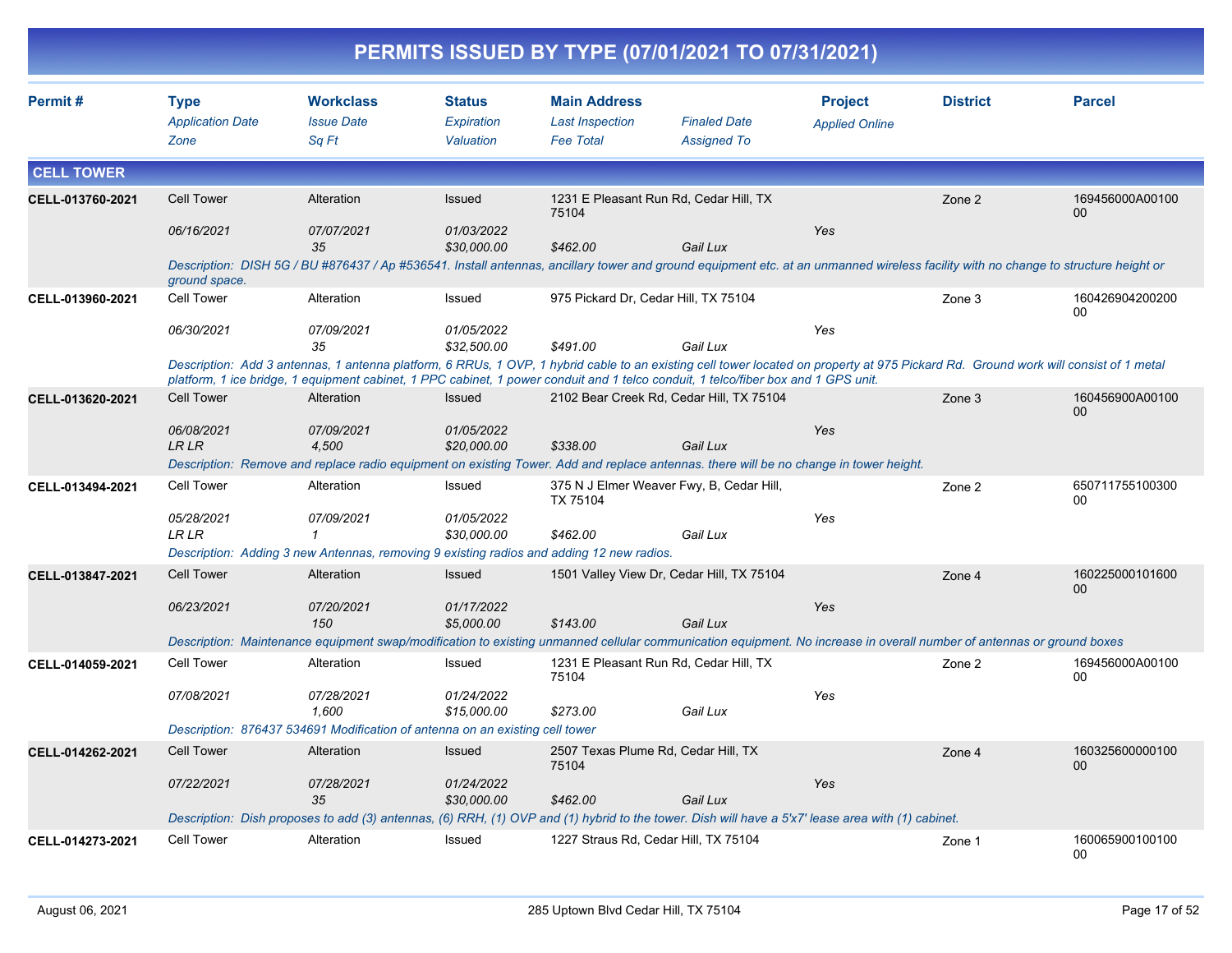# PERMITS ISSUED BY TYPE (07/01/2021 TO 07/31/2021)

| Permit # | Type / Application Date / Zone | Workclass / Issue Date / Sq Ft | Status / Expiration / Valuation | Main Address / Last Inspection / Fee Total | Finaled Date / Assigned To | Project / Applied Online | District | Parcel |
|---|---|---|---|---|---|---|---|---|

## CELL TOWER

| Permit # | Type / Application Date / Zone | Workclass / Issue Date / Sq Ft | Status / Expiration / Valuation | Main Address / Last Inspection / Fee Total | Finaled Date / Assigned To | Project / Applied Online | District | Parcel |
|---|---|---|---|---|---|---|---|---|
| CELL-013760-2021 | Cell Tower | Alteration | Issued | 1231 E Pleasant Run Rd, Cedar Hill, TX 75104 | | | Zone 2 | 169456000A0010000 |
| | 06/16/2021 | 07/07/2021 | 01/03/2022 | | | Yes | | |
| | | 35 | $30,000.00 | $462.00 | Gail Lux | | | |
| | Description: DISH 5G / BU #876437 / Ap #536541. Install antennas, ancillary tower and ground equipment etc. at an unmanned wireless facility with no change to structure height or ground space. | | | | | | | |
| CELL-013960-2021 | Cell Tower | Alteration | Issued | 975 Pickard Dr, Cedar Hill, TX 75104 | | | Zone 3 | 16042690420020000 |
| | 06/30/2021 | 07/09/2021 | 01/05/2022 | | | Yes | | |
| | | 35 | $32,500.00 | $491.00 | Gail Lux | | | |
| | Description: Add 3 antennas, 1 antenna platform, 6 RRUs, 1 OVP, 1 hybrid cable to an existing cell tower located on property at 975 Pickard Rd. Ground work will consist of 1 metal platform, 1 ice bridge, 1 equipment cabinet, 1 PPC cabinet, 1 power conduit and 1 telco conduit, 1 telco/fiber box and 1 GPS unit. | | | | | | | |
| CELL-013620-2021 | Cell Tower | Alteration | Issued | 2102 Bear Creek Rd, Cedar Hill, TX 75104 | | | Zone 3 | 160456900A0010000 |
| | 06/08/2021 | 07/09/2021 | 01/05/2022 | | | Yes | | |
| | LR LR | 4,500 | $20,000.00 | $338.00 | Gail Lux | | | |
| | Description: Remove and replace radio equipment on existing Tower. Add and replace antennas. there will be no change in tower height. | | | | | | | |
| CELL-013494-2021 | Cell Tower | Alteration | Issued | 375 N J Elmer Weaver Fwy, B, Cedar Hill, TX 75104 | | | Zone 2 | 65071175510030000 |
| | 05/28/2021 | 07/09/2021 | 01/05/2022 | | | Yes | | |
| | LR LR | 1 | $30,000.00 | $462.00 | Gail Lux | | | |
| | Description: Adding 3 new Antennas, removing 9 existing radios and adding 12 new radios. | | | | | | | |
| CELL-013847-2021 | Cell Tower | Alteration | Issued | 1501 Valley View Dr, Cedar Hill, TX 75104 | | | Zone 4 | 16022500010160000 |
| | 06/23/2021 | 07/20/2021 | 01/17/2022 | | | Yes | | |
| | | 150 | $5,000.00 | $143.00 | Gail Lux | | | |
| | Description: Maintenance equipment swap/modification to existing unmanned cellular communication equipment. No increase in overall number of antennas or ground boxes | | | | | | | |
| CELL-014059-2021 | Cell Tower | Alteration | Issued | 1231 E Pleasant Run Rd, Cedar Hill, TX 75104 | | | Zone 2 | 169456000A0010000 |
| | 07/08/2021 | 07/28/2021 | 01/24/2022 | | | Yes | | |
| | | 1,600 | $15,000.00 | $273.00 | Gail Lux | | | |
| | Description: 876437 534691 Modification of antenna on an existing cell tower | | | | | | | |
| CELL-014262-2021 | Cell Tower | Alteration | Issued | 2507 Texas Plume Rd, Cedar Hill, TX 75104 | | | Zone 4 | 16032560000010000 |
| | 07/22/2021 | 07/28/2021 | 01/24/2022 | | | Yes | | |
| | | 35 | $30,000.00 | $462.00 | Gail Lux | | | |
| | Description: Dish proposes to add (3) antennas, (6) RRH, (1) OVP and (1) hybrid to the tower. Dish will have a 5'x7' lease area with (1) cabinet. | | | | | | | |
| CELL-014273-2021 | Cell Tower | Alteration | Issued | 1227 Straus Rd, Cedar Hill, TX 75104 | | | Zone 1 | 16006590010010000 |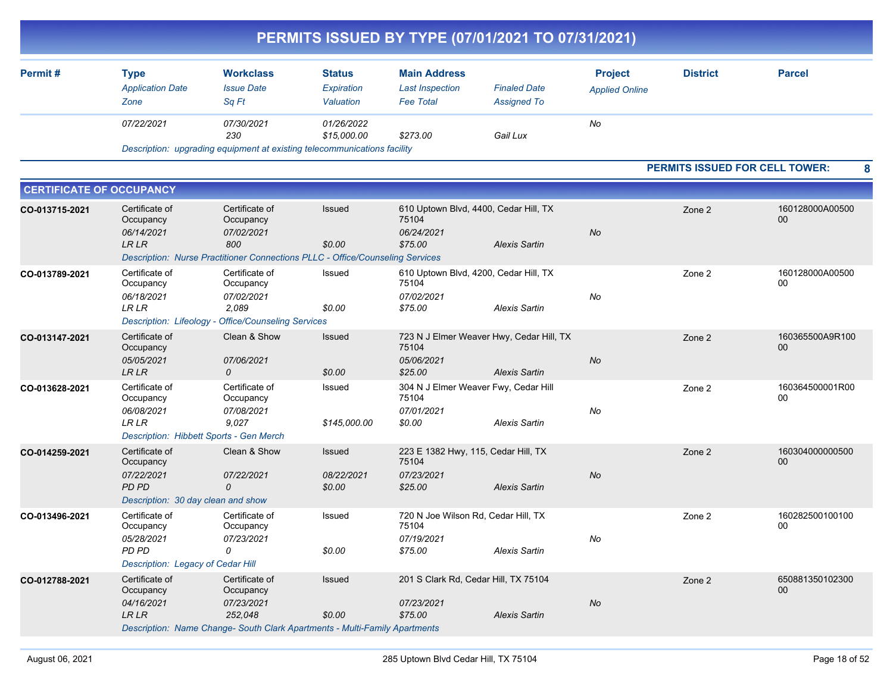# PERMITS ISSUED BY TYPE (07/01/2021 TO 07/31/2021)

| Permit # | Type / Application Date / Zone | Workclass / Issue Date / Sq Ft | Status / Expiration / Valuation | Main Address / Last Inspection / Fee Total | Finaled Date / Assigned To | Project / Applied Online | District | Parcel |
|---|---|---|---|---|---|---|---|---|
| | 07/22/2021 | 07/30/2021<br>230 | 01/26/2022<br>$15,000.00 | $273.00 | Gail Lux | No | | |
| | Description: upgrading equipment at existing telecommunications facility | | | | | | | |

**PERMITS ISSUED FOR CELL TOWER: 8**

## CERTIFICATE OF OCCUPANCY

| Permit # | Type / Application Date / Zone | Workclass / Issue Date / Sq Ft | Status / Expiration / Valuation | Main Address / Last Inspection / Fee Total | Finaled Date / Assigned To | Project / Applied Online | District | Parcel |
|---|---|---|---|---|---|---|---|---|
| CO-013715-2021 | Certificate of Occupancy<br>06/14/2021<br>LR LR | Certificate of Occupancy<br>07/02/2021<br>800 | Issued<br><br>$0.00 | 610 Uptown Blvd, 4400, Cedar Hill, TX 75104<br>06/24/2021<br>$75.00 | Alexis Sartin | No | Zone 2 | 160128000A0050000 |
| | Description: Nurse Practitioner Connections PLLC - Office/Counseling Services | | | | | | | |
| CO-013789-2021 | Certificate of Occupancy<br>06/18/2021<br>LR LR | Certificate of Occupancy<br>07/02/2021<br>2,089 | Issued<br><br>$0.00 | 610 Uptown Blvd, 4200, Cedar Hill, TX 75104<br>07/02/2021<br>$75.00 | Alexis Sartin | No | Zone 2 | 160128000A0050000 |
| | Description: Lifeology - Office/Counseling Services | | | | | | | |
| CO-013147-2021 | Certificate of Occupancy<br>05/05/2021<br>LR LR | Clean & Show<br>07/06/2021<br>0 | Issued<br><br>$0.00 | 723 N J Elmer Weaver Hwy, Cedar Hill, TX 75104<br>05/06/2021<br>$25.00 | Alexis Sartin | No | Zone 2 | 160365500A9R10000 |
| CO-013628-2021 | Certificate of Occupancy<br>06/08/2021<br>LR LR | Certificate of Occupancy<br>07/08/2021<br>9,027 | Issued<br><br>$145,000.00 | 304 N J Elmer Weaver Fwy, Cedar Hill 75104<br>07/01/2021<br>$0.00 | Alexis Sartin | No | Zone 2 | 160364500001R0000 |
| | Description: Hibbett Sports - Gen Merch | | | | | | | |
| CO-014259-2021 | Certificate of Occupancy<br>07/22/2021<br>PD PD | Clean & Show<br>07/22/2021<br>0 | Issued<br>08/22/2021<br>$0.00 | 223 E 1382 Hwy, 115, Cedar Hill, TX 75104<br>07/23/2021<br>$25.00 | Alexis Sartin | No | Zone 2 | 16030400000050000 |
| | Description: 30 day clean and show | | | | | | | |
| CO-013496-2021 | Certificate of Occupancy<br>05/28/2021<br>PD PD | Certificate of Occupancy<br>07/23/2021<br>0 | Issued<br><br>$0.00 | 720 N Joe Wilson Rd, Cedar Hill, TX 75104<br>07/19/2021<br>$75.00 | Alexis Sartin | No | Zone 2 | 16028250010010000 |
| | Description: Legacy of Cedar Hill | | | | | | | |
| CO-012788-2021 | Certificate of Occupancy<br>04/16/2021<br>LR LR | Certificate of Occupancy<br>07/23/2021<br>252,048 | Issued<br><br>$0.00 | 201 S Clark Rd, Cedar Hill, TX 75104<br>07/23/2021<br>$75.00 | Alexis Sartin | No | Zone 2 | 65088135010230000 |
| | Description: Name Change- South Clark Apartments - Multi-Family Apartments | | | | | | | |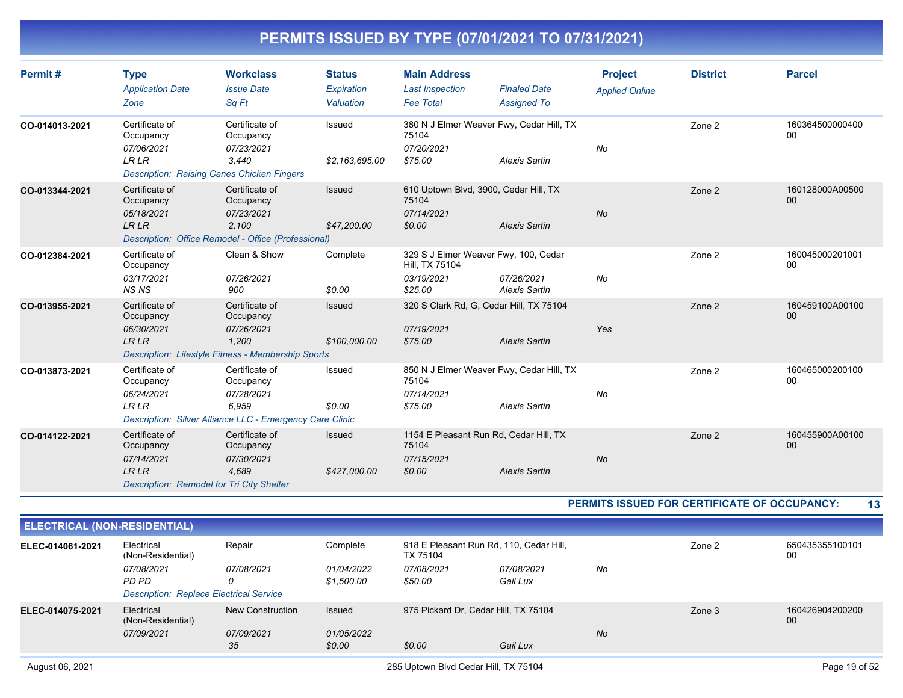# PERMITS ISSUED BY TYPE (07/01/2021 TO 07/31/2021)

| Permit # | Type / Application Date / Zone | Workclass / Issue Date / Sq Ft | Status / Expiration / Valuation | Main Address / Last Inspection / Fee Total | Finaled Date / Assigned To | Project / Applied Online | District | Parcel |
|---|---|---|---|---|---|---|---|---|
| CO-014013-2021 | Certificate of Occupancy<br>*07/06/2021*<br>*LR LR* | Certificate of Occupancy<br>*07/23/2021*<br>*3,440* | Issued<br><br>*$2,163,695.00* | 380 N J Elmer Weaver Fwy, Cedar Hill, TX 75104<br>*07/20/2021*<br>*$75.00* | <br>*Alexis Sartin* | *No* | Zone 2 | 16036450000040000 |
| | *Description: Raising Canes Chicken Fingers* | | | | | | | |
| CO-013344-2021 | Certificate of Occupancy<br>*05/18/2021*<br>*LR LR* | Certificate of Occupancy<br>*07/23/2021*<br>*2,100* | Issued<br><br>*$47,200.00* | 610 Uptown Blvd, 3900, Cedar Hill, TX 75104<br>*07/14/2021*<br>*$0.00* | <br>*Alexis Sartin* | *No* | Zone 2 | 160128000A00500 00 |
| | *Description: Office Remodel - Office (Professional)* | | | | | | | |
| CO-012384-2021 | Certificate of Occupancy<br>*03/17/2021*<br>*NS NS* | Clean & Show<br>*07/26/2021*<br>*900* | Complete<br><br>*$0.00* | 329 S J Elmer Weaver Fwy, 100, Cedar Hill, TX 75104<br>*03/19/2021*<br>*$25.00* | *07/26/2021*<br>*Alexis Sartin* | *No* | Zone 2 | 16004500020100100 |
| CO-013955-2021 | Certificate of Occupancy<br>*06/30/2021*<br>*LR LR* | Certificate of Occupancy<br>*07/26/2021*<br>*1,200* | Issued<br><br>*$100,000.00* | 320 S Clark Rd, G, Cedar Hill, TX 75104<br>*07/19/2021*<br>*$75.00* | <br>*Alexis Sartin* | *Yes* | Zone 2 | 160459100A00100 00 |
| | *Description: Lifestyle Fitness - Membership Sports* | | | | | | | |
| CO-013873-2021 | Certificate of Occupancy<br>*06/24/2021*<br>*LR LR* | Certificate of Occupancy<br>*07/28/2021*<br>*6,959* | Issued<br><br>*$0.00* | 850 N J Elmer Weaver Fwy, Cedar Hill, TX 75104<br>*07/14/2021*<br>*$75.00* | <br>*Alexis Sartin* | *No* | Zone 2 | 16046500020010000 |
| | *Description: Silver Alliance LLC - Emergency Care Clinic* | | | | | | | |
| CO-014122-2021 | Certificate of Occupancy<br>*07/14/2021*<br>*LR LR* | Certificate of Occupancy<br>*07/30/2021*<br>*4,689* | Issued<br><br>*$427,000.00* | 1154 E Pleasant Run Rd, Cedar Hill, TX 75104<br>*07/15/2021*<br>*$0.00* | <br>*Alexis Sartin* | *No* | Zone 2 | 160455900A00100 00 |
| | *Description: Remodel for Tri City Shelter* | | | | | | | |

**PERMITS ISSUED FOR CERTIFICATE OF OCCUPANCY: 13**

## ELECTRICAL (NON-RESIDENTIAL)

| Permit # | Type / Application Date / Zone | Workclass / Issue Date / Sq Ft | Status / Expiration / Valuation | Main Address / Last Inspection / Fee Total | Finaled Date / Assigned To | Project / Applied Online | District | Parcel |
|---|---|---|---|---|---|---|---|---|
| ELEC-014061-2021 | Electrical (Non-Residential)<br>*07/08/2021*<br>*PD PD* | Repair<br>*07/08/2021*<br>*0* | Complete<br>*01/04/2022*<br>*$1,500.00* | 918 E Pleasant Run Rd, 110, Cedar Hill, TX 75104<br>*07/08/2021*<br>*$50.00* | *07/08/2021*<br>*Gail Lux* | *No* | Zone 2 | 65043535510010100 |
| | *Description: Replace Electrical Service* | | | | | | | |
| ELEC-014075-2021 | Electrical (Non-Residential)<br>*07/09/2021* | New Construction<br>*07/09/2021*<br>*35* | Issued<br>*01/05/2022*<br>*$0.00* | 975 Pickard Dr, Cedar Hill, TX 75104<br><br>*$0.00* | <br>*Gail Lux* | *No* | Zone 3 | 16042690420020000 |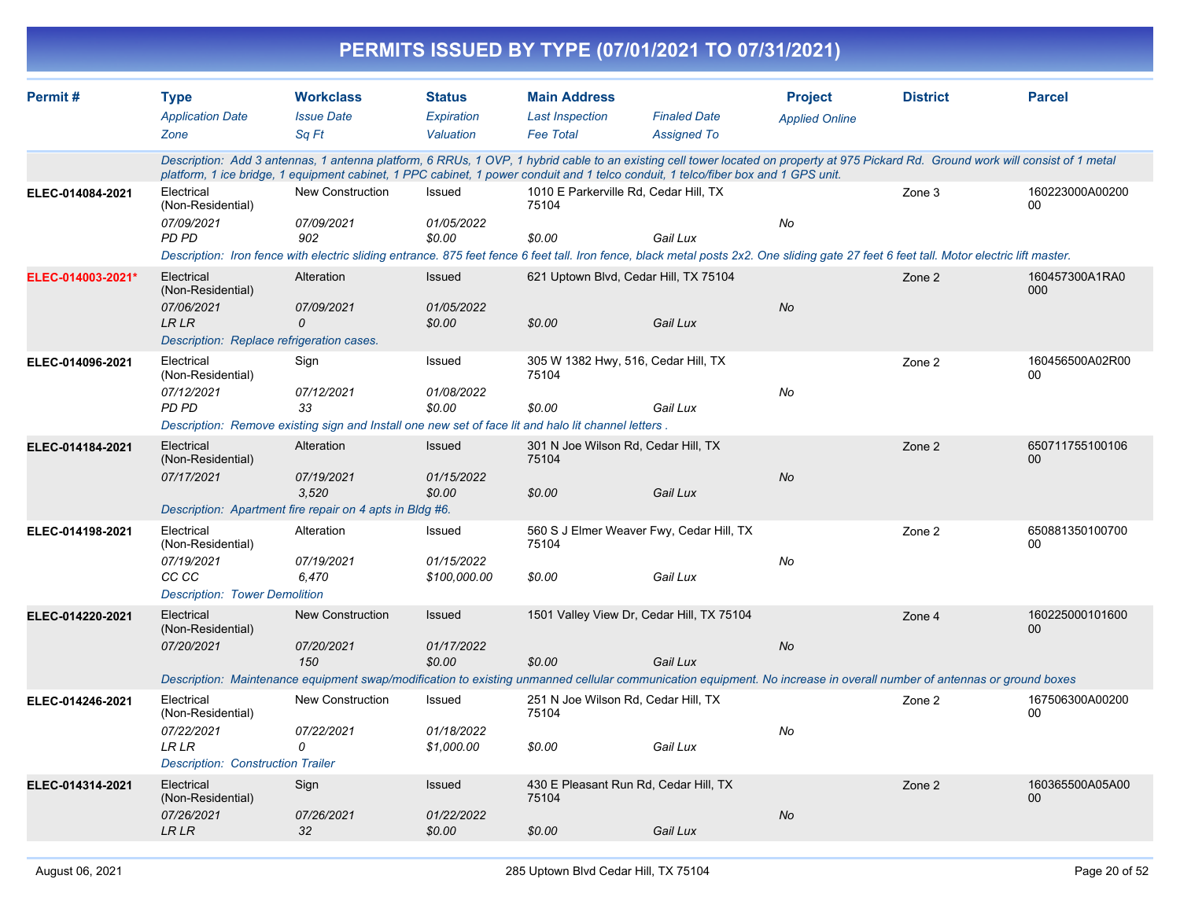# PERMITS ISSUED BY TYPE (07/01/2021 TO 07/31/2021)

| Permit # | Type / Application Date / Zone | Workclass / Issue Date / Sq Ft | Status / Expiration / Valuation | Main Address / Last Inspection / Fee Total | Finaled Date / Assigned To | Project / Applied Online | District | Parcel |
|---|---|---|---|---|---|---|---|---|
| | *Description: Add 3 antennas, 1 antenna platform, 6 RRUs, 1 OVP, 1 hybrid cable to an existing cell tower located on property at 975 Pickard Rd. Ground work will consist of 1 metal platform, 1 ice bridge, 1 equipment cabinet, 1 PPC cabinet, 1 power conduit and 1 telco conduit, 1 telco/fiber box and 1 GPS unit.* | | | | | | | |
| ELEC-014084-2021 | Electrical (Non-Residential) / *07/09/2021* / *PD PD* | New Construction / *07/09/2021* / *902* | Issued / *01/05/2022* / *$0.00* | 1010 E Parkerville Rd, Cedar Hill, TX 75104 / / *$0.00* | / *Gail Lux* | / *No* | Zone 3 | 160223000A00200 00 |
| | *Description: Iron fence with electric sliding entrance. 875 feet fence 6 feet tall. Iron fence, black metal posts 2x2. One sliding gate 27 feet 6 feet tall. Motor electric lift master.* | | | | | | | |
| ELEC-014003-2021* | Electrical (Non-Residential) / *07/06/2021* / *LR LR* | Alteration / *07/09/2021* / *0* | Issued / *01/05/2022* / *$0.00* | 621 Uptown Blvd, Cedar Hill, TX 75104 / / *$0.00* | / *Gail Lux* | / *No* | Zone 2 | 160457300A1RA0 000 |
| | *Description: Replace refrigeration cases.* | | | | | | | |
| ELEC-014096-2021 | Electrical (Non-Residential) / *07/12/2021* / *PD PD* | Sign / *07/12/2021* / *33* | Issued / *01/08/2022* / *$0.00* | 305 W 1382 Hwy, 516, Cedar Hill, TX 75104 / / *$0.00* | / *Gail Lux* | / *No* | Zone 2 | 160456500A02R00 00 |
| | *Description: Remove existing sign and Install one new set of face lit and halo lit channel letters .* | | | | | | | |
| ELEC-014184-2021 | Electrical (Non-Residential) / *07/17/2021* / | Alteration / *07/19/2021* / *3,520* | Issued / *01/15/2022* / *$0.00* | 301 N Joe Wilson Rd, Cedar Hill, TX 75104 / / *$0.00* | / *Gail Lux* | / *No* | Zone 2 | 650711755100106 00 |
| | *Description: Apartment fire repair on 4 apts in Bldg #6.* | | | | | | | |
| ELEC-014198-2021 | Electrical (Non-Residential) / *07/19/2021* / *CC CC* | Alteration / *07/19/2021* / *6,470* | Issued / *01/15/2022* / *$100,000.00* | 560 S J Elmer Weaver Fwy, Cedar Hill, TX 75104 / / *$0.00* | / *Gail Lux* | / *No* | Zone 2 | 650881350100700 00 |
| | *Description: Tower Demolition* | | | | | | | |
| ELEC-014220-2021 | Electrical (Non-Residential) / *07/20/2021* / | New Construction / *07/20/2021* / *150* | Issued / *01/17/2022* / *$0.00* | 1501 Valley View Dr, Cedar Hill, TX 75104 / / *$0.00* | / *Gail Lux* | / *No* | Zone 4 | 160225000101600 00 |
| | *Description: Maintenance equipment swap/modification to existing unmanned cellular communication equipment. No increase in overall number of antennas or ground boxes* | | | | | | | |
| ELEC-014246-2021 | Electrical (Non-Residential) / *07/22/2021* / *LR LR* | New Construction / *07/22/2021* / *0* | Issued / *01/18/2022* / *$1,000.00* | 251 N Joe Wilson Rd, Cedar Hill, TX 75104 / / *$0.00* | / *Gail Lux* | / *No* | Zone 2 | 167506300A00200 00 |
| | *Description: Construction Trailer* | | | | | | | |
| ELEC-014314-2021 | Electrical (Non-Residential) / *07/26/2021* / *LR LR* | Sign / *07/26/2021* / *32* | Issued / *01/22/2022* / *$0.00* | 430 E Pleasant Run Rd, Cedar Hill, TX 75104 / / *$0.00* | / *Gail Lux* | / *No* | Zone 2 | 160365500A05A00 00 |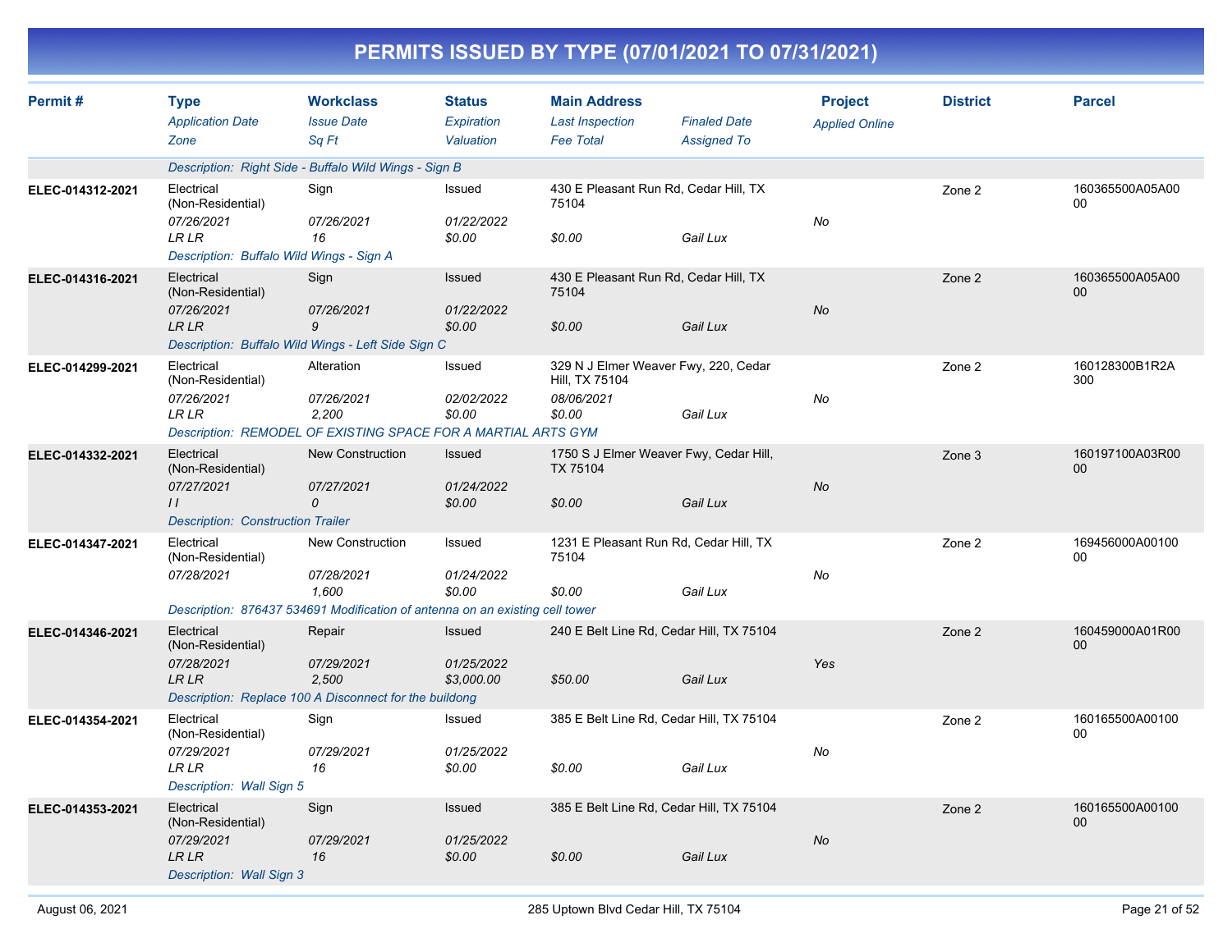# PERMITS ISSUED BY TYPE (07/01/2021 TO 07/31/2021)

| Permit # | Type / Application Date / Zone | Workclass / Issue Date / Sq Ft | Status / Expiration / Valuation | Main Address / Last Inspection / Fee Total | Finaled Date / Assigned To | Project / Applied Online | District | Parcel |
|---|---|---|---|---|---|---|---|---|
| | Description: Right Side - Buffalo Wild Wings - Sign B | | | | | | | |
| ELEC-014312-2021 | Electrical (Non-Residential) | Sign | Issued | 430 E Pleasant Run Rd, Cedar Hill, TX 75104 | | | Zone 2 | 160365500A05A0000 |
| | 07/26/2021 | 07/26/2021 | 01/22/2022 | | | No | | |
| | LR LR | 16 | $0.00 | $0.00 | Gail Lux | | | |
| | Description: Buffalo Wild Wings - Sign A | | | | | | | |
| ELEC-014316-2021 | Electrical (Non-Residential) | Sign | Issued | 430 E Pleasant Run Rd, Cedar Hill, TX 75104 | | | Zone 2 | 160365500A05A0000 |
| | 07/26/2021 | 07/26/2021 | 01/22/2022 | | | No | | |
| | LR LR | 9 | $0.00 | $0.00 | Gail Lux | | | |
| | Description: Buffalo Wild Wings - Left Side Sign C | | | | | | | |
| ELEC-014299-2021 | Electrical (Non-Residential) | Alteration | Issued | 329 N J Elmer Weaver Fwy, 220, Cedar Hill, TX 75104 | | | Zone 2 | 160128300B1R2A300 |
| | 07/26/2021 | 07/26/2021 | 02/02/2022 | 08/06/2021 | | No | | |
| | LR LR | 2,200 | $0.00 | $0.00 | Gail Lux | | | |
| | Description: REMODEL OF EXISTING SPACE FOR A MARTIAL ARTS GYM | | | | | | | |
| ELEC-014332-2021 | Electrical (Non-Residential) | New Construction | Issued | 1750 S J Elmer Weaver Fwy, Cedar Hill, TX 75104 | | | Zone 3 | 160197100A03R0000 |
| | 07/27/2021 | 07/27/2021 | 01/24/2022 | | | No | | |
| | I I | 0 | $0.00 | $0.00 | Gail Lux | | | |
| | Description: Construction Trailer | | | | | | | |
| ELEC-014347-2021 | Electrical (Non-Residential) | New Construction | Issued | 1231 E Pleasant Run Rd, Cedar Hill, TX 75104 | | | Zone 2 | 169456000A0010000 |
| | 07/28/2021 | 07/28/2021 | 01/24/2022 | | | No | | |
| | | 1,600 | $0.00 | $0.00 | Gail Lux | | | |
| | Description: 876437 534691 Modification of antenna on an existing cell tower | | | | | | | |
| ELEC-014346-2021 | Electrical (Non-Residential) | Repair | Issued | 240 E Belt Line Rd, Cedar Hill, TX 75104 | | | Zone 2 | 160459000A01R0000 |
| | 07/28/2021 | 07/29/2021 | 01/25/2022 | | | Yes | | |
| | LR LR | 2,500 | $3,000.00 | $50.00 | Gail Lux | | | |
| | Description: Replace 100 A Disconnect for the buildong | | | | | | | |
| ELEC-014354-2021 | Electrical (Non-Residential) | Sign | Issued | 385 E Belt Line Rd, Cedar Hill, TX 75104 | | | Zone 2 | 160165500A0010000 |
| | 07/29/2021 | 07/29/2021 | 01/25/2022 | | | No | | |
| | LR LR | 16 | $0.00 | $0.00 | Gail Lux | | | |
| | Description: Wall Sign 5 | | | | | | | |
| ELEC-014353-2021 | Electrical (Non-Residential) | Sign | Issued | 385 E Belt Line Rd, Cedar Hill, TX 75104 | | | Zone 2 | 160165500A0010000 |
| | 07/29/2021 | 07/29/2021 | 01/25/2022 | | | No | | |
| | LR LR | 16 | $0.00 | $0.00 | Gail Lux | | | |
| | Description: Wall Sign 3 | | | | | | | |

August 06, 2021 — 285 Uptown Blvd Cedar Hill, TX 75104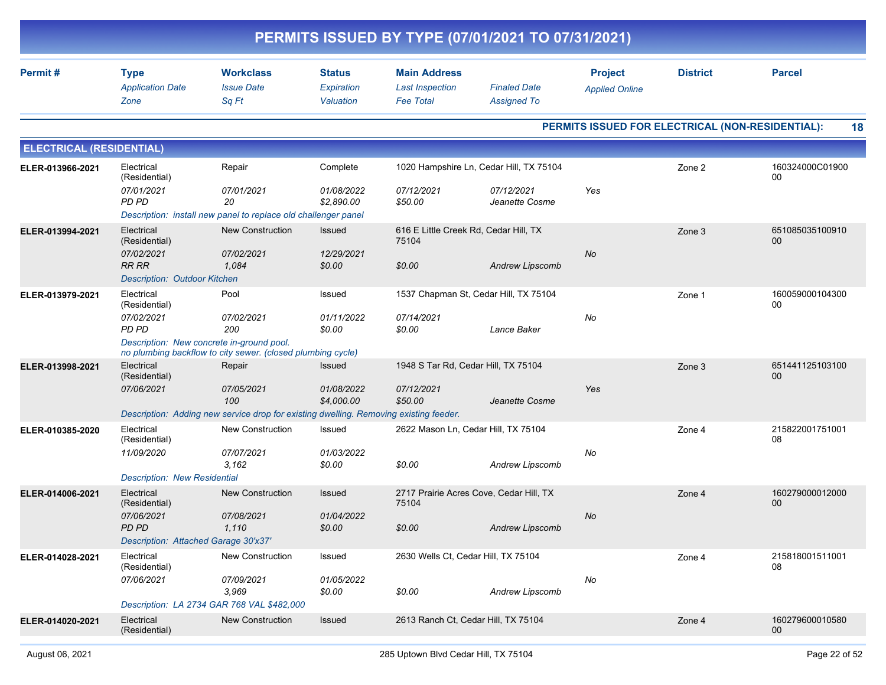# PERMITS ISSUED BY TYPE (07/01/2021 TO 07/31/2021)

| Permit # | Type / *Application Date* / *Zone* | Workclass / *Issue Date* / *Sq Ft* | Status / *Expiration* / *Valuation* | Main Address / *Last Inspection* / *Fee Total* | *Finaled Date* / *Assigned To* | Project / *Applied Online* | District | Parcel |
|---|---|---|---|---|---|---|---|---|

**PERMITS ISSUED FOR ELECTRICAL (NON-RESIDENTIAL): 18**

## ELECTRICAL (RESIDENTIAL)

| Permit # | Type / *Application Date* / *Zone* | Workclass / *Issue Date* / *Sq Ft* | Status / *Expiration* / *Valuation* | Main Address / *Last Inspection* / *Fee Total* | *Finaled Date* / *Assigned To* | Project / *Applied Online* | District | Parcel |
|---|---|---|---|---|---|---|---|---|
| ELER-013966-2021 | Electrical (Residential) / *07/01/2021* / *PD PD* | Repair / *07/01/2021* / *20* | Complete / *01/08/2022* / *$2,890.00* | 1020 Hampshire Ln, Cedar Hill, TX 75104 / *07/12/2021* / *$50.00* | *07/12/2021* / *Jeanette Cosme* | *Yes* | Zone 2 | 160324000C0190000 |
| | *Description: install new panel to replace old challenger panel* | | | | | | | |
| ELER-013994-2021 | Electrical (Residential) / *07/02/2021* / *RR RR* | New Construction / *07/02/2021* / *1,084* | Issued / *12/29/2021* / *$0.00* | 616 E Little Creek Rd, Cedar Hill, TX 75104 / *$0.00* | *Andrew Lipscomb* | *No* | Zone 3 | 65108503510091000 |
| | *Description: Outdoor Kitchen* | | | | | | | |
| ELER-013979-2021 | Electrical (Residential) / *07/02/2021* / *PD PD* | Pool / *07/02/2021* / *200* | Issued / *01/11/2022* / *$0.00* | 1537 Chapman St, Cedar Hill, TX 75104 / *07/14/2021* / *$0.00* | *Lance Baker* | *No* | Zone 1 | 16005900010430000 |
| | *Description: New concrete in-ground pool. no plumbing backflow to city sewer. (closed plumbing cycle)* | | | | | | | |
| ELER-013998-2021 | Electrical (Residential) / *07/06/2021* | Repair / *07/05/2021* / *100* | Issued / *01/08/2022* / *$4,000.00* | 1948 S Tar Rd, Cedar Hill, TX 75104 / *07/12/2021* / *$50.00* | *Jeanette Cosme* | *Yes* | Zone 3 | 65144112510310000 |
| | *Description: Adding new service drop for existing dwelling. Removing existing feeder.* | | | | | | | |
| ELER-010385-2020 | Electrical (Residential) / *11/09/2020* | New Construction / *07/07/2021* / *3,162* | Issued / *01/03/2022* / *$0.00* | 2622 Mason Ln, Cedar Hill, TX 75104 / *$0.00* | *Andrew Lipscomb* | *No* | Zone 4 | 21582200175100108 |
| | *Description: New Residential* | | | | | | | |
| ELER-014006-2021 | Electrical (Residential) / *07/06/2021* / *PD PD* | New Construction / *07/08/2021* / *1,110* | Issued / *01/04/2022* / *$0.00* | 2717 Prairie Acres Cove, Cedar Hill, TX 75104 / *$0.00* | *Andrew Lipscomb* | *No* | Zone 4 | 16027900001200000 |
| | *Description: Attached Garage 30'x37'* | | | | | | | |
| ELER-014028-2021 | Electrical (Residential) / *07/06/2021* | New Construction / *07/09/2021* / *3,969* | Issued / *01/05/2022* / *$0.00* | 2630 Wells Ct, Cedar Hill, TX 75104 / *$0.00* | *Andrew Lipscomb* | *No* | Zone 4 | 21581800151100108 |
| | *Description: LA 2734 GAR 768 VAL $482,000* | | | | | | | |
| ELER-014020-2021 | Electrical (Residential) | New Construction | Issued | 2613 Ranch Ct, Cedar Hill, TX 75104 | | | Zone 4 | 16027960001058000 |

August 06, 2021 — 285 Uptown Blvd Cedar Hill, TX 75104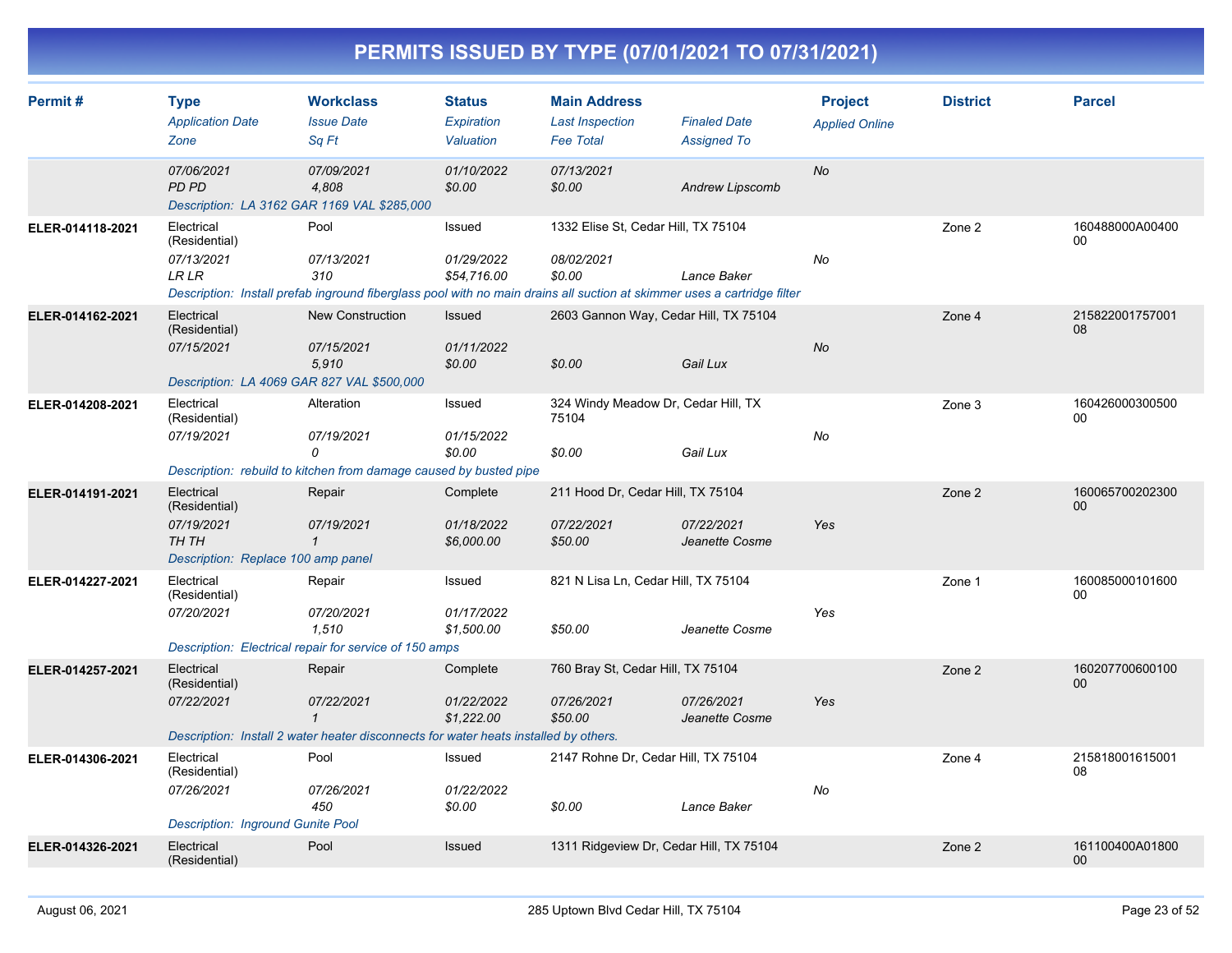# PERMITS ISSUED BY TYPE (07/01/2021 TO 07/31/2021)

| Permit # | Type / Application Date / Zone | Workclass / Issue Date / Sq Ft | Status / Expiration / Valuation | Main Address / Last Inspection / Fee Total | Finaled Date / Assigned To | Project / Applied Online | District | Parcel |
|---|---|---|---|---|---|---|---|---|
| | 07/06/2021 | 07/09/2021 | 01/10/2022 | 07/13/2021 | | No | | |
| | PD PD | 4,808 | $0.00 | $0.00 | Andrew Lipscomb | | | |
| | Description: LA 3162 GAR 1169 VAL $285,000 | | | | | | | |
| ELER-014118-2021 | Electrical (Residential) | Pool | Issued | 1332 Elise St, Cedar Hill, TX 75104 | | | Zone 2 | 160488000A0040000 |
| | 07/13/2021 | 07/13/2021 | 01/29/2022 | 08/02/2021 | | No | | |
| | LR LR | 310 | $54,716.00 | $0.00 | Lance Baker | | | |
| | Description: Install prefab inground fiberglass pool with no main drains all suction at skimmer uses a cartridge filter | | | | | | | |
| ELER-014162-2021 | Electrical (Residential) | New Construction | Issued | 2603 Gannon Way, Cedar Hill, TX 75104 | | | Zone 4 | 21582200175700108 |
| | 07/15/2021 | 07/15/2021 | 01/11/2022 | | | No | | |
| | | 5,910 | $0.00 | $0.00 | Gail Lux | | | |
| | Description: LA 4069 GAR 827 VAL $500,000 | | | | | | | |
| ELER-014208-2021 | Electrical (Residential) | Alteration | Issued | 324 Windy Meadow Dr, Cedar Hill, TX 75104 | | | Zone 3 | 16042600030050000 |
| | 07/19/2021 | 07/19/2021 | 01/15/2022 | | | No | | |
| | | 0 | $0.00 | $0.00 | Gail Lux | | | |
| | Description: rebuild to kitchen from damage caused by busted pipe | | | | | | | |
| ELER-014191-2021 | Electrical (Residential) | Repair | Complete | 211 Hood Dr, Cedar Hill, TX 75104 | | | Zone 2 | 16006570020230000 |
| | 07/19/2021 | 07/19/2021 | 01/18/2022 | 07/22/2021 | 07/22/2021 | Yes | | |
| | TH TH | 1 | $6,000.00 | $50.00 | Jeanette Cosme | | | |
| | Description: Replace 100 amp panel | | | | | | | |
| ELER-014227-2021 | Electrical (Residential) | Repair | Issued | 821 N Lisa Ln, Cedar Hill, TX 75104 | | | Zone 1 | 16008500010160000 |
| | 07/20/2021 | 07/20/2021 | 01/17/2022 | | | Yes | | |
| | | 1,510 | $1,500.00 | $50.00 | Jeanette Cosme | | | |
| | Description: Electrical repair for service of 150 amps | | | | | | | |
| ELER-014257-2021 | Electrical (Residential) | Repair | Complete | 760 Bray St, Cedar Hill, TX 75104 | | | Zone 2 | 16020770060010000 |
| | 07/22/2021 | 07/22/2021 | 01/22/2022 | 07/26/2021 | 07/26/2021 | Yes | | |
| | | 1 | $1,222.00 | $50.00 | Jeanette Cosme | | | |
| | Description: Install 2 water heater disconnects for water heats installed by others. | | | | | | | |
| ELER-014306-2021 | Electrical (Residential) | Pool | Issued | 2147 Rohne Dr, Cedar Hill, TX 75104 | | | Zone 4 | 21581800161500108 |
| | 07/26/2021 | 07/26/2021 | 01/22/2022 | | | No | | |
| | | 450 | $0.00 | $0.00 | Lance Baker | | | |
| | Description: Inground Gunite Pool | | | | | | | |
| ELER-014326-2021 | Electrical (Residential) | Pool | Issued | 1311 Ridgeview Dr, Cedar Hill, TX 75104 | | | Zone 2 | 161100400A0180000 |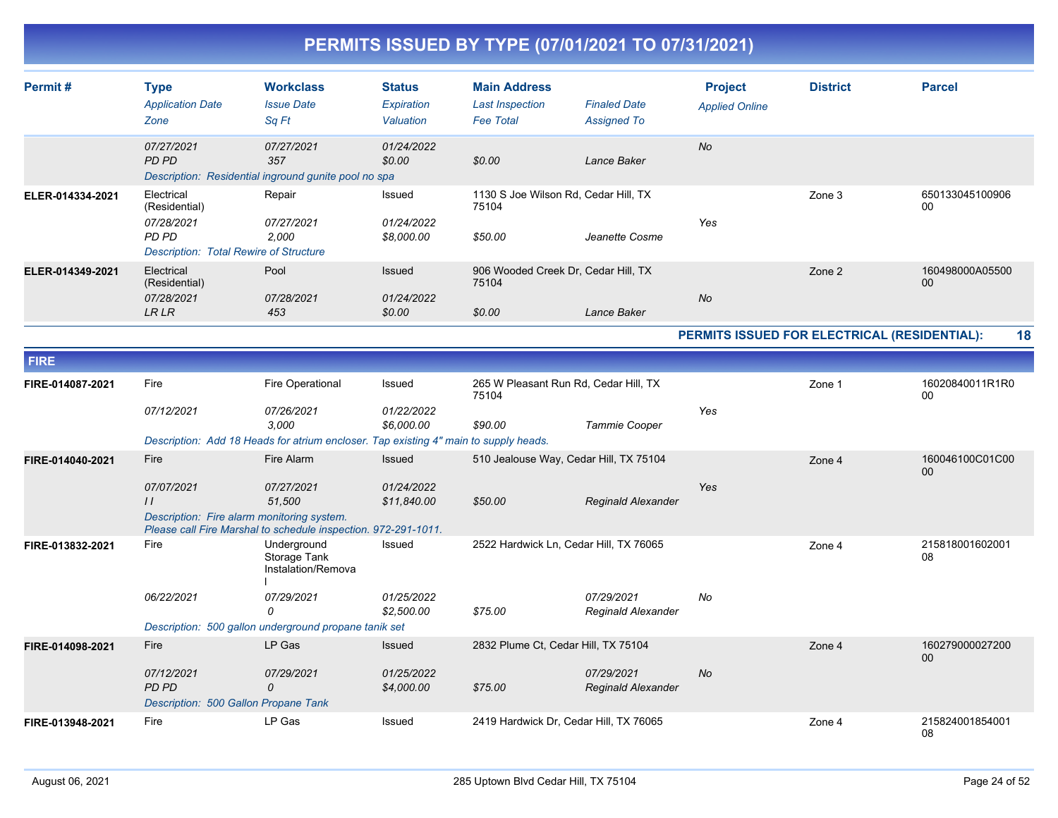# PERMITS ISSUED BY TYPE (07/01/2021 TO 07/31/2021)

| Permit # | Type / Application Date / Zone | Workclass / Issue Date / Sq Ft | Status / Expiration / Valuation | Main Address / Last Inspection / Fee Total | Finaled Date / Assigned To | Project / Applied Online | District | Parcel |
|---|---|---|---|---|---|---|---|---|
| | 07/27/2021 | 07/27/2021 | 01/24/2022 | | | No | | |
| | PD PD | 357 | $0.00 | $0.00 | Lance Baker | | | |
| | Description: Residential inground gunite pool no spa | | | | | | | |
| ELER-014334-2021 | Electrical (Residential) | Repair | Issued | 1130 S Joe Wilson Rd, Cedar Hill, TX 75104 | | | Zone 3 | 65013304510090600 |
| | 07/28/2021 | 07/27/2021 | 01/24/2022 | | | Yes | | |
| | PD PD | 2,000 | $8,000.00 | $50.00 | Jeanette Cosme | | | |
| | Description: Total Rewire of Structure | | | | | | | |
| ELER-014349-2021 | Electrical (Residential) | Pool | Issued | 906 Wooded Creek Dr, Cedar Hill, TX 75104 | | | Zone 2 | 160498000A0550000 |
| | 07/28/2021 | 07/28/2021 | 01/24/2022 | | | No | | |
| | LR LR | 453 | $0.00 | $0.00 | Lance Baker | | | |

**PERMITS ISSUED FOR ELECTRICAL (RESIDENTIAL): 18**

## FIRE

| Permit # | Type / Application Date / Zone | Workclass / Issue Date / Sq Ft | Status / Expiration / Valuation | Main Address / Last Inspection / Fee Total | Finaled Date / Assigned To | Project / Applied Online | District | Parcel |
|---|---|---|---|---|---|---|---|---|
| FIRE-014087-2021 | Fire | Fire Operational | Issued | 265 W Pleasant Run Rd, Cedar Hill, TX 75104 | | | Zone 1 | 16020840011R1R000 |
| | 07/12/2021 | 07/26/2021 | 01/22/2022 | | | Yes | | |
| | | 3,000 | $6,000.00 | $90.00 | Tammie Cooper | | | |
| | Description: Add 18 Heads for atrium encloser. Tap existing 4" main to supply heads. | | | | | | | |
| FIRE-014040-2021 | Fire | Fire Alarm | Issued | 510 Jealouse Way, Cedar Hill, TX 75104 | | | Zone 4 | 160046100C01C0000 |
| | 07/07/2021 | 07/27/2021 | 01/24/2022 | | | Yes | | |
| | I I | 51,500 | $11,840.00 | $50.00 | Reginald Alexander | | | |
| | Description: Fire alarm monitoring system. Please call Fire Marshal to schedule inspection. 972-291-1011. | | | | | | | |
| FIRE-013832-2021 | Fire | Underground Storage Tank Instalation/Removal | Issued | 2522 Hardwick Ln, Cedar Hill, TX 76065 | | | Zone 4 | 21581800160200108 |
| | 06/22/2021 | 07/29/2021 | 01/25/2022 | | 07/29/2021 | No | | |
| | | 0 | $2,500.00 | $75.00 | Reginald Alexander | | | |
| | Description: 500 gallon underground propane tanik set | | | | | | | |
| FIRE-014098-2021 | Fire | LP Gas | Issued | 2832 Plume Ct, Cedar Hill, TX 75104 | | | Zone 4 | 16027900002720000 |
| | 07/12/2021 | 07/29/2021 | 01/25/2022 | | 07/29/2021 | No | | |
| | PD PD | 0 | $4,000.00 | $75.00 | Reginald Alexander | | | |
| | Description: 500 Gallon Propane Tank | | | | | | | |
| FIRE-013948-2021 | Fire | LP Gas | Issued | 2419 Hardwick Dr, Cedar Hill, TX 76065 | | | Zone 4 | 21582400185400108 |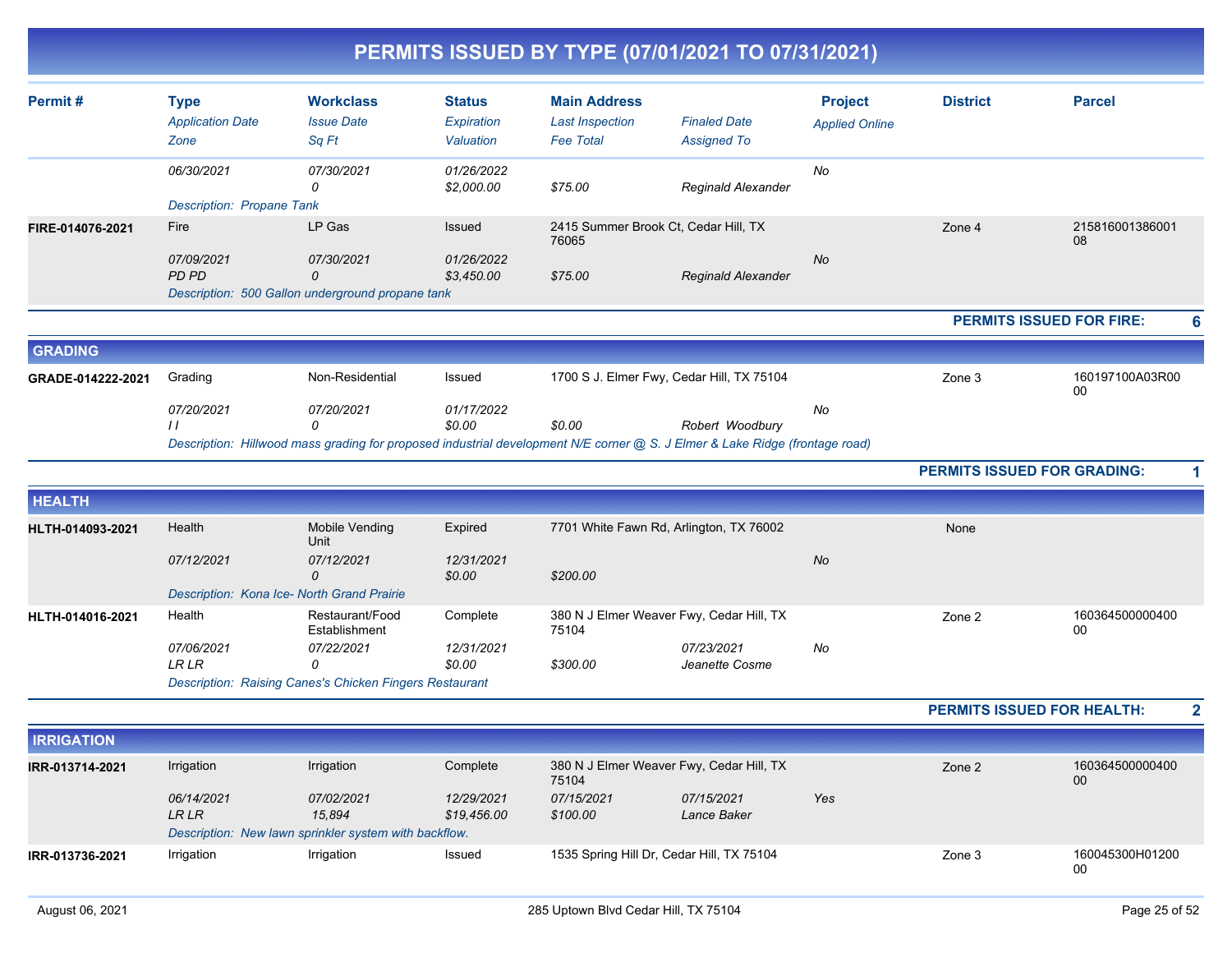# PERMITS ISSUED BY TYPE (07/01/2021 TO 07/31/2021)

| Permit # | Type / Application Date / Zone | Workclass / Issue Date / Sq Ft | Status / Expiration / Valuation | Main Address / Last Inspection / Fee Total | Finaled Date / Assigned To | Project / Applied Online | District | Parcel |
|---|---|---|---|---|---|---|---|---|
| | 06/30/2021 | 07/30/2021 | 01/26/2022 | | | No | | |
| | | 0 | $2,000.00 | $75.00 | Reginald Alexander | | | |
| | Description: Propane Tank | | | | | | | |
| FIRE-014076-2021 | Fire | LP Gas | Issued | 2415 Summer Brook Ct, Cedar Hill, TX 76065 | | | Zone 4 | 21581600138600108 |
| | 07/09/2021 | 07/30/2021 | 01/26/2022 | | | No | | |
| | PD PD | 0 | $3,450.00 | $75.00 | Reginald Alexander | | | |
| | Description: 500 Gallon underground propane tank | | | | | | | |

**PERMITS ISSUED FOR FIRE: 6**

## GRADING

| Permit # | Type / Application Date / Zone | Workclass / Issue Date / Sq Ft | Status / Expiration / Valuation | Main Address / Last Inspection / Fee Total | Finaled Date / Assigned To | Project / Applied Online | District | Parcel |
|---|---|---|---|---|---|---|---|---|
| GRADE-014222-2021 | Grading | Non-Residential | Issued | 1700 S J. Elmer Fwy, Cedar Hill, TX 75104 | | | Zone 3 | 160197100A03R0000 |
| | 07/20/2021 | 07/20/2021 | 01/17/2022 | | | No | | |
| | I I | 0 | $0.00 | $0.00 | Robert Woodbury | | | |
| | Description: Hillwood mass grading for proposed industrial development N/E corner @ S. J Elmer & Lake Ridge (frontage road) | | | | | | | |

**PERMITS ISSUED FOR GRADING: 1**

## HEALTH

| Permit # | Type / Application Date / Zone | Workclass / Issue Date / Sq Ft | Status / Expiration / Valuation | Main Address / Last Inspection / Fee Total | Finaled Date / Assigned To | Project / Applied Online | District | Parcel |
|---|---|---|---|---|---|---|---|---|
| HLTH-014093-2021 | Health | Mobile Vending Unit | Expired | 7701 White Fawn Rd, Arlington, TX 76002 | | | None | |
| | 07/12/2021 | 07/12/2021 | 12/31/2021 | | | No | | |
| | | 0 | $0.00 | $200.00 | | | | |
| | Description: Kona Ice- North Grand Prairie | | | | | | | |
| HLTH-014016-2021 | Health | Restaurant/Food Establishment | Complete | 380 N J Elmer Weaver Fwy, Cedar Hill, TX 75104 | | | Zone 2 | 16036450000040000 |
| | 07/06/2021 | 07/22/2021 | 12/31/2021 | | 07/23/2021 | No | | |
| | LR LR | 0 | $0.00 | $300.00 | Jeanette Cosme | | | |
| | Description: Raising Canes's Chicken Fingers Restaurant | | | | | | | |

**PERMITS ISSUED FOR HEALTH: 2**

## IRRIGATION

| Permit # | Type / Application Date / Zone | Workclass / Issue Date / Sq Ft | Status / Expiration / Valuation | Main Address / Last Inspection / Fee Total | Finaled Date / Assigned To | Project / Applied Online | District | Parcel |
|---|---|---|---|---|---|---|---|---|
| IRR-013714-2021 | Irrigation | Irrigation | Complete | 380 N J Elmer Weaver Fwy, Cedar Hill, TX 75104 | | | Zone 2 | 16036450000040000 |
| | 06/14/2021 | 07/02/2021 | 12/29/2021 | 07/15/2021 | 07/15/2021 | Yes | | |
| | LR LR | 15,894 | $19,456.00 | $100.00 | Lance Baker | | | |
| | Description: New lawn sprinkler system with backflow. | | | | | | | |
| IRR-013736-2021 | Irrigation | Irrigation | Issued | 1535 Spring Hill Dr, Cedar Hill, TX 75104 | | | Zone 3 | 160045300H0120000 |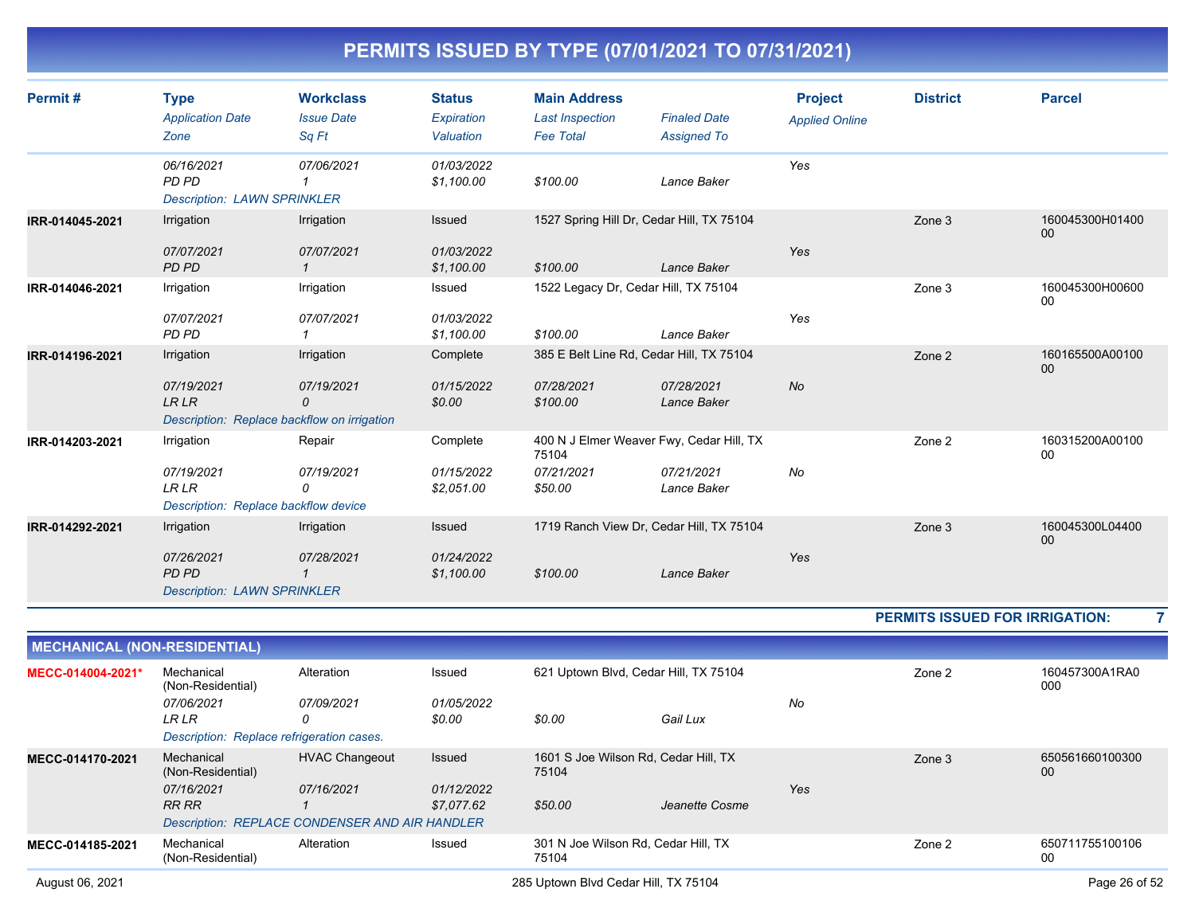# PERMITS ISSUED BY TYPE (07/01/2021 TO 07/31/2021)

| Permit # | Type / Application Date / Zone | Workclass / Issue Date / Sq Ft | Status / Expiration / Valuation | Main Address / Last Inspection / Fee Total | Finaled Date / Assigned To | Project / Applied Online | District | Parcel |
|---|---|---|---|---|---|---|---|---|
| | 06/16/2021<br>PD PD<br>Description: LAWN SPRINKLER | 07/06/2021<br>1 | 01/03/2022<br>$1,100.00 | $100.00 | Lance Baker | Yes | | |
| IRR-014045-2021 | Irrigation<br>07/07/2021<br>PD PD | Irrigation<br>07/07/2021<br>1 | Issued<br>01/03/2022<br>$1,100.00 | 1527 Spring Hill Dr, Cedar Hill, TX 75104<br><br>$100.00 | Lance Baker | Yes | Zone 3 | 160045300H0140000 |
| IRR-014046-2021 | Irrigation<br>07/07/2021<br>PD PD | Irrigation<br>07/07/2021<br>1 | Issued<br>01/03/2022<br>$1,100.00 | 1522 Legacy Dr, Cedar Hill, TX 75104<br><br>$100.00 | Lance Baker | Yes | Zone 3 | 160045300H0060000 |
| IRR-014196-2021 | Irrigation<br>07/19/2021<br>LR LR<br>Description: Replace backflow on irrigation | Irrigation<br>07/19/2021<br>0 | Complete<br>01/15/2022<br>$0.00 | 385 E Belt Line Rd, Cedar Hill, TX 75104<br>07/28/2021<br>$100.00 | 07/28/2021<br>Lance Baker | No | Zone 2 | 160165500A0010000 |
| IRR-014203-2021 | Irrigation<br>07/19/2021<br>LR LR<br>Description: Replace backflow device | Repair<br>07/19/2021<br>0 | Complete<br>01/15/2022<br>$2,051.00 | 400 N J Elmer Weaver Fwy, Cedar Hill, TX 75104<br>07/21/2021<br>$50.00 | 07/21/2021<br>Lance Baker | No | Zone 2 | 160315200A0010000 |
| IRR-014292-2021 | Irrigation<br>07/26/2021<br>PD PD<br>Description: LAWN SPRINKLER | Irrigation<br>07/28/2021<br>1 | Issued<br>01/24/2022<br>$1,100.00 | 1719 Ranch View Dr, Cedar Hill, TX 75104<br><br>$100.00 | Lance Baker | Yes | Zone 3 | 160045300L0440000 |

**PERMITS ISSUED FOR IRRIGATION: 7**

## MECHANICAL (NON-RESIDENTIAL)

| Permit # | Type / Application Date / Zone | Workclass / Issue Date / Sq Ft | Status / Expiration / Valuation | Main Address / Last Inspection / Fee Total | Finaled Date / Assigned To | Project / Applied Online | District | Parcel |
|---|---|---|---|---|---|---|---|---|
| MECC-014004-2021* | Mechanical (Non-Residential)<br>07/06/2021<br>LR LR<br>Description: Replace refrigeration cases. | Alteration<br>07/09/2021<br>0 | Issued<br>01/05/2022<br>$0.00 | 621 Uptown Blvd, Cedar Hill, TX 75104<br><br>$0.00 | Gail Lux | No | Zone 2 | 160457300A1RA0000 |
| MECC-014170-2021 | Mechanical (Non-Residential)<br>07/16/2021<br>RR RR<br>Description: REPLACE CONDENSER AND AIR HANDLER | HVAC Changeout<br>07/16/2021<br>1 | Issued<br>01/12/2022<br>$7,077.62 | 1601 S Joe Wilson Rd, Cedar Hill, TX 75104<br><br>$50.00 | Jeanette Cosme | Yes | Zone 3 | 65056166010030000 |
| MECC-014185-2021 | Mechanical (Non-Residential) | Alteration | Issued | 301 N Joe Wilson Rd, Cedar Hill, TX 75104 | | | Zone 2 | 65071175510010600 |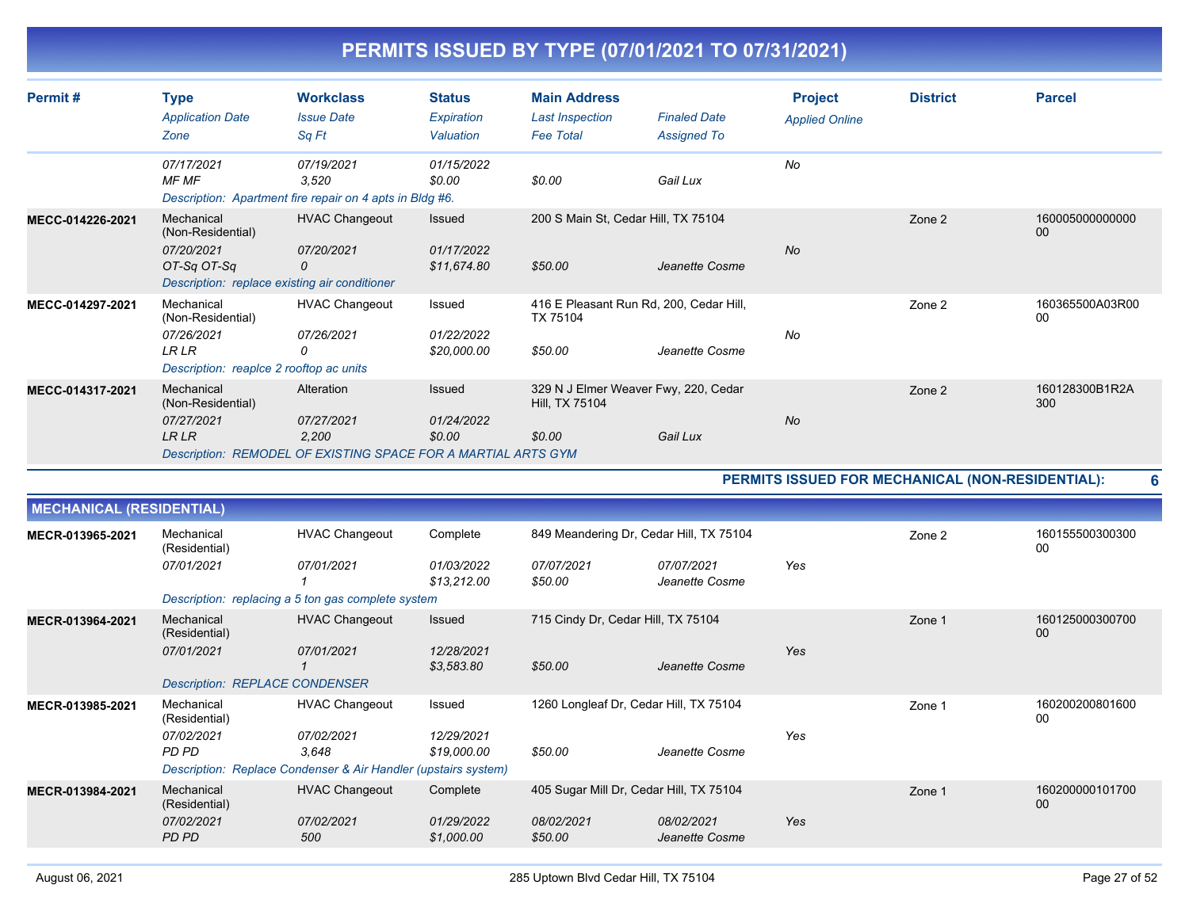# PERMITS ISSUED BY TYPE (07/01/2021 TO 07/31/2021)

| Permit # | Type / Application Date / Zone | Workclass / Issue Date / Sq Ft | Status / Expiration / Valuation | Main Address / Last Inspection / Fee Total | Finaled Date / Assigned To | Project / Applied Online | District | Parcel |
|---|---|---|---|---|---|---|---|---|
| | 07/17/2021 | 07/19/2021 | 01/15/2022 | | | No | | |
| | MF MF | 3,520 | $0.00 | $0.00 | Gail Lux | | | |
| | Description: Apartment fire repair on 4 apts in Bldg #6. | | | | | | | |
| MECC-014226-2021 | Mechanical (Non-Residential) | HVAC Changeout | Issued | 200 S Main St, Cedar Hill, TX 75104 | | | Zone 2 | 16000500000000000 |
| | 07/20/2021 | 07/20/2021 | 01/17/2022 | | | No | | |
| | OT-Sq OT-Sq | 0 | $11,674.80 | $50.00 | Jeanette Cosme | | | |
| | Description: replace existing air conditioner | | | | | | | |
| MECC-014297-2021 | Mechanical (Non-Residential) | HVAC Changeout | Issued | 416 E Pleasant Run Rd, 200, Cedar Hill, TX 75104 | | | Zone 2 | 160365500A03R0000 |
| | 07/26/2021 | 07/26/2021 | 01/22/2022 | | | No | | |
| | LR LR | 0 | $20,000.00 | $50.00 | Jeanette Cosme | | | |
| | Description: reaplce 2 rooftop ac units | | | | | | | |
| MECC-014317-2021 | Mechanical (Non-Residential) | Alteration | Issued | 329 N J Elmer Weaver Fwy, 220, Cedar Hill, TX 75104 | | | Zone 2 | 160128300B1R2A300 |
| | 07/27/2021 | 07/27/2021 | 01/24/2022 | | | No | | |
| | LR LR | 2,200 | $0.00 | $0.00 | Gail Lux | | | |
| | Description: REMODEL OF EXISTING SPACE FOR A MARTIAL ARTS GYM | | | | | | | |

**PERMITS ISSUED FOR MECHANICAL (NON-RESIDENTIAL): 6**

## MECHANICAL (RESIDENTIAL)

| Permit # | Type / Application Date / Zone | Workclass / Issue Date / Sq Ft | Status / Expiration / Valuation | Main Address / Last Inspection / Fee Total | Finaled Date / Assigned To | Project / Applied Online | District | Parcel |
|---|---|---|---|---|---|---|---|---|
| MECR-013965-2021 | Mechanical (Residential) | HVAC Changeout | Complete | 849 Meandering Dr, Cedar Hill, TX 75104 | | | Zone 2 | 16015550030030000 |
| | 07/01/2021 | 07/01/2021 | 01/03/2022 | 07/07/2021 | 07/07/2021 | Yes | | |
| | | 1 | $13,212.00 | $50.00 | Jeanette Cosme | | | |
| | Description: replacing a 5 ton gas complete system | | | | | | | |
| MECR-013964-2021 | Mechanical (Residential) | HVAC Changeout | Issued | 715 Cindy Dr, Cedar Hill, TX 75104 | | | Zone 1 | 16012500030070000 |
| | 07/01/2021 | 07/01/2021 | 12/28/2021 | | | Yes | | |
| | | 1 | $3,583.80 | $50.00 | Jeanette Cosme | | | |
| | Description: REPLACE CONDENSER | | | | | | | |
| MECR-013985-2021 | Mechanical (Residential) | HVAC Changeout | Issued | 1260 Longleaf Dr, Cedar Hill, TX 75104 | | | Zone 1 | 16020020080160000 |
| | 07/02/2021 | 07/02/2021 | 12/29/2021 | | | Yes | | |
| | PD PD | 3,648 | $19,000.00 | $50.00 | Jeanette Cosme | | | |
| | Description: Replace Condenser & Air Handler (upstairs system) | | | | | | | |
| MECR-013984-2021 | Mechanical (Residential) | HVAC Changeout | Complete | 405 Sugar Mill Dr, Cedar Hill, TX 75104 | | | Zone 1 | 16020000010170000 |
| | 07/02/2021 | 07/02/2021 | 01/29/2022 | 08/02/2021 | 08/02/2021 | Yes | | |
| | PD PD | 500 | $1,000.00 | $50.00 | Jeanette Cosme | | | |

August 06, 2021 — 285 Uptown Blvd Cedar Hill, TX 75104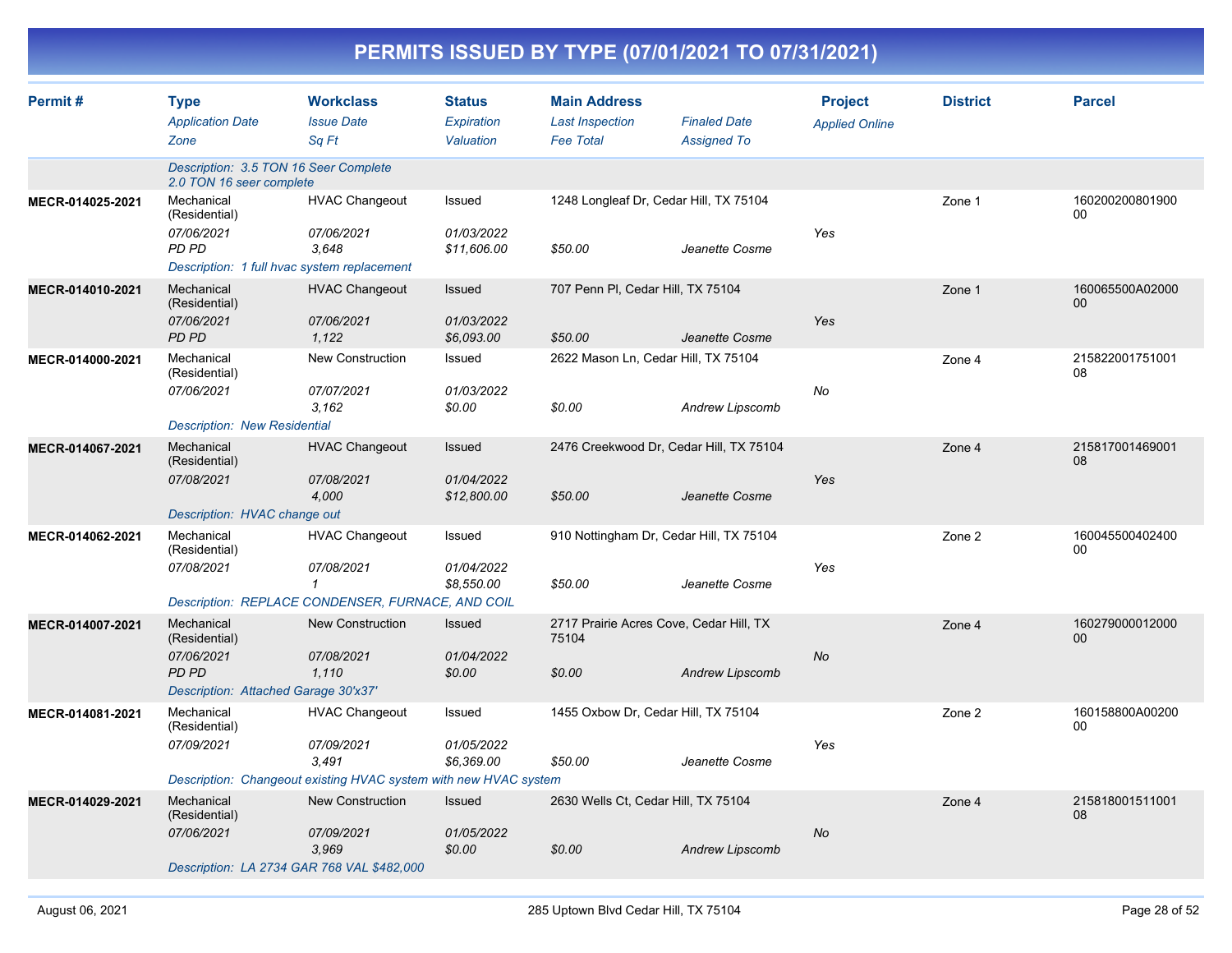# PERMITS ISSUED BY TYPE (07/01/2021 TO 07/31/2021)

| Permit # | Type<br>*Application Date*<br>*Zone* | Workclass<br>*Issue Date*<br>*Sq Ft* | Status<br>*Expiration*<br>*Valuation* | Main Address<br>*Last Inspection*<br>*Fee Total* | *Finaled Date*<br>*Assigned To* | Project<br>*Applied Online* | District | Parcel |
|---|---|---|---|---|---|---|---|---|
| | *Description: 3.5 TON 16 Seer Complete 2.0 TON 16 seer complete* | | | | | | | |
| **MECR-014025-2021** | Mechanical (Residential)<br>*07/06/2021*<br>*PD PD* | HVAC Changeout<br>*07/06/2021*<br>*3,648* | Issued<br>*01/03/2022*<br>*$11,606.00* | 1248 Longleaf Dr, Cedar Hill, TX 75104<br><br>*$50.00* | <br><br>*Jeanette Cosme* | <br>*Yes* | Zone 1 | 16020020080190000 |
| | *Description: 1 full hvac system replacement* | | | | | | | |
| **MECR-014010-2021** | Mechanical (Residential)<br>*07/06/2021*<br>*PD PD* | HVAC Changeout<br>*07/06/2021*<br>*1,122* | Issued<br>*01/03/2022*<br>*$6,093.00* | 707 Penn Pl, Cedar Hill, TX 75104<br><br>*$50.00* | <br><br>*Jeanette Cosme* | <br>*Yes* | Zone 1 | 160065500A0200000 |
| **MECR-014000-2021** | Mechanical (Residential)<br>*07/06/2021* | New Construction<br>*07/07/2021*<br>*3,162* | Issued<br>*01/03/2022*<br>*$0.00* | 2622 Mason Ln, Cedar Hill, TX 75104<br><br>*$0.00* | <br><br>*Andrew Lipscomb* | <br>*No* | Zone 4 | 21582200175100108 |
| | *Description: New Residential* | | | | | | | |
| **MECR-014067-2021** | Mechanical (Residential)<br>*07/08/2021* | HVAC Changeout<br>*07/08/2021*<br>*4,000* | Issued<br>*01/04/2022*<br>*$12,800.00* | 2476 Creekwood Dr, Cedar Hill, TX 75104<br><br>*$50.00* | <br><br>*Jeanette Cosme* | <br>*Yes* | Zone 4 | 21581700146900108 |
| | *Description: HVAC change out* | | | | | | | |
| **MECR-014062-2021** | Mechanical (Residential)<br>*07/08/2021* | HVAC Changeout<br>*07/08/2021*<br>*1* | Issued<br>*01/04/2022*<br>*$8,550.00* | 910 Nottingham Dr, Cedar Hill, TX 75104<br><br>*$50.00* | <br><br>*Jeanette Cosme* | <br>*Yes* | Zone 2 | 16004550040240000 |
| | *Description: REPLACE CONDENSER, FURNACE, AND COIL* | | | | | | | |
| **MECR-014007-2021** | Mechanical (Residential)<br>*07/06/2021*<br>*PD PD* | New Construction<br>*07/08/2021*<br>*1,110* | Issued<br>*01/04/2022*<br>*$0.00* | 2717 Prairie Acres Cove, Cedar Hill, TX 75104<br><br>*$0.00* | <br><br>*Andrew Lipscomb* | <br>*No* | Zone 4 | 16027900001200000 |
| | *Description: Attached Garage 30'x37'* | | | | | | | |
| **MECR-014081-2021** | Mechanical (Residential)<br>*07/09/2021* | HVAC Changeout<br>*07/09/2021*<br>*3,491* | Issued<br>*01/05/2022*<br>*$6,369.00* | 1455 Oxbow Dr, Cedar Hill, TX 75104<br><br>*$50.00* | <br><br>*Jeanette Cosme* | <br>*Yes* | Zone 2 | 160158800A0020000 |
| | *Description: Changeout existing HVAC system with new HVAC system* | | | | | | | |
| **MECR-014029-2021** | Mechanical (Residential)<br>*07/06/2021* | New Construction<br>*07/09/2021*<br>*3,969* | Issued<br>*01/05/2022*<br>*$0.00* | 2630 Wells Ct, Cedar Hill, TX 75104<br><br>*$0.00* | <br><br>*Andrew Lipscomb* | <br>*No* | Zone 4 | 21581800151100108 |
| | *Description: LA 2734 GAR 768 VAL $482,000* | | | | | | | |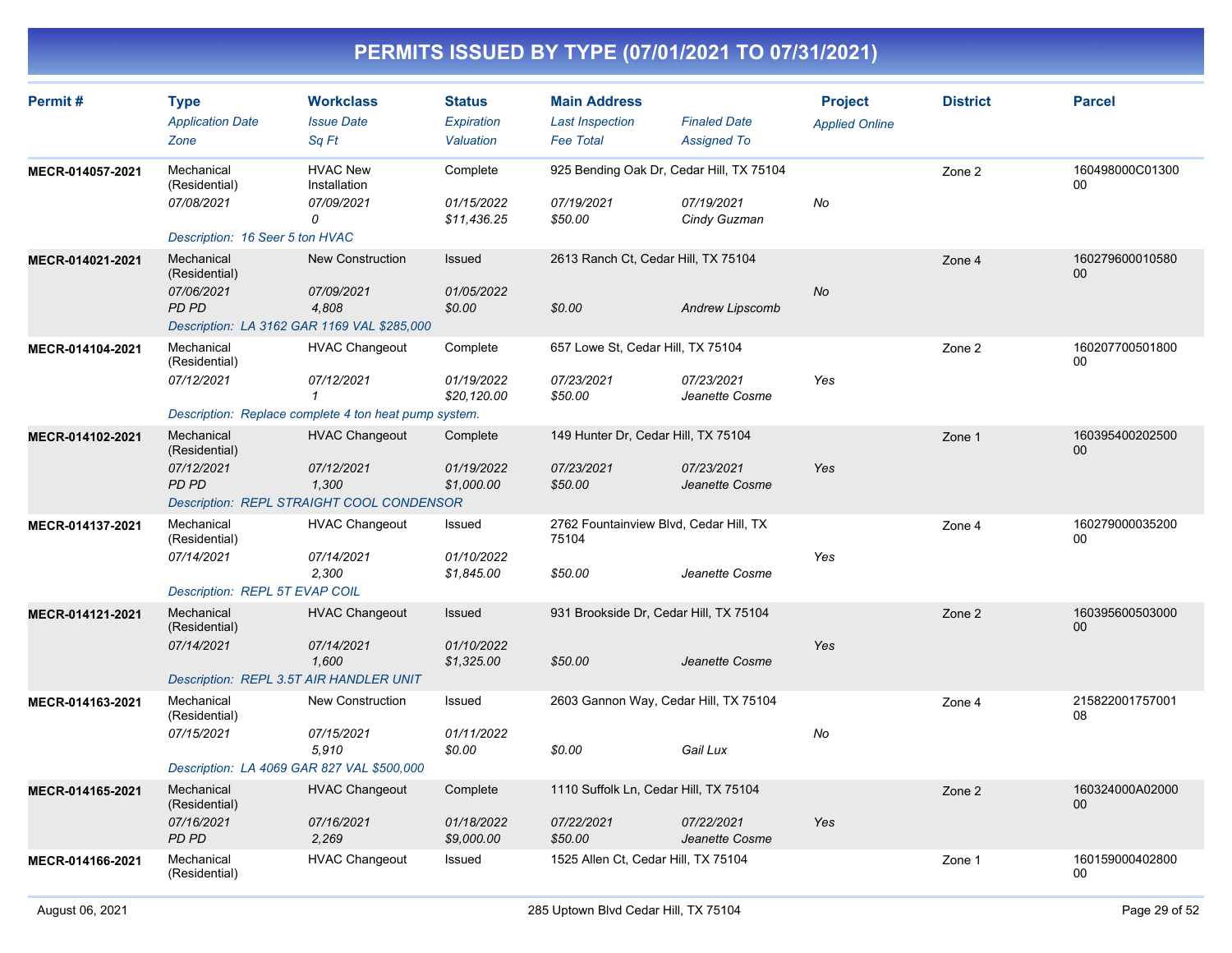# PERMITS ISSUED BY TYPE (07/01/2021 TO 07/31/2021)

| Permit # | Type<br>*Application Date*<br>*Zone* | Workclass<br>*Issue Date*<br>*Sq Ft* | Status<br>*Expiration*<br>*Valuation* | Main Address<br>*Last Inspection*<br>*Fee Total* | *Finaled Date*<br>*Assigned To* | Project<br>*Applied Online* | District | Parcel |
|---|---|---|---|---|---|---|---|---|
| MECR-014057-2021 | Mechanical (Residential)<br>*07/08/2021* | HVAC New Installation<br>*07/09/2021*<br>*0* | Complete<br>*01/15/2022*<br>*$11,436.25* | 925 Bending Oak Dr, Cedar Hill, TX 75104<br>*07/19/2021*<br>*$50.00* | *07/19/2021*<br>*Cindy Guzman* | *No* | Zone 2 | 160498000C0130000 |
| | *Description: 16 Seer 5 ton HVAC* | | | | | | | |
| MECR-014021-2021 | Mechanical (Residential)<br>*07/06/2021*<br>*PD PD* | New Construction<br>*07/09/2021*<br>*4,808* | Issued<br>*01/05/2022*<br>*$0.00* | 2613 Ranch Ct, Cedar Hill, TX 75104<br><br>*$0.00* | <br>*Andrew Lipscomb* | *No* | Zone 4 | 16027960001058000 |
| | *Description: LA 3162 GAR 1169 VAL $285,000* | | | | | | | |
| MECR-014104-2021 | Mechanical (Residential)<br>*07/12/2021* | HVAC Changeout<br>*07/12/2021*<br>*1* | Complete<br>*01/19/2022*<br>*$20,120.00* | 657 Lowe St, Cedar Hill, TX 75104<br>*07/23/2021*<br>*$50.00* | *07/23/2021*<br>*Jeanette Cosme* | *Yes* | Zone 2 | 16020770050180000 |
| | *Description: Replace complete 4 ton heat pump system.* | | | | | | | |
| MECR-014102-2021 | Mechanical (Residential)<br>*07/12/2021*<br>*PD PD* | HVAC Changeout<br>*07/12/2021*<br>*1,300* | Complete<br>*01/19/2022*<br>*$1,000.00* | 149 Hunter Dr, Cedar Hill, TX 75104<br>*07/23/2021*<br>*$50.00* | *07/23/2021*<br>*Jeanette Cosme* | *Yes* | Zone 1 | 16039540020250000 |
| | *Description: REPL STRAIGHT COOL CONDENSOR* | | | | | | | |
| MECR-014137-2021 | Mechanical (Residential)<br>*07/14/2021* | HVAC Changeout<br>*07/14/2021*<br>*2,300* | Issued<br>*01/10/2022*<br>*$1,845.00* | 2762 Fountainview Blvd, Cedar Hill, TX 75104<br><br>*$50.00* | <br>*Jeanette Cosme* | *Yes* | Zone 4 | 16027900003520000 |
| | *Description: REPL 5T EVAP COIL* | | | | | | | |
| MECR-014121-2021 | Mechanical (Residential)<br>*07/14/2021* | HVAC Changeout<br>*07/14/2021*<br>*1,600* | Issued<br>*01/10/2022*<br>*$1,325.00* | 931 Brookside Dr, Cedar Hill, TX 75104<br><br>*$50.00* | <br>*Jeanette Cosme* | *Yes* | Zone 2 | 16039560050300000 |
| | *Description: REPL 3.5T AIR HANDLER UNIT* | | | | | | | |
| MECR-014163-2021 | Mechanical (Residential)<br>*07/15/2021* | New Construction<br>*07/15/2021*<br>*5,910* | Issued<br>*01/11/2022*<br>*$0.00* | 2603 Gannon Way, Cedar Hill, TX 75104<br><br>*$0.00* | <br>*Gail Lux* | *No* | Zone 4 | 21582200175700108 |
| | *Description: LA 4069 GAR 827 VAL $500,000* | | | | | | | |
| MECR-014165-2021 | Mechanical (Residential)<br>*07/16/2021*<br>*PD PD* | HVAC Changeout<br>*07/16/2021*<br>*2,269* | Complete<br>*01/18/2022*<br>*$9,000.00* | 1110 Suffolk Ln, Cedar Hill, TX 75104<br>*07/22/2021*<br>*$50.00* | *07/22/2021*<br>*Jeanette Cosme* | *Yes* | Zone 2 | 160324000A0200000 |
| MECR-014166-2021 | Mechanical (Residential) | HVAC Changeout | Issued | 1525 Allen Ct, Cedar Hill, TX 75104 | | | Zone 1 | 16015900040280000 |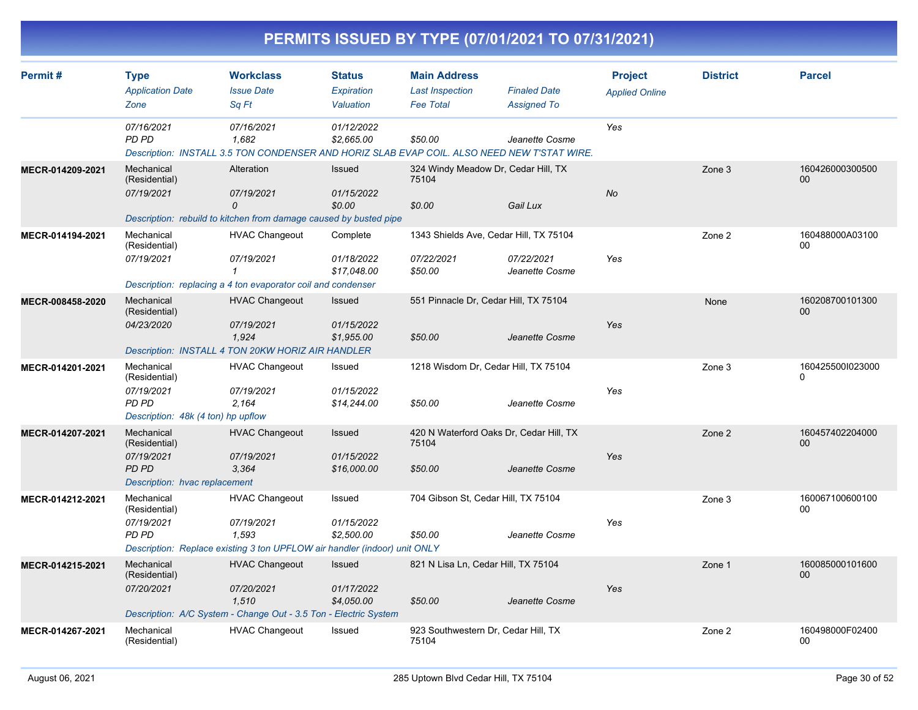# PERMITS ISSUED BY TYPE (07/01/2021 TO 07/31/2021)

| Permit # | Type / Application Date / Zone | Workclass / Issue Date / Sq Ft | Status / Expiration / Valuation | Main Address / Last Inspection / Fee Total | Finaled Date / Assigned To | Project / Applied Online | District | Parcel |
|---|---|---|---|---|---|---|---|---|
| | 07/16/2021<br>PD PD | 07/16/2021<br>1,682 | 01/12/2022<br>$2,665.00 | <br>$50.00 | <br>Jeanette Cosme | Yes | | |
| | Description: INSTALL 3.5 TON CONDENSER AND HORIZ SLAB EVAP COIL. ALSO NEED NEW T'STAT WIRE. | | | | | | | |
| MECR-014209-2021 | Mechanical (Residential)<br>07/19/2021 | Alteration<br>07/19/2021<br>0 | Issued<br>01/15/2022<br>$0.00 | 324 Windy Meadow Dr, Cedar Hill, TX 75104<br><br>$0.00 | <br>Gail Lux | No | Zone 3 | 16042600030050000 |
| | Description: rebuild to kitchen from damage caused by busted pipe | | | | | | | |
| MECR-014194-2021 | Mechanical (Residential)<br>07/19/2021 | HVAC Changeout<br>07/19/2021<br>1 | Complete<br>01/18/2022<br>$17,048.00 | 1343 Shields Ave, Cedar Hill, TX 75104<br>07/22/2021<br>$50.00 | 07/22/2021<br>Jeanette Cosme | Yes | Zone 2 | 160488000A0310000 |
| | Description: replacing a 4 ton evaporator coil and condenser | | | | | | | |
| MECR-008458-2020 | Mechanical (Residential)<br>04/23/2020 | HVAC Changeout<br>07/19/2021<br>1,924 | Issued<br>01/15/2022<br>$1,955.00 | 551 Pinnacle Dr, Cedar Hill, TX 75104<br><br>$50.00 | <br>Jeanette Cosme | Yes | None | 16020870010130000 |
| | Description: INSTALL 4 TON 20KW HORIZ AIR HANDLER | | | | | | | |
| MECR-014201-2021 | Mechanical (Residential)<br>07/19/2021<br>PD PD | HVAC Changeout<br>07/19/2021<br>2,164 | Issued<br>01/15/2022<br>$14,244.00 | 1218 Wisdom Dr, Cedar Hill, TX 75104<br><br>$50.00 | <br>Jeanette Cosme | Yes | Zone 3 | 160425500I0230000 |
| | Description: 48k (4 ton) hp upflow | | | | | | | |
| MECR-014207-2021 | Mechanical (Residential)<br>07/19/2021<br>PD PD | HVAC Changeout<br>07/19/2021<br>3,364 | Issued<br>01/15/2022<br>$16,000.00 | 420 N Waterford Oaks Dr, Cedar Hill, TX 75104<br><br>$50.00 | <br>Jeanette Cosme | Yes | Zone 2 | 16045740220400000 |
| | Description: hvac replacement | | | | | | | |
| MECR-014212-2021 | Mechanical (Residential)<br>07/19/2021<br>PD PD | HVAC Changeout<br>07/19/2021<br>1,593 | Issued<br>01/15/2022<br>$2,500.00 | 704 Gibson St, Cedar Hill, TX 75104<br><br>$50.00 | <br>Jeanette Cosme | Yes | Zone 3 | 16006710060010000 |
| | Description: Replace existing 3 ton UPFLOW air handler (indoor) unit ONLY | | | | | | | |
| MECR-014215-2021 | Mechanical (Residential)<br>07/20/2021 | HVAC Changeout<br>07/20/2021<br>1,510 | Issued<br>01/17/2022<br>$4,050.00 | 821 N Lisa Ln, Cedar Hill, TX 75104<br><br>$50.00 | <br>Jeanette Cosme | Yes | Zone 1 | 16008500010160000 |
| | Description: A/C System - Change Out - 3.5 Ton - Electric System | | | | | | | |
| MECR-014267-2021 | Mechanical (Residential) | HVAC Changeout | Issued | 923 Southwestern Dr, Cedar Hill, TX 75104 | | | Zone 2 | 160498000F0240000 |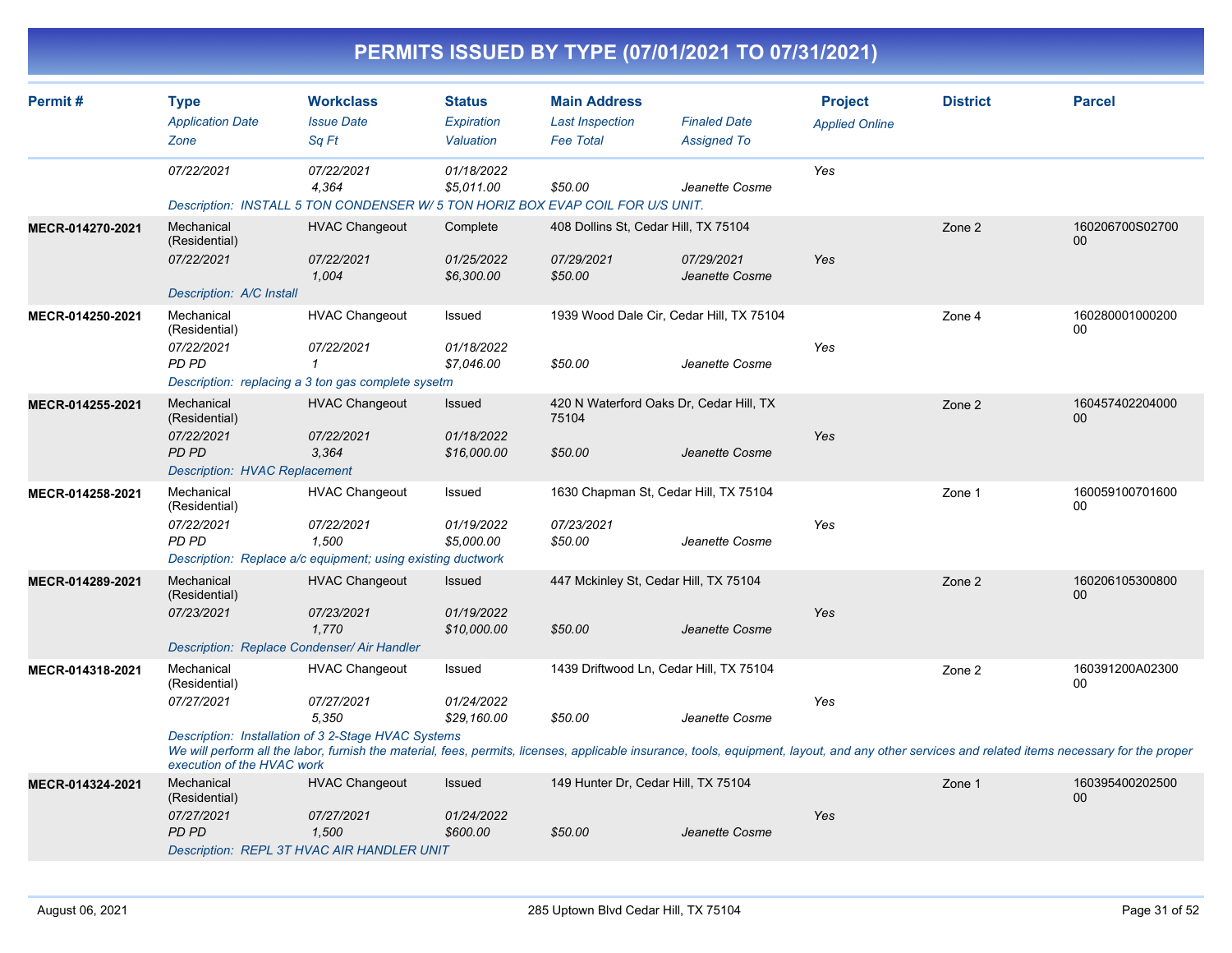# PERMITS ISSUED BY TYPE (07/01/2021 TO 07/31/2021)

| Permit # | Type / Application Date / Zone | Workclass / Issue Date / Sq Ft | Status / Expiration / Valuation | Main Address / Last Inspection / Fee Total | Finaled Date / Assigned To | Project / Applied Online | District | Parcel |
|---|---|---|---|---|---|---|---|---|
| | 07/22/2021 | 07/22/2021<br>4,364 | 01/18/2022<br>$5,011.00 | $50.00 | Jeanette Cosme | Yes | | |
| | Description: INSTALL 5 TON CONDENSER W/ 5 TON HORIZ BOX EVAP COIL FOR U/S UNIT. | | | | | | | |
| MECR-014270-2021 | Mechanical (Residential)<br>07/22/2021 | HVAC Changeout<br>07/22/2021<br>1,004 | Complete<br>01/25/2022<br>$6,300.00 | 408 Dollins St, Cedar Hill, TX 75104<br>07/29/2021<br>$50.00 | 07/29/2021<br>Jeanette Cosme | Yes | Zone 2 | 160206700S0270000 |
| | Description: A/C Install | | | | | | | |
| MECR-014250-2021 | Mechanical (Residential)<br>07/22/2021<br>PD PD | HVAC Changeout<br>07/22/2021<br>1 | Issued<br>01/18/2022<br>$7,046.00 | 1939 Wood Dale Cir, Cedar Hill, TX 75104<br>$50.00 | Jeanette Cosme | Yes | Zone 4 | 16028000100020000 |
| | Description: replacing a 3 ton gas complete sysetm | | | | | | | |
| MECR-014255-2021 | Mechanical (Residential)<br>07/22/2021<br>PD PD | HVAC Changeout<br>07/22/2021<br>3,364 | Issued<br>01/18/2022<br>$16,000.00 | 420 N Waterford Oaks Dr, Cedar Hill, TX 75104<br>$50.00 | Jeanette Cosme | Yes | Zone 2 | 16045740220400000 |
| | Description: HVAC Replacement | | | | | | | |
| MECR-014258-2021 | Mechanical (Residential)<br>07/22/2021<br>PD PD | HVAC Changeout<br>07/22/2021<br>1,500 | Issued<br>01/19/2022<br>$5,000.00 | 1630 Chapman St, Cedar Hill, TX 75104<br>07/23/2021<br>$50.00 | Jeanette Cosme | Yes | Zone 1 | 16005910070160000 |
| | Description: Replace a/c equipment; using existing ductwork | | | | | | | |
| MECR-014289-2021 | Mechanical (Residential)<br>07/23/2021 | HVAC Changeout<br>07/23/2021<br>1,770 | Issued<br>01/19/2022<br>$10,000.00 | 447 Mckinley St, Cedar Hill, TX 75104<br>$50.00 | Jeanette Cosme | Yes | Zone 2 | 16020610530080000 |
| | Description: Replace Condenser/ Air Handler | | | | | | | |
| MECR-014318-2021 | Mechanical (Residential)<br>07/27/2021 | HVAC Changeout<br>07/27/2021<br>5,350 | Issued<br>01/24/2022<br>$29,160.00 | 1439 Driftwood Ln, Cedar Hill, TX 75104<br>$50.00 | Jeanette Cosme | Yes | Zone 2 | 160391200A0230000 |
| | Description: Installation of 3 2-Stage HVAC Systems We will perform all the labor, furnish the material, fees, permits, licenses, applicable insurance, tools, equipment, layout, and any other services and related items necessary for the proper execution of the HVAC work | | | | | | | |
| MECR-014324-2021 | Mechanical (Residential)<br>07/27/2021<br>PD PD | HVAC Changeout<br>07/27/2021<br>1,500 | Issued<br>01/24/2022<br>$600.00 | 149 Hunter Dr, Cedar Hill, TX 75104<br>$50.00 | Jeanette Cosme | Yes | Zone 1 | 16039540020250000 |
| | Description: REPL 3T HVAC AIR HANDLER UNIT | | | | | | | |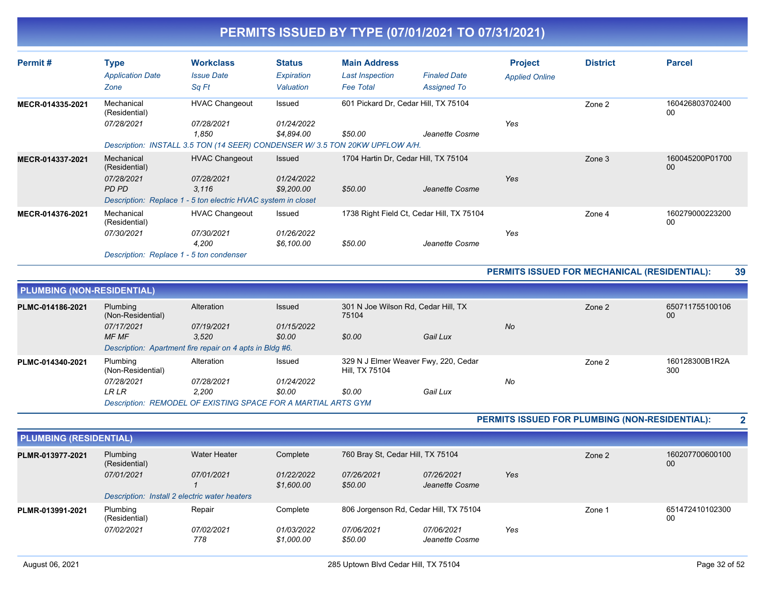# PERMITS ISSUED BY TYPE (07/01/2021 TO 07/31/2021)

| Permit # | Type / Application Date / Zone | Workclass / Issue Date / Sq Ft | Status / Expiration / Valuation | Main Address / Last Inspection / Fee Total | Finaled Date / Assigned To | Project / Applied Online | District | Parcel |
|---|---|---|---|---|---|---|---|---|
| MECR-014335-2021 | Mechanical (Residential) | HVAC Changeout | Issued | 601 Pickard Dr, Cedar Hill, TX 75104 | | | Zone 2 | 16042680370240000 |
| | 07/28/2021 | 07/28/2021 | 01/24/2022 | | | Yes | | |
| | | 1,850 | $4,894.00 | $50.00 | Jeanette Cosme | | | |
| | Description: INSTALL 3.5 TON (14 SEER) CONDENSER W/ 3.5 TON 20KW UPFLOW A/H. | | | | | | | |
| MECR-014337-2021 | Mechanical (Residential) | HVAC Changeout | Issued | 1704 Hartin Dr, Cedar Hill, TX 75104 | | | Zone 3 | 160045200P0170000 |
| | 07/28/2021 | 07/28/2021 | 01/24/2022 | | | Yes | | |
| | PD PD | 3,116 | $9,200.00 | $50.00 | Jeanette Cosme | | | |
| | Description: Replace 1 - 5 ton electric HVAC system in closet | | | | | | | |
| MECR-014376-2021 | Mechanical (Residential) | HVAC Changeout | Issued | 1738 Right Field Ct, Cedar Hill, TX 75104 | | | Zone 4 | 16027900022320000 |
| | 07/30/2021 | 07/30/2021 | 01/26/2022 | | | Yes | | |
| | | 4,200 | $6,100.00 | $50.00 | Jeanette Cosme | | | |
| | Description: Replace 1 - 5 ton condenser | | | | | | | |

**PERMITS ISSUED FOR MECHANICAL (RESIDENTIAL): 39**

## PLUMBING (NON-RESIDENTIAL)

| Permit # | Type / Application Date / Zone | Workclass / Issue Date / Sq Ft | Status / Expiration / Valuation | Main Address / Last Inspection / Fee Total | Finaled Date / Assigned To | Project / Applied Online | District | Parcel |
|---|---|---|---|---|---|---|---|---|
| PLMC-014186-2021 | Plumbing (Non-Residential) | Alteration | Issued | 301 N Joe Wilson Rd, Cedar Hill, TX 75104 | | | Zone 2 | 65071175510010600 |
| | 07/17/2021 | 07/19/2021 | 01/15/2022 | | | No | | |
| | MF MF | 3,520 | $0.00 | $0.00 | Gail Lux | | | |
| | Description: Apartment fire repair on 4 apts in Bldg #6. | | | | | | | |
| PLMC-014340-2021 | Plumbing (Non-Residential) | Alteration | Issued | 329 N J Elmer Weaver Fwy, 220, Cedar Hill, TX 75104 | | | Zone 2 | 160128300B1R2A300 |
| | 07/28/2021 | 07/28/2021 | 01/24/2022 | | | No | | |
| | LR LR | 2,200 | $0.00 | $0.00 | Gail Lux | | | |
| | Description: REMODEL OF EXISTING SPACE FOR A MARTIAL ARTS GYM | | | | | | | |

**PERMITS ISSUED FOR PLUMBING (NON-RESIDENTIAL): 2**

## PLUMBING (RESIDENTIAL)

| Permit # | Type / Application Date / Zone | Workclass / Issue Date / Sq Ft | Status / Expiration / Valuation | Main Address / Last Inspection / Fee Total | Finaled Date / Assigned To | Project / Applied Online | District | Parcel |
|---|---|---|---|---|---|---|---|---|
| PLMR-013977-2021 | Plumbing (Residential) | Water Heater | Complete | 760 Bray St, Cedar Hill, TX 75104 | | | Zone 2 | 16020770060010000 |
| | 07/01/2021 | 07/01/2021 | 01/22/2022 | 07/26/2021 | 07/26/2021 | Yes | | |
| | | 1 | $1,600.00 | $50.00 | Jeanette Cosme | | | |
| | Description: Install 2 electric water heaters | | | | | | | |
| PLMR-013991-2021 | Plumbing (Residential) | Repair | Complete | 806 Jorgenson Rd, Cedar Hill, TX 75104 | | | Zone 1 | 65147241010230000 |
| | 07/02/2021 | 07/02/2021 | 01/03/2022 | 07/06/2021 | 07/06/2021 | Yes | | |
| | | 778 | $1,000.00 | $50.00 | Jeanette Cosme | | | |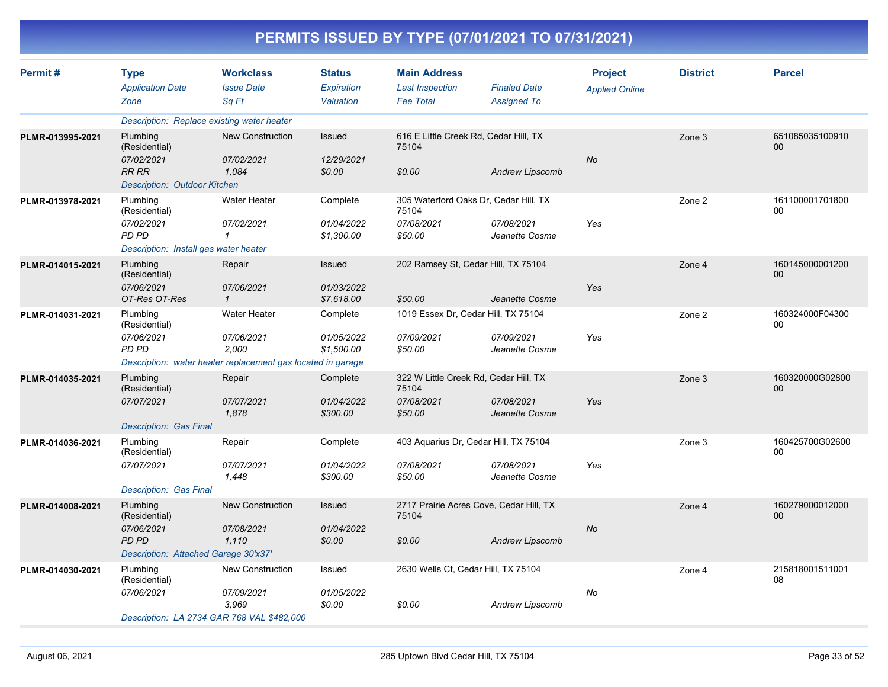# PERMITS ISSUED BY TYPE (07/01/2021 TO 07/31/2021)

| Permit # | Type / Application Date / Zone | Workclass / Issue Date / Sq Ft | Status / Expiration / Valuation | Main Address / Last Inspection / Fee Total | Finaled Date / Assigned To | Project / Applied Online | District | Parcel |
|---|---|---|---|---|---|---|---|---|
| | Description: Replace existing water heater | | | | | | | |
| PLMR-013995-2021 | Plumbing (Residential) | New Construction | Issued | 616 E Little Creek Rd, Cedar Hill, TX 75104 | | | Zone 3 | 65108503510091000 |
| | 07/02/2021 | 07/02/2021 | 12/29/2021 | | | No | | |
| | RR RR | 1,084 | $0.00 | $0.00 | Andrew Lipscomb | | | |
| | Description: Outdoor Kitchen | | | | | | | |
| PLMR-013978-2021 | Plumbing (Residential) | Water Heater | Complete | 305 Waterford Oaks Dr, Cedar Hill, TX 75104 | | | Zone 2 | 16110000170180000 |
| | 07/02/2021 | 07/02/2021 | 01/04/2022 | 07/08/2021 | 07/08/2021 | Yes | | |
| | PD PD | 1 | $1,300.00 | $50.00 | Jeanette Cosme | | | |
| | Description: Install gas water heater | | | | | | | |
| PLMR-014015-2021 | Plumbing (Residential) | Repair | Issued | 202 Ramsey St, Cedar Hill, TX 75104 | | | Zone 4 | 16014500000120000 |
| | 07/06/2021 | 07/06/2021 | 01/03/2022 | | | Yes | | |
| | OT-Res OT-Res | 1 | $7,618.00 | $50.00 | Jeanette Cosme | | | |
| PLMR-014031-2021 | Plumbing (Residential) | Water Heater | Complete | 1019 Essex Dr, Cedar Hill, TX 75104 | | | Zone 2 | 160324000F0430000 |
| | 07/06/2021 | 07/06/2021 | 01/05/2022 | 07/09/2021 | 07/09/2021 | Yes | | |
| | PD PD | 2,000 | $1,500.00 | $50.00 | Jeanette Cosme | | | |
| | Description: water heater replacement gas located in garage | | | | | | | |
| PLMR-014035-2021 | Plumbing (Residential) | Repair | Complete | 322 W Little Creek Rd, Cedar Hill, TX 75104 | | | Zone 3 | 160320000G0280000 |
| | 07/07/2021 | 07/07/2021 | 01/04/2022 | 07/08/2021 | 07/08/2021 | Yes | | |
| | | 1,878 | $300.00 | $50.00 | Jeanette Cosme | | | |
| | Description: Gas Final | | | | | | | |
| PLMR-014036-2021 | Plumbing (Residential) | Repair | Complete | 403 Aquarius Dr, Cedar Hill, TX 75104 | | | Zone 3 | 160425700G0260000 |
| | 07/07/2021 | 07/07/2021 | 01/04/2022 | 07/08/2021 | 07/08/2021 | Yes | | |
| | | 1,448 | $300.00 | $50.00 | Jeanette Cosme | | | |
| | Description: Gas Final | | | | | | | |
| PLMR-014008-2021 | Plumbing (Residential) | New Construction | Issued | 2717 Prairie Acres Cove, Cedar Hill, TX 75104 | | | Zone 4 | 16027900001200000 |
| | 07/06/2021 | 07/08/2021 | 01/04/2022 | | | No | | |
| | PD PD | 1,110 | $0.00 | $0.00 | Andrew Lipscomb | | | |
| | Description: Attached Garage 30'x37' | | | | | | | |
| PLMR-014030-2021 | Plumbing (Residential) | New Construction | Issued | 2630 Wells Ct, Cedar Hill, TX 75104 | | | Zone 4 | 21581800151100108 |
| | 07/06/2021 | 07/09/2021 | 01/05/2022 | | | No | | |
| | | 3,969 | $0.00 | $0.00 | Andrew Lipscomb | | | |
| | Description: LA 2734 GAR 768 VAL $482,000 | | | | | | | |

August 06, 2021 — 285 Uptown Blvd Cedar Hill, TX 75104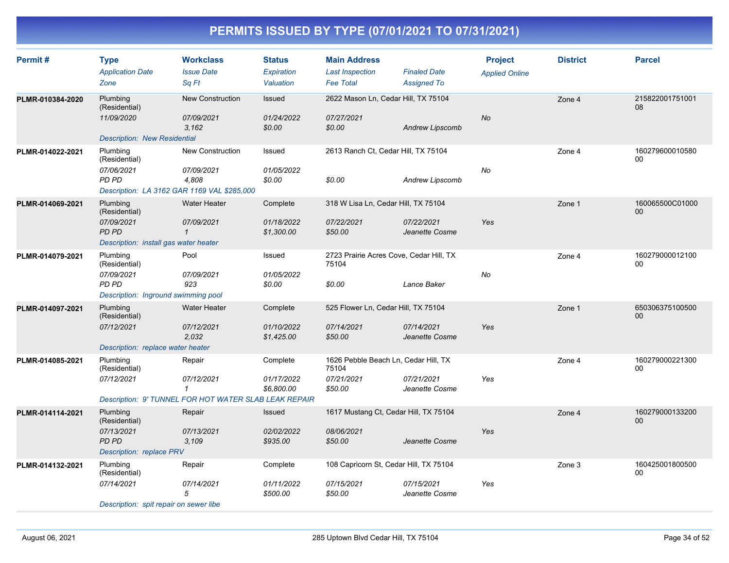# PERMITS ISSUED BY TYPE (07/01/2021 TO 07/31/2021)

| Permit # | Type / Application Date / Zone | Workclass / Issue Date / Sq Ft | Status / Expiration / Valuation | Main Address / Last Inspection / Fee Total | Finaled Date / Assigned To | Project / Applied Online | District | Parcel |
|---|---|---|---|---|---|---|---|---|
| PLMR-010384-2020 | Plumbing (Residential) | New Construction | Issued | 2622 Mason Ln, Cedar Hill, TX 75104 | | | Zone 4 | 21582200175100108 |
| | 11/09/2020 | 07/09/2021 | 01/24/2022 | 07/27/2021 | | No | | |
| | | 3,162 | $0.00 | $0.00 | Andrew Lipscomb | | | |
| | Description: New Residential | | | | | | | |
| PLMR-014022-2021 | Plumbing (Residential) | New Construction | Issued | 2613 Ranch Ct, Cedar Hill, TX 75104 | | | Zone 4 | 16027960001058000 |
| | 07/06/2021 | 07/09/2021 | 01/05/2022 | | | No | | |
| | PD PD | 4,808 | $0.00 | $0.00 | Andrew Lipscomb | | | |
| | Description: LA 3162 GAR 1169 VAL $285,000 | | | | | | | |
| PLMR-014069-2021 | Plumbing (Residential) | Water Heater | Complete | 318 W Lisa Ln, Cedar Hill, TX 75104 | | | Zone 1 | 160065500C0100000 |
| | 07/09/2021 | 07/09/2021 | 01/18/2022 | 07/22/2021 | 07/22/2021 | Yes | | |
| | PD PD | 1 | $1,300.00 | $50.00 | Jeanette Cosme | | | |
| | Description: install gas water heater | | | | | | | |
| PLMR-014079-2021 | Plumbing (Residential) | Pool | Issued | 2723 Prairie Acres Cove, Cedar Hill, TX 75104 | | | Zone 4 | 16027900001210000 |
| | 07/09/2021 | 07/09/2021 | 01/05/2022 | | | No | | |
| | PD PD | 923 | $0.00 | $0.00 | Lance Baker | | | |
| | Description: Inground swimming pool | | | | | | | |
| PLMR-014097-2021 | Plumbing (Residential) | Water Heater | Complete | 525 Flower Ln, Cedar Hill, TX 75104 | | | Zone 1 | 65030637510050000 |
| | 07/12/2021 | 07/12/2021 | 01/10/2022 | 07/14/2021 | 07/14/2021 | Yes | | |
| | | 2,032 | $1,425.00 | $50.00 | Jeanette Cosme | | | |
| | Description: replace water heater | | | | | | | |
| PLMR-014085-2021 | Plumbing (Residential) | Repair | Complete | 1626 Pebble Beach Ln, Cedar Hill, TX 75104 | | | Zone 4 | 16027900022130000 |
| | 07/12/2021 | 07/12/2021 | 01/17/2022 | 07/21/2021 | 07/21/2021 | Yes | | |
| | | 1 | $6,800.00 | $50.00 | Jeanette Cosme | | | |
| | Description: 9' TUNNEL FOR HOT WATER SLAB LEAK REPAIR | | | | | | | |
| PLMR-014114-2021 | Plumbing (Residential) | Repair | Issued | 1617 Mustang Ct, Cedar Hill, TX 75104 | | | Zone 4 | 16027900013320000 |
| | 07/13/2021 | 07/13/2021 | 02/02/2022 | 08/06/2021 | | Yes | | |
| | PD PD | 3,109 | $935.00 | $50.00 | Jeanette Cosme | | | |
| | Description: replace PRV | | | | | | | |
| PLMR-014132-2021 | Plumbing (Residential) | Repair | Complete | 108 Capricorn St, Cedar Hill, TX 75104 | | | Zone 3 | 16042500180050000 |
| | 07/14/2021 | 07/14/2021 | 01/11/2022 | 07/15/2021 | 07/15/2021 | Yes | | |
| | | 5 | $500.00 | $50.00 | Jeanette Cosme | | | |
| | Description: spit repair on sewer libe | | | | | | | |

August 06, 2021 — 285 Uptown Blvd Cedar Hill, TX 75104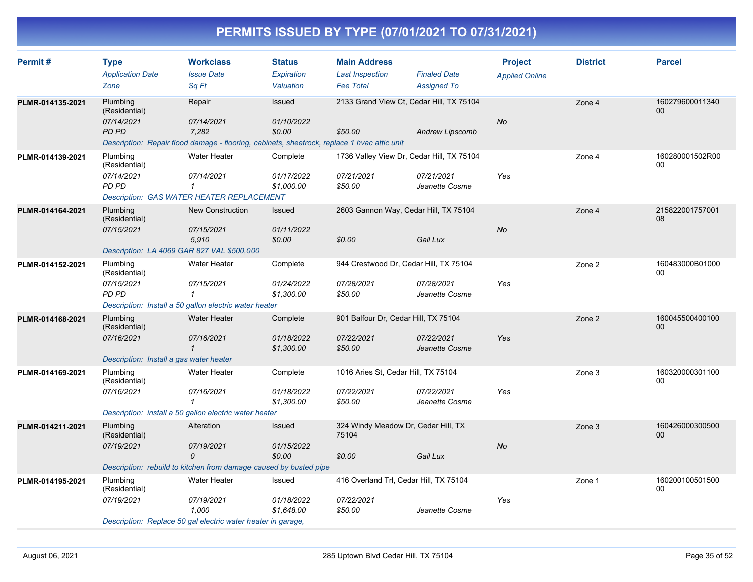# PERMITS ISSUED BY TYPE (07/01/2021 TO 07/31/2021)

| Permit # | Type | Workclass | Status | Main Address | | Project | District | Parcel |
|---|---|---|---|---|---|---|---|---|
| | *Application Date* | *Issue Date* | *Expiration* | *Last Inspection* | *Finaled Date* | *Applied Online* | | |
| | *Zone* | *Sq Ft* | *Valuation* | *Fee Total* | *Assigned To* | | | |
| **PLMR-014135-2021** | Plumbing (Residential) | Repair | Issued | 2133 Grand View Ct, Cedar Hill, TX 75104 | | | Zone 4 | 16027960001134000 |
| | *07/14/2021* | *07/14/2021* | *01/10/2022* | | | *No* | | |
| | *PD PD* | *7,282* | *$0.00* | *$50.00* | *Andrew Lipscomb* | | | |
| | *Description: Repair flood damage - flooring, cabinets, sheetrock, replace 1 hvac attic unit* | | | | | | | |
| **PLMR-014139-2021** | Plumbing (Residential) | Water Heater | Complete | 1736 Valley View Dr, Cedar Hill, TX 75104 | | | Zone 4 | 160280001502R0000 |
| | *07/14/2021* | *07/14/2021* | *01/17/2022* | *07/21/2021* | *07/21/2021* | *Yes* | | |
| | *PD PD* | *1* | *$1,000.00* | *$50.00* | *Jeanette Cosme* | | | |
| | *Description: GAS WATER HEATER REPLACEMENT* | | | | | | | |
| **PLMR-014164-2021** | Plumbing (Residential) | New Construction | Issued | 2603 Gannon Way, Cedar Hill, TX 75104 | | | Zone 4 | 21582200175700108 |
| | *07/15/2021* | *07/15/2021* | *01/11/2022* | | | *No* | | |
| | | *5,910* | *$0.00* | *$0.00* | *Gail Lux* | | | |
| | *Description: LA 4069 GAR 827 VAL $500,000* | | | | | | | |
| **PLMR-014152-2021** | Plumbing (Residential) | Water Heater | Complete | 944 Crestwood Dr, Cedar Hill, TX 75104 | | | Zone 2 | 160483000B0100000 |
| | *07/15/2021* | *07/15/2021* | *01/24/2022* | *07/28/2021* | *07/28/2021* | *Yes* | | |
| | *PD PD* | *1* | *$1,300.00* | *$50.00* | *Jeanette Cosme* | | | |
| | *Description: Install a 50 gallon electric water heater* | | | | | | | |
| **PLMR-014168-2021** | Plumbing (Residential) | Water Heater | Complete | 901 Balfour Dr, Cedar Hill, TX 75104 | | | Zone 2 | 16004550040010000 |
| | *07/16/2021* | *07/16/2021* | *01/18/2022* | *07/22/2021* | *07/22/2021* | *Yes* | | |
| | | *1* | *$1,300.00* | *$50.00* | *Jeanette Cosme* | | | |
| | *Description: Install a gas water heater* | | | | | | | |
| **PLMR-014169-2021** | Plumbing (Residential) | Water Heater | Complete | 1016 Aries St, Cedar Hill, TX 75104 | | | Zone 3 | 16032000030110000 |
| | *07/16/2021* | *07/16/2021* | *01/18/2022* | *07/22/2021* | *07/22/2021* | *Yes* | | |
| | | *1* | *$1,300.00* | *$50.00* | *Jeanette Cosme* | | | |
| | *Description: install a 50 gallon electric water heater* | | | | | | | |
| **PLMR-014211-2021** | Plumbing (Residential) | Alteration | Issued | 324 Windy Meadow Dr, Cedar Hill, TX 75104 | | | Zone 3 | 16042600030050000 |
| | *07/19/2021* | *07/19/2021* | *01/15/2022* | | | *No* | | |
| | | *0* | *$0.00* | *$0.00* | *Gail Lux* | | | |
| | *Description: rebuild to kitchen from damage caused by busted pipe* | | | | | | | |
| **PLMR-014195-2021** | Plumbing (Residential) | Water Heater | Issued | 416 Overland Trl, Cedar Hill, TX 75104 | | | Zone 1 | 16020010050150000 |
| | *07/19/2021* | *07/19/2021* | *01/18/2022* | *07/22/2021* | | *Yes* | | |
| | | *1,000* | *$1,648.00* | *$50.00* | *Jeanette Cosme* | | | |
| | *Description: Replace 50 gal electric water heater in garage,* | | | | | | | |

August 06, 2021 — 285 Uptown Blvd Cedar Hill, TX 75104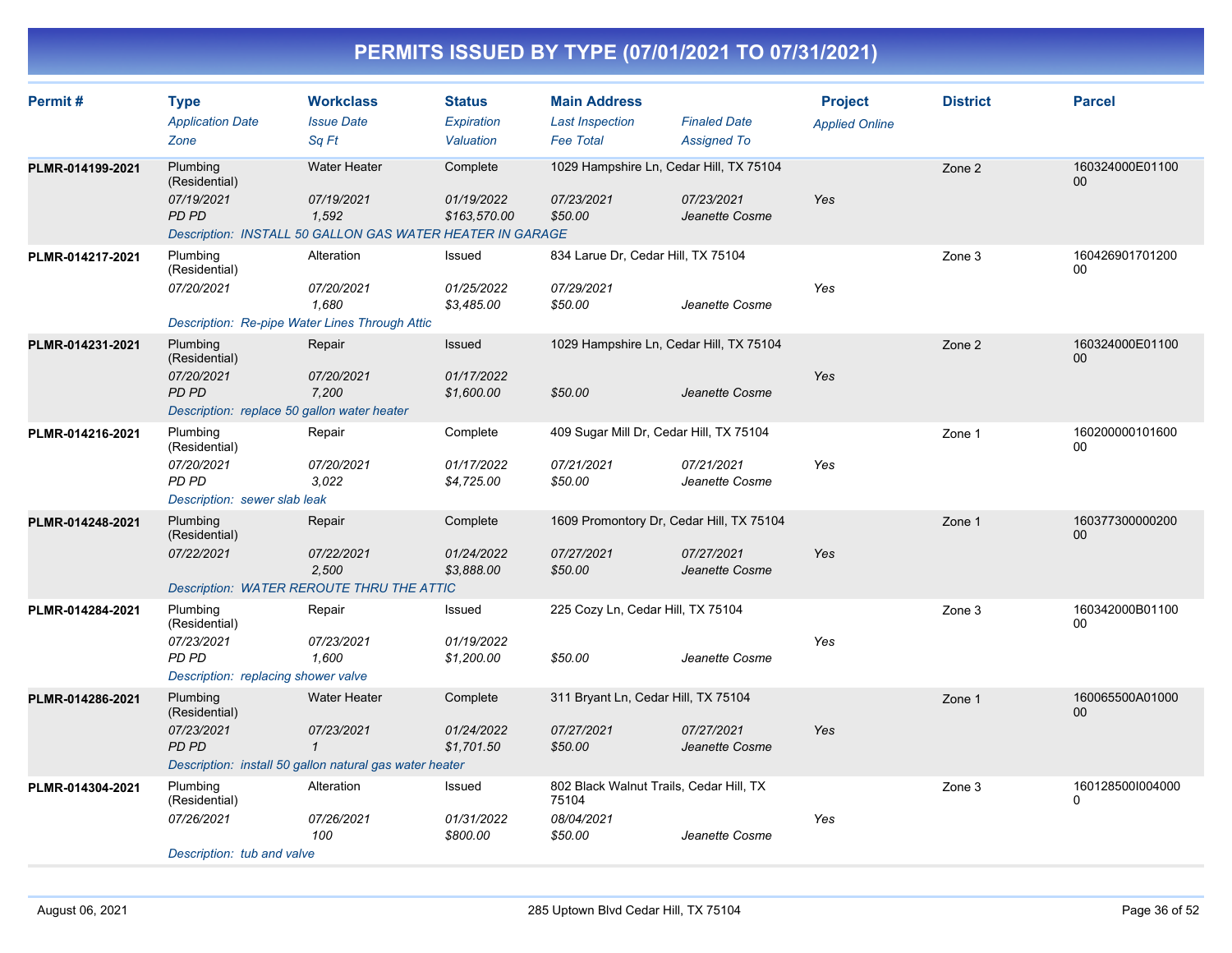# PERMITS ISSUED BY TYPE (07/01/2021 TO 07/31/2021)

| Permit # | Type / Application Date / Zone | Workclass / Issue Date / Sq Ft | Status / Expiration / Valuation | Main Address / Last Inspection / Fee Total | Finaled Date / Assigned To | Project / Applied Online | District | Parcel |
|---|---|---|---|---|---|---|---|---|
| PLMR-014199-2021 | Plumbing (Residential) / 07/19/2021 / PD PD | Water Heater / 07/19/2021 / 1,592 | Complete / 01/19/2022 / $163,570.00 | 1029 Hampshire Ln, Cedar Hill, TX 75104 / 07/23/2021 / $50.00 | 07/23/2021 / Jeanette Cosme | Yes | Zone 2 | 160324000E0110000 |
| | Description: INSTALL 50 GALLON GAS WATER HEATER IN GARAGE | | | | | | | |
| PLMR-014217-2021 | Plumbing (Residential) / 07/20/2021 | Alteration / 07/20/2021 / 1,680 | Issued / 01/25/2022 / $3,485.00 | 834 Larue Dr, Cedar Hill, TX 75104 / 07/29/2021 / $50.00 | Jeanette Cosme | Yes | Zone 3 | 16042690170120000 |
| | Description: Re-pipe Water Lines Through Attic | | | | | | | |
| PLMR-014231-2021 | Plumbing (Residential) / 07/20/2021 / PD PD | Repair / 07/20/2021 / 7,200 | Issued / 01/17/2022 / $1,600.00 | 1029 Hampshire Ln, Cedar Hill, TX 75104 / $50.00 | Jeanette Cosme | Yes | Zone 2 | 160324000E0110000 |
| | Description: replace 50 gallon water heater | | | | | | | |
| PLMR-014216-2021 | Plumbing (Residential) / 07/20/2021 / PD PD | Repair / 07/20/2021 / 3,022 | Complete / 01/17/2022 / $4,725.00 | 409 Sugar Mill Dr, Cedar Hill, TX 75104 / 07/21/2021 / $50.00 | 07/21/2021 / Jeanette Cosme | Yes | Zone 1 | 16020000010160000 |
| | Description: sewer slab leak | | | | | | | |
| PLMR-014248-2021 | Plumbing (Residential) / 07/22/2021 | Repair / 07/22/2021 / 2,500 | Complete / 01/24/2022 / $3,888.00 | 1609 Promontory Dr, Cedar Hill, TX 75104 / 07/27/2021 / $50.00 | 07/27/2021 / Jeanette Cosme | Yes | Zone 1 | 16037730000020000 |
| | Description: WATER REROUTE THRU THE ATTIC | | | | | | | |
| PLMR-014284-2021 | Plumbing (Residential) / 07/23/2021 / PD PD | Repair / 07/23/2021 / 1,600 | Issued / 01/19/2022 / $1,200.00 | 225 Cozy Ln, Cedar Hill, TX 75104 / $50.00 | Jeanette Cosme | Yes | Zone 3 | 160342000B0110000 |
| | Description: replacing shower valve | | | | | | | |
| PLMR-014286-2021 | Plumbing (Residential) / 07/23/2021 / PD PD | Water Heater / 07/23/2021 / 1 | Complete / 01/24/2022 / $1,701.50 | 311 Bryant Ln, Cedar Hill, TX 75104 / 07/27/2021 / $50.00 | 07/27/2021 / Jeanette Cosme | Yes | Zone 1 | 160065500A0100000 |
| | Description: install 50 gallon natural gas water heater | | | | | | | |
| PLMR-014304-2021 | Plumbing (Residential) / 07/26/2021 | Alteration / 07/26/2021 / 100 | Issued / 01/31/2022 / $800.00 | 802 Black Walnut Trails, Cedar Hill, TX 75104 / 08/04/2021 / $50.00 | Jeanette Cosme | Yes | Zone 3 | 160128500I0040000 |
| | Description: tub and valve | | | | | | | |

August 06, 2021 — 285 Uptown Blvd Cedar Hill, TX 75104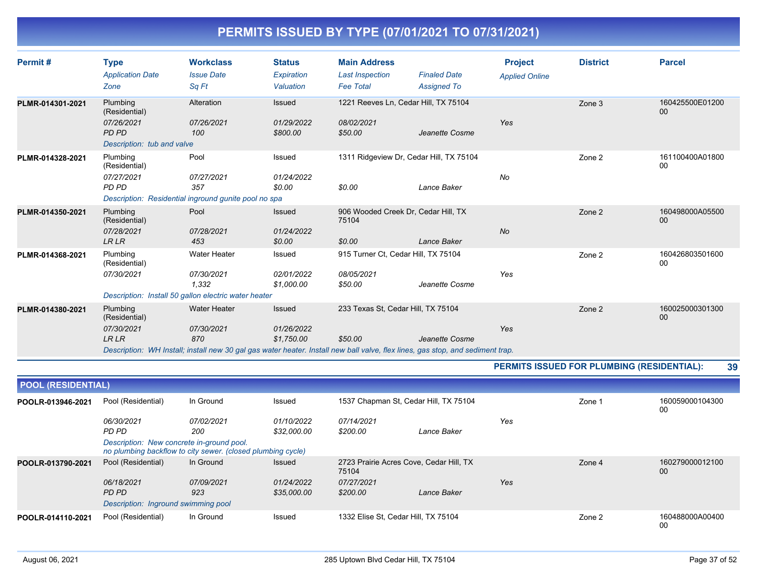# PERMITS ISSUED BY TYPE (07/01/2021 TO 07/31/2021)

| Permit # | Type / Application Date / Zone | Workclass / Issue Date / Sq Ft | Status / Expiration / Valuation | Main Address / Last Inspection / Fee Total | Finaled Date / Assigned To | Project / Applied Online | District | Parcel |
|---|---|---|---|---|---|---|---|---|
| PLMR-014301-2021 | Plumbing (Residential) | Alteration | Issued | 1221 Reeves Ln, Cedar Hill, TX 75104 | | | Zone 3 | 160425500E0120000 |
| | *07/26/2021* | *07/26/2021* | *01/29/2022* | *08/02/2021* | | *Yes* | | |
| | *PD PD* | *100* | *$800.00* | *$50.00* | *Jeanette Cosme* | | | |
| | *Description: tub and valve* | | | | | | | |
| PLMR-014328-2021 | Plumbing (Residential) | Pool | Issued | 1311 Ridgeview Dr, Cedar Hill, TX 75104 | | | Zone 2 | 161100400A0180000 |
| | *07/27/2021* | *07/27/2021* | *01/24/2022* | | | *No* | | |
| | *PD PD* | *357* | *$0.00* | *$0.00* | *Lance Baker* | | | |
| | *Description: Residential inground gunite pool no spa* | | | | | | | |
| PLMR-014350-2021 | Plumbing (Residential) | Pool | Issued | 906 Wooded Creek Dr, Cedar Hill, TX 75104 | | | Zone 2 | 160498000A0550000 |
| | *07/28/2021* | *07/28/2021* | *01/24/2022* | | | *No* | | |
| | *LR LR* | *453* | *$0.00* | *$0.00* | *Lance Baker* | | | |
| PLMR-014368-2021 | Plumbing (Residential) | Water Heater | Issued | 915 Turner Ct, Cedar Hill, TX 75104 | | | Zone 2 | 16042680350160000 |
| | *07/30/2021* | *07/30/2021* | *02/01/2022* | *08/05/2021* | | *Yes* | | |
| | | *1,332* | *$1,000.00* | *$50.00* | *Jeanette Cosme* | | | |
| | *Description: Install 50 gallon electric water heater* | | | | | | | |
| PLMR-014380-2021 | Plumbing (Residential) | Water Heater | Issued | 233 Texas St, Cedar Hill, TX 75104 | | | Zone 2 | 16002500030130000 |
| | *07/30/2021* | *07/30/2021* | *01/26/2022* | | | *Yes* | | |
| | *LR LR* | *870* | *$1,750.00* | *$50.00* | *Jeanette Cosme* | | | |
| | *Description: WH Install; install new 30 gal gas water heater. Install new ball valve, flex lines, gas stop, and sediment trap.* | | | | | | | |

**PERMITS ISSUED FOR PLUMBING (RESIDENTIAL): 39**

## POOL (RESIDENTIAL)

| Permit # | Type / Application Date / Zone | Workclass / Issue Date / Sq Ft | Status / Expiration / Valuation | Main Address / Last Inspection / Fee Total | Finaled Date / Assigned To | Project / Applied Online | District | Parcel |
|---|---|---|---|---|---|---|---|---|
| POOLR-013946-2021 | Pool (Residential) | In Ground | Issued | 1537 Chapman St, Cedar Hill, TX 75104 | | | Zone 1 | 16005900010430000 |
| | *06/30/2021* | *07/02/2021* | *01/10/2022* | *07/14/2021* | | *Yes* | | |
| | *PD PD* | *200* | *$32,000.00* | *$200.00* | *Lance Baker* | | | |
| | *Description: New concrete in-ground pool. no plumbing backflow to city sewer. (closed plumbing cycle)* | | | | | | | |
| POOLR-013790-2021 | Pool (Residential) | In Ground | Issued | 2723 Prairie Acres Cove, Cedar Hill, TX 75104 | | | Zone 4 | 16027900001210000 |
| | *06/18/2021* | *07/09/2021* | *01/24/2022* | *07/27/2021* | | *Yes* | | |
| | *PD PD* | *923* | *$35,000.00* | *$200.00* | *Lance Baker* | | | |
| | *Description: Inground swimming pool* | | | | | | | |
| POOLR-014110-2021 | Pool (Residential) | In Ground | Issued | 1332 Elise St, Cedar Hill, TX 75104 | | | Zone 2 | 160488000A0040000 |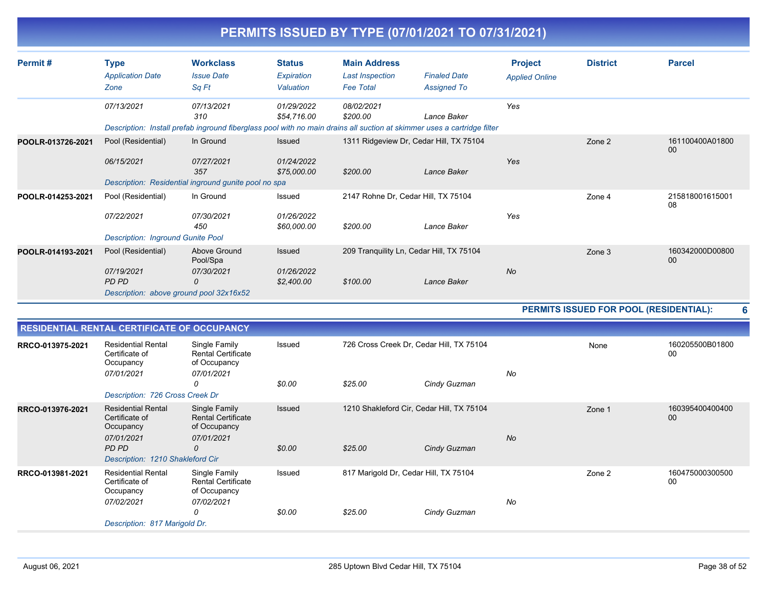# PERMITS ISSUED BY TYPE (07/01/2021 TO 07/31/2021)

| Permit # | Type / Application Date / Zone | Workclass / Issue Date / Sq Ft | Status / Expiration / Valuation | Main Address / Last Inspection / Fee Total | Finaled Date / Assigned To | Project / Applied Online | District | Parcel |
|---|---|---|---|---|---|---|---|---|
| | 07/13/2021 | 07/13/2021<br>310 | 01/29/2022<br>$54,716.00 | 08/02/2021<br>$200.00 | Lance Baker | Yes | | |
| | Description: Install prefab inground fiberglass pool with no main drains all suction at skimmer uses a cartridge filter | | | | | | | |
| POOLR-013726-2021 | Pool (Residential)<br>06/15/2021 | In Ground<br>07/27/2021<br>357 | Issued<br>01/24/2022<br>$75,000.00 | 1311 Ridgeview Dr, Cedar Hill, TX 75104<br>$200.00 | Lance Baker | Yes | Zone 2 | 161100400A01800 00 |
| | Description: Residential inground gunite pool no spa | | | | | | | |
| POOLR-014253-2021 | Pool (Residential)<br>07/22/2021 | In Ground<br>07/30/2021<br>450 | Issued<br>01/26/2022<br>$60,000.00 | 2147 Rohne Dr, Cedar Hill, TX 75104<br>$200.00 | Lance Baker | Yes | Zone 4 | 215818001615001 08 |
| | Description: Inground Gunite Pool | | | | | | | |
| POOLR-014193-2021 | Pool (Residential)<br>07/19/2021<br>PD PD | Above Ground Pool/Spa<br>07/30/2021<br>0 | Issued<br>01/26/2022<br>$2,400.00 | 209 Tranquility Ln, Cedar Hill, TX 75104<br>$100.00 | Lance Baker | No | Zone 3 | 160342000D00800 00 |
| | Description: above ground pool 32x16x52 | | | | | | | |

**PERMITS ISSUED FOR POOL (RESIDENTIAL): 6**

## RESIDENTIAL RENTAL CERTIFICATE OF OCCUPANCY

| Permit # | Type / Application Date / Zone | Workclass / Issue Date / Sq Ft | Status / Expiration / Valuation | Main Address / Last Inspection / Fee Total | Finaled Date / Assigned To | Project / Applied Online | District | Parcel |
|---|---|---|---|---|---|---|---|---|
| RRCO-013975-2021 | Residential Rental Certificate of Occupancy<br>07/01/2021 | Single Family Rental Certificate of Occupancy<br>07/01/2021<br>0 | Issued<br><br>$0.00 | 726 Cross Creek Dr, Cedar Hill, TX 75104<br>$25.00 | Cindy Guzman | No | None | 160205500B01800 00 |
| | Description: 726 Cross Creek Dr | | | | | | | |
| RRCO-013976-2021 | Residential Rental Certificate of Occupancy<br>07/01/2021<br>PD PD | Single Family Rental Certificate of Occupancy<br>07/01/2021<br>0 | Issued<br><br>$0.00 | 1210 Shakleford Cir, Cedar Hill, TX 75104<br>$25.00 | Cindy Guzman | No | Zone 1 | 160395400400400 00 |
| | Description: 1210 Shakleford Cir | | | | | | | |
| RRCO-013981-2021 | Residential Rental Certificate of Occupancy<br>07/02/2021 | Single Family Rental Certificate of Occupancy<br>07/02/2021<br>0 | Issued<br><br>$0.00 | 817 Marigold Dr, Cedar Hill, TX 75104<br>$25.00 | Cindy Guzman | No | Zone 2 | 160475000300500 00 |
| | Description: 817 Marigold Dr. | | | | | | | |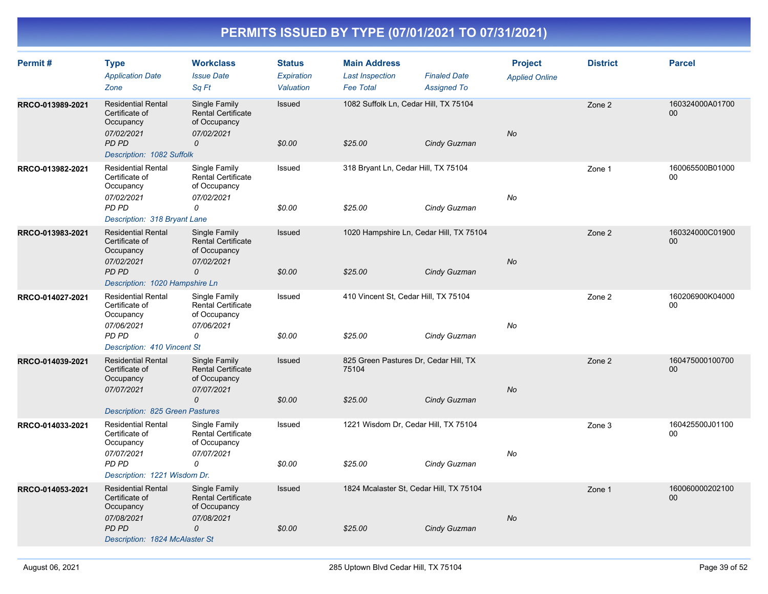# PERMITS ISSUED BY TYPE (07/01/2021 TO 07/31/2021)

| Permit # | Type<br>*Application Date*<br>*Zone* | Workclass<br>*Issue Date*<br>*Sq Ft* | Status<br>*Expiration*<br>*Valuation* | Main Address<br>*Last Inspection*<br>*Fee Total* | *Finaled Date*<br>*Assigned To* | Project<br>*Applied Online* | District | Parcel |
|---|---|---|---|---|---|---|---|---|
| RRCO-013989-2021 | Residential Rental Certificate of Occupancy<br>*07/02/2021*<br>*PD PD* | Single Family Rental Certificate of Occupancy<br>*07/02/2021*<br>*0* | Issued<br><br>*$0.00* | 1082 Suffolk Ln, Cedar Hill, TX 75104<br><br>*$25.00* | <br><br>*Cindy Guzman* | <br>*No* | Zone 2 | 160324000A0170000 |
| | *Description: 1082 Suffolk* | | | | | | | |
| RRCO-013982-2021 | Residential Rental Certificate of Occupancy<br>*07/02/2021*<br>*PD PD* | Single Family Rental Certificate of Occupancy<br>*07/02/2021*<br>*0* | Issued<br><br>*$0.00* | 318 Bryant Ln, Cedar Hill, TX 75104<br><br>*$25.00* | <br><br>*Cindy Guzman* | <br>*No* | Zone 1 | 160065500B0100000 |
| | *Description: 318 Bryant Lane* | | | | | | | |
| RRCO-013983-2021 | Residential Rental Certificate of Occupancy<br>*07/02/2021*<br>*PD PD* | Single Family Rental Certificate of Occupancy<br>*07/02/2021*<br>*0* | Issued<br><br>*$0.00* | 1020 Hampshire Ln, Cedar Hill, TX 75104<br><br>*$25.00* | <br><br>*Cindy Guzman* | <br>*No* | Zone 2 | 160324000C0190000 |
| | *Description: 1020 Hampshire Ln* | | | | | | | |
| RRCO-014027-2021 | Residential Rental Certificate of Occupancy<br>*07/06/2021*<br>*PD PD* | Single Family Rental Certificate of Occupancy<br>*07/06/2021*<br>*0* | Issued<br><br>*$0.00* | 410 Vincent St, Cedar Hill, TX 75104<br><br>*$25.00* | <br><br>*Cindy Guzman* | <br>*No* | Zone 2 | 160206900K0400000 |
| | *Description: 410 Vincent St* | | | | | | | |
| RRCO-014039-2021 | Residential Rental Certificate of Occupancy<br>*07/07/2021* | Single Family Rental Certificate of Occupancy<br>*07/07/2021*<br>*0* | Issued<br><br>*$0.00* | 825 Green Pastures Dr, Cedar Hill, TX 75104<br><br>*$25.00* | <br><br>*Cindy Guzman* | <br>*No* | Zone 2 | 16047500010070000 |
| | *Description: 825 Green Pastures* | | | | | | | |
| RRCO-014033-2021 | Residential Rental Certificate of Occupancy<br>*07/07/2021*<br>*PD PD* | Single Family Rental Certificate of Occupancy<br>*07/07/2021*<br>*0* | Issued<br><br>*$0.00* | 1221 Wisdom Dr, Cedar Hill, TX 75104<br><br>*$25.00* | <br><br>*Cindy Guzman* | <br>*No* | Zone 3 | 160425500J0110000 |
| | *Description: 1221 Wisdom Dr.* | | | | | | | |
| RRCO-014053-2021 | Residential Rental Certificate of Occupancy<br>*07/08/2021*<br>*PD PD* | Single Family Rental Certificate of Occupancy<br>*07/08/2021*<br>*0* | Issued<br><br>*$0.00* | 1824 Mcalaster St, Cedar Hill, TX 75104<br><br>*$25.00* | <br><br>*Cindy Guzman* | <br>*No* | Zone 1 | 16006000020210000 |
| | *Description: 1824 McAlaster St* | | | | | | | |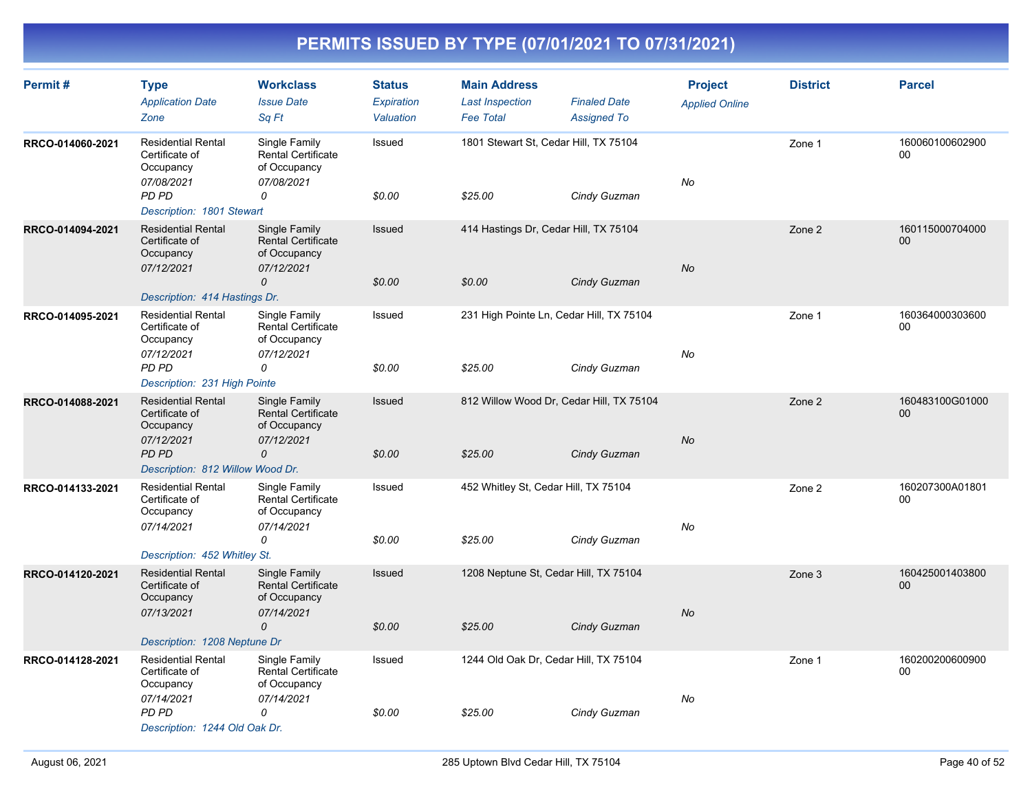# PERMITS ISSUED BY TYPE (07/01/2021 TO 07/31/2021)

| Permit # | Type / Application Date / Zone | Workclass / Issue Date / Sq Ft | Status / Expiration / Valuation | Main Address / Last Inspection / Fee Total | Finaled Date / Assigned To | Project / Applied Online | District | Parcel |
|---|---|---|---|---|---|---|---|---|
| RRCO-014060-2021 | Residential Rental Certificate of Occupancy<br>07/08/2021<br>PD PD | Single Family Rental Certificate of Occupancy<br>07/08/2021<br>0 | Issued<br><br>$0.00 | 1801 Stewart St, Cedar Hill, TX 75104<br><br>$25.00 | <br>Cindy Guzman | No | Zone 1 | 16006010060290000 |
| Description: 1801 Stewart | | | | | | | | |
| RRCO-014094-2021 | Residential Rental Certificate of Occupancy<br>07/12/2021 | Single Family Rental Certificate of Occupancy<br>07/12/2021<br>0 | Issued<br><br>$0.00 | 414 Hastings Dr, Cedar Hill, TX 75104<br><br>$0.00 | <br>Cindy Guzman | No | Zone 2 | 16011500070400000 |
| Description: 414 Hastings Dr. | | | | | | | | |
| RRCO-014095-2021 | Residential Rental Certificate of Occupancy<br>07/12/2021<br>PD PD | Single Family Rental Certificate of Occupancy<br>07/12/2021<br>0 | Issued<br><br>$0.00 | 231 High Pointe Ln, Cedar Hill, TX 75104<br><br>$25.00 | <br>Cindy Guzman | No | Zone 1 | 16036400030360000 |
| Description: 231 High Pointe | | | | | | | | |
| RRCO-014088-2021 | Residential Rental Certificate of Occupancy<br>07/12/2021<br>PD PD | Single Family Rental Certificate of Occupancy<br>07/12/2021<br>0 | Issued<br><br>$0.00 | 812 Willow Wood Dr, Cedar Hill, TX 75104<br><br>$25.00 | <br>Cindy Guzman | No | Zone 2 | 160483100G0100000 |
| Description: 812 Willow Wood Dr. | | | | | | | | |
| RRCO-014133-2021 | Residential Rental Certificate of Occupancy<br>07/14/2021 | Single Family Rental Certificate of Occupancy<br>07/14/2021<br>0 | Issued<br><br>$0.00 | 452 Whitley St, Cedar Hill, TX 75104<br><br>$25.00 | <br>Cindy Guzman | No | Zone 2 | 160207300A0180100 |
| Description: 452 Whitley St. | | | | | | | | |
| RRCO-014120-2021 | Residential Rental Certificate of Occupancy<br>07/13/2021 | Single Family Rental Certificate of Occupancy<br>07/14/2021<br>0 | Issued<br><br>$0.00 | 1208 Neptune St, Cedar Hill, TX 75104<br><br>$25.00 | <br>Cindy Guzman | No | Zone 3 | 16042500140380000 |
| Description: 1208 Neptune Dr | | | | | | | | |
| RRCO-014128-2021 | Residential Rental Certificate of Occupancy<br>07/14/2021<br>PD PD | Single Family Rental Certificate of Occupancy<br>07/14/2021<br>0 | Issued<br><br>$0.00 | 1244 Old Oak Dr, Cedar Hill, TX 75104<br><br>$25.00 | <br>Cindy Guzman | No | Zone 1 | 16020020060090000 |
| Description: 1244 Old Oak Dr. | | | | | | | | |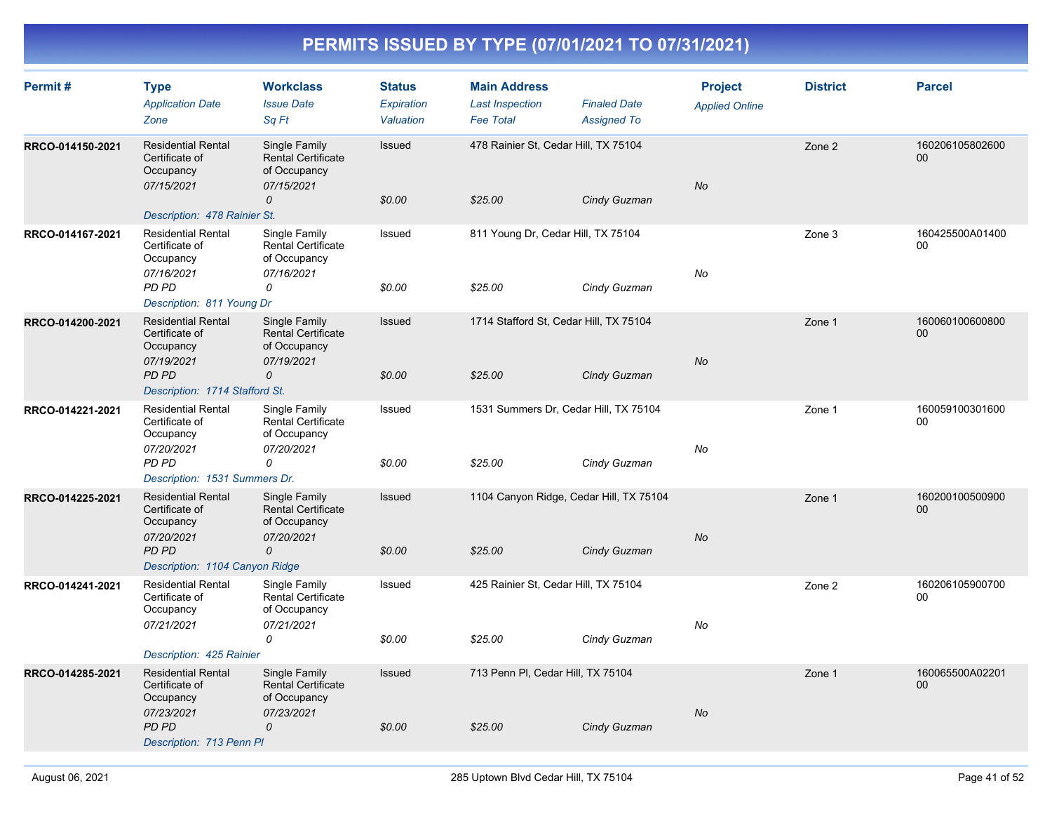# PERMITS ISSUED BY TYPE (07/01/2021 TO 07/31/2021)

| Permit # | Type<br>Application Date<br>Zone | Workclass<br>Issue Date<br>Sq Ft | Status<br>Expiration<br>Valuation | Main Address<br>Last Inspection<br>Fee Total | Finaled Date<br>Assigned To | Project<br>Applied Online | District | Parcel |
|---|---|---|---|---|---|---|---|---|
| RRCO-014150-2021 | Residential Rental Certificate of Occupancy<br>07/15/2021 | Single Family Rental Certificate of Occupancy<br>07/15/2021<br>0 | Issued<br><br>$0.00 | 478 Rainier St, Cedar Hill, TX 75104<br><br>$25.00 | <br>Cindy Guzman | No | Zone 2 | 16020610580260000 |
| | Description: 478 Rainier St. | | | | | | | |
| RRCO-014167-2021 | Residential Rental Certificate of Occupancy<br>07/16/2021<br>PD PD | Single Family Rental Certificate of Occupancy<br>07/16/2021<br>0 | Issued<br><br>$0.00 | 811 Young Dr, Cedar Hill, TX 75104<br><br>$25.00 | <br>Cindy Guzman | No | Zone 3 | 160425500A01400 00 |
| | Description: 811 Young Dr | | | | | | | |
| RRCO-014200-2021 | Residential Rental Certificate of Occupancy<br>07/19/2021<br>PD PD | Single Family Rental Certificate of Occupancy<br>07/19/2021<br>0 | Issued<br><br>$0.00 | 1714 Stafford St, Cedar Hill, TX 75104<br><br>$25.00 | <br>Cindy Guzman | No | Zone 1 | 16006010060080000 |
| | Description: 1714 Stafford St. | | | | | | | |
| RRCO-014221-2021 | Residential Rental Certificate of Occupancy<br>07/20/2021<br>PD PD | Single Family Rental Certificate of Occupancy<br>07/20/2021<br>0 | Issued<br><br>$0.00 | 1531 Summers Dr, Cedar Hill, TX 75104<br><br>$25.00 | <br>Cindy Guzman | No | Zone 1 | 16005910030160000 |
| | Description: 1531 Summers Dr. | | | | | | | |
| RRCO-014225-2021 | Residential Rental Certificate of Occupancy<br>07/20/2021<br>PD PD | Single Family Rental Certificate of Occupancy<br>07/20/2021<br>0 | Issued<br><br>$0.00 | 1104 Canyon Ridge, Cedar Hill, TX 75104<br><br>$25.00 | <br>Cindy Guzman | No | Zone 1 | 16020010050090000 |
| | Description: 1104 Canyon Ridge | | | | | | | |
| RRCO-014241-2021 | Residential Rental Certificate of Occupancy<br>07/21/2021 | Single Family Rental Certificate of Occupancy<br>07/21/2021<br>0 | Issued<br><br>$0.00 | 425 Rainier St, Cedar Hill, TX 75104<br><br>$25.00 | <br>Cindy Guzman | No | Zone 2 | 16020610590070000 |
| | Description: 425 Rainier | | | | | | | |
| RRCO-014285-2021 | Residential Rental Certificate of Occupancy<br>07/23/2021<br>PD PD | Single Family Rental Certificate of Occupancy<br>07/23/2021<br>0 | Issued<br><br>$0.00 | 713 Penn Pl, Cedar Hill, TX 75104<br><br>$25.00 | <br>Cindy Guzman | No | Zone 1 | 160065500A02201 00 |
| | Description: 713 Penn Pl | | | | | | | |

August 06, 2021 — 285 Uptown Blvd Cedar Hill, TX 75104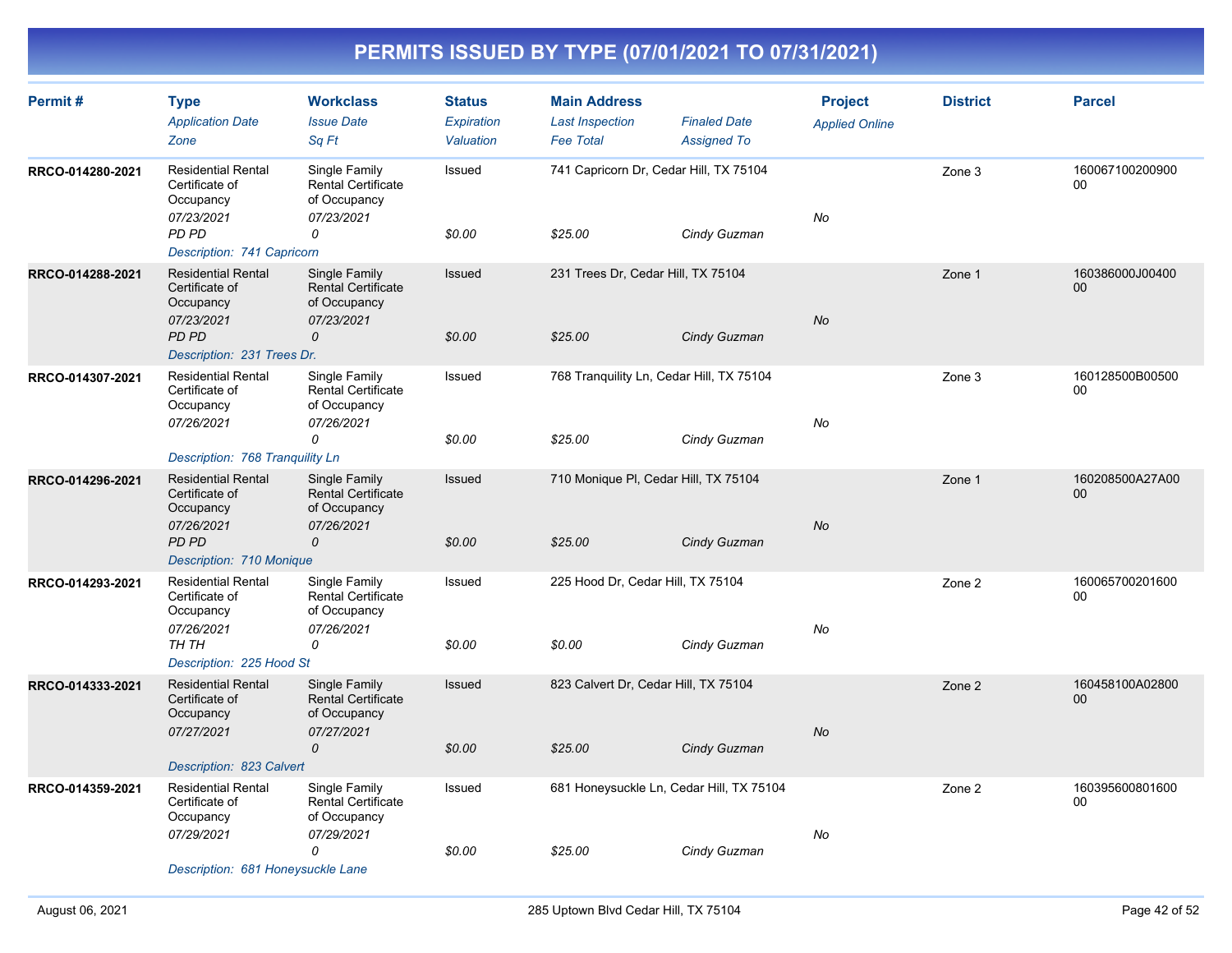# PERMITS ISSUED BY TYPE (07/01/2021 TO 07/31/2021)

| Permit # | Type<br>*Application Date*<br>*Zone* | Workclass<br>*Issue Date*<br>*Sq Ft* | Status<br>*Expiration*<br>*Valuation* | Main Address<br>*Last Inspection*<br>*Fee Total* | *Finaled Date*<br>*Assigned To* | Project<br>*Applied Online* | District | Parcel |
|---|---|---|---|---|---|---|---|---|
| RRCO-014280-2021 | Residential Rental Certificate of Occupancy<br>*07/23/2021*<br>*PD PD* | Single Family Rental Certificate of Occupancy<br>*07/23/2021*<br>*0* | Issued<br><br>*$0.00* | 741 Capricorn Dr, Cedar Hill, TX 75104<br><br>*$25.00* | <br>*Cindy Guzman* | *No* | Zone 3 | 16006710020090000 |
| *Description: 741 Capricorn* | | | | | | | | |
| RRCO-014288-2021 | Residential Rental Certificate of Occupancy<br>*07/23/2021*<br>*PD PD* | Single Family Rental Certificate of Occupancy<br>*07/23/2021*<br>*0* | Issued<br><br>*$0.00* | 231 Trees Dr, Cedar Hill, TX 75104<br><br>*$25.00* | <br>*Cindy Guzman* | *No* | Zone 1 | 160386000J0040000 |
| *Description: 231 Trees Dr.* | | | | | | | | |
| RRCO-014307-2021 | Residential Rental Certificate of Occupancy<br>*07/26/2021* | Single Family Rental Certificate of Occupancy<br>*07/26/2021*<br>*0* | Issued<br><br>*$0.00* | 768 Tranquility Ln, Cedar Hill, TX 75104<br><br>*$25.00* | <br>*Cindy Guzman* | *No* | Zone 3 | 160128500B0050000 |
| *Description: 768 Tranquility Ln* | | | | | | | | |
| RRCO-014296-2021 | Residential Rental Certificate of Occupancy<br>*07/26/2021*<br>*PD PD* | Single Family Rental Certificate of Occupancy<br>*07/26/2021*<br>*0* | Issued<br><br>*$0.00* | 710 Monique Pl, Cedar Hill, TX 75104<br><br>*$25.00* | <br>*Cindy Guzman* | *No* | Zone 1 | 160208500A27A0000 |
| *Description: 710 Monique* | | | | | | | | |
| RRCO-014293-2021 | Residential Rental Certificate of Occupancy<br>*07/26/2021*<br>*TH TH* | Single Family Rental Certificate of Occupancy<br>*07/26/2021*<br>*0* | Issued<br><br>*$0.00* | 225 Hood Dr, Cedar Hill, TX 75104<br><br>*$0.00* | <br>*Cindy Guzman* | *No* | Zone 2 | 16006570020160000 |
| *Description: 225 Hood St* | | | | | | | | |
| RRCO-014333-2021 | Residential Rental Certificate of Occupancy<br>*07/27/2021* | Single Family Rental Certificate of Occupancy<br>*07/27/2021*<br>*0* | Issued<br><br>*$0.00* | 823 Calvert Dr, Cedar Hill, TX 75104<br><br>*$25.00* | <br>*Cindy Guzman* | *No* | Zone 2 | 160458100A0280000 |
| *Description: 823 Calvert* | | | | | | | | |
| RRCO-014359-2021 | Residential Rental Certificate of Occupancy<br>*07/29/2021* | Single Family Rental Certificate of Occupancy<br>*07/29/2021*<br>*0* | Issued<br><br>*$0.00* | 681 Honeysuckle Ln, Cedar Hill, TX 75104<br><br>*$25.00* | <br>*Cindy Guzman* | *No* | Zone 2 | 16039560080160000 |
| *Description: 681 Honeysuckle Lane* | | | | | | | | |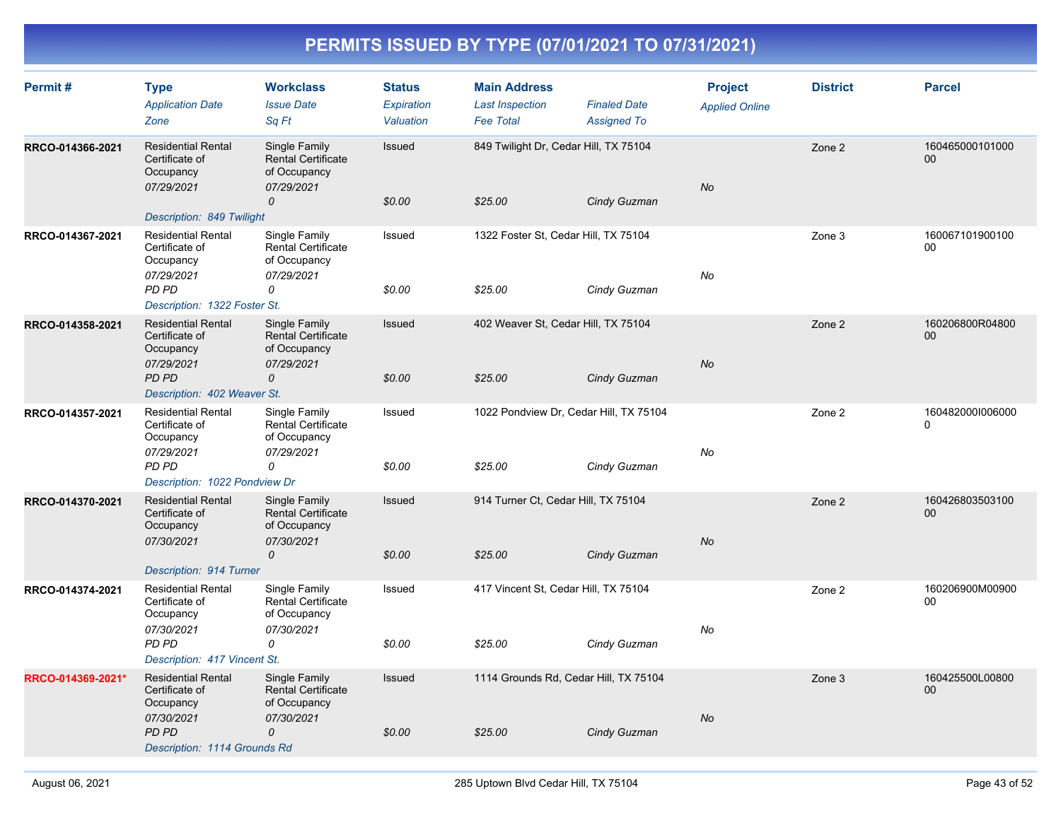# PERMITS ISSUED BY TYPE (07/01/2021 TO 07/31/2021)

| Permit # | Type<br>*Application Date*<br>*Zone* | Workclass<br>*Issue Date*<br>*Sq Ft* | Status<br>*Expiration*<br>*Valuation* | Main Address<br>*Last Inspection*<br>*Fee Total* | *Finaled Date*<br>*Assigned To* | Project<br>*Applied Online* | District | Parcel |
|---|---|---|---|---|---|---|---|---|
| **RRCO-014366-2021** | Residential Rental Certificate of Occupancy<br>*07/29/2021*<br><br>*Description: 849 Twilight* | Single Family Rental Certificate of Occupancy<br>*07/29/2021*<br>*0* | Issued<br><br>*$0.00* | 849 Twilight Dr, Cedar Hill, TX 75104<br><br>*$25.00* | <br><br>*Cindy Guzman* | <br>*No* | Zone 2 | 16046500010100000 |
| **RRCO-014367-2021** | Residential Rental Certificate of Occupancy<br>*07/29/2021*<br>*PD PD*<br>*Description: 1322 Foster St.* | Single Family Rental Certificate of Occupancy<br>*07/29/2021*<br>*0* | Issued<br><br>*$0.00* | 1322 Foster St, Cedar Hill, TX 75104<br><br>*$25.00* | <br><br>*Cindy Guzman* | <br>*No* | Zone 3 | 16006710190010000 |
| **RRCO-014358-2021** | Residential Rental Certificate of Occupancy<br>*07/29/2021*<br>*PD PD*<br>*Description: 402 Weaver St.* | Single Family Rental Certificate of Occupancy<br>*07/29/2021*<br>*0* | Issued<br><br>*$0.00* | 402 Weaver St, Cedar Hill, TX 75104<br><br>*$25.00* | <br><br>*Cindy Guzman* | <br>*No* | Zone 2 | 160206800R0480000 |
| **RRCO-014357-2021** | Residential Rental Certificate of Occupancy<br>*07/29/2021*<br>*PD PD*<br>*Description: 1022 Pondview Dr* | Single Family Rental Certificate of Occupancy<br>*07/29/2021*<br>*0* | Issued<br><br>*$0.00* | 1022 Pondview Dr, Cedar Hill, TX 75104<br><br>*$25.00* | <br><br>*Cindy Guzman* | <br>*No* | Zone 2 | 160482000I0060000 |
| **RRCO-014370-2021** | Residential Rental Certificate of Occupancy<br>*07/30/2021*<br><br>*Description: 914 Turner* | Single Family Rental Certificate of Occupancy<br>*07/30/2021*<br>*0* | Issued<br><br>*$0.00* | 914 Turner Ct, Cedar Hill, TX 75104<br><br>*$25.00* | <br><br>*Cindy Guzman* | <br>*No* | Zone 2 | 16042680350310000 |
| **RRCO-014374-2021** | Residential Rental Certificate of Occupancy<br>*07/30/2021*<br>*PD PD*<br>*Description: 417 Vincent St.* | Single Family Rental Certificate of Occupancy<br>*07/30/2021*<br>*0* | Issued<br><br>*$0.00* | 417 Vincent St, Cedar Hill, TX 75104<br><br>*$25.00* | <br><br>*Cindy Guzman* | <br>*No* | Zone 2 | 160206900M0090000 |
| **RRCO-014369-2021*** | Residential Rental Certificate of Occupancy<br>*07/30/2021*<br>*PD PD*<br>*Description: 1114 Grounds Rd* | Single Family Rental Certificate of Occupancy<br>*07/30/2021*<br>*0* | Issued<br><br>*$0.00* | 1114 Grounds Rd, Cedar Hill, TX 75104<br><br>*$25.00* | <br><br>*Cindy Guzman* | <br>*No* | Zone 3 | 160425500L0080000 |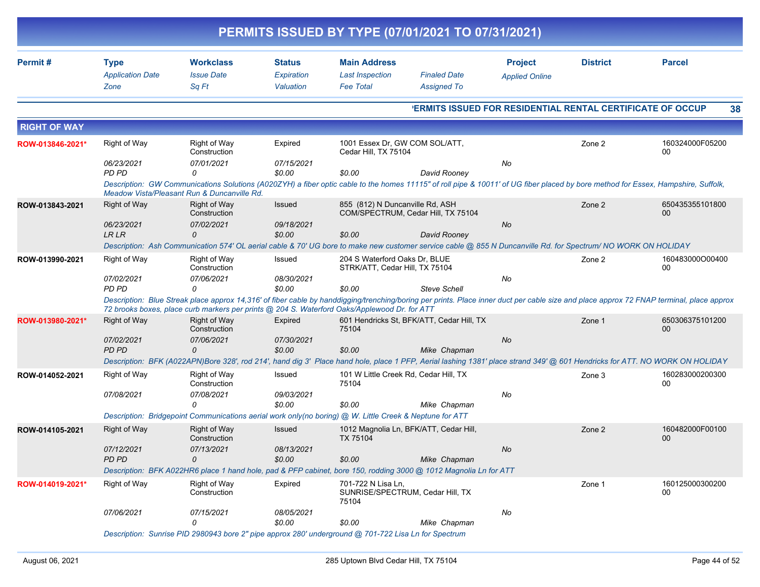# PERMITS ISSUED BY TYPE (07/01/2021 TO 07/31/2021)

| Permit # | Type<br>*Application Date*<br>*Zone* | Workclass<br>*Issue Date*<br>*Sq Ft* | Status<br>*Expiration*<br>*Valuation* | Main Address<br>*Last Inspection*<br>*Fee Total* | *Finaled Date*<br>*Assigned To* | Project<br>*Applied Online* | District | Parcel |
|---|---|---|---|---|---|---|---|---|

**PERMITS ISSUED FOR RESIDENTIAL RENTAL CERTIFICATE OF OCCUP** 38

## RIGHT OF WAY

| Permit # | Type<br>*Application Date*<br>*Zone* | Workclass<br>*Issue Date*<br>*Sq Ft* | Status<br>*Expiration*<br>*Valuation* | Main Address<br>*Last Inspection*<br>*Fee Total* | *Finaled Date*<br>*Assigned To* | Project<br>*Applied Online* | District | Parcel |
|---|---|---|---|---|---|---|---|---|
| ROW-013846-2021* | Right of Way<br>*06/23/2021*<br>*PD PD* | Right of Way Construction<br>*07/01/2021*<br>*0* | Expired<br>*07/15/2021*<br>*$0.00* | 1001 Essex Dr, GW COM SOL/ATT, Cedar Hill, TX 75104<br><br>*$0.00* | <br>*David Rooney* | *No* | Zone 2 | 160324000F0520000 |
| | *Description: GW Communications Solutions (A020ZYH) a fiber optic cable to the homes 11115" of roll pipe & 10011' of UG fiber placed by bore method for Essex, Hampshire, Suffolk, Meadow Vista/Pleasant Run & Duncanville Rd.* | | | | | | | |
| ROW-013843-2021 | Right of Way<br>*06/23/2021*<br>*LR LR* | Right of Way Construction<br>*07/02/2021*<br>*0* | Issued<br>*09/18/2021*<br>*$0.00* | 855 (812) N Duncanville Rd, ASH COM/SPECTRUM, Cedar Hill, TX 75104<br><br>*$0.00* | <br>*David Rooney* | *No* | Zone 2 | 65043535510180000 |
| | *Description: Ash Communication 574' OL aerial cable & 70' UG bore to make new customer service cable @ 855 N Duncanville Rd. for Spectrum/ NO WORK ON HOLIDAY* | | | | | | | |
| ROW-013990-2021 | Right of Way<br>*07/02/2021*<br>*PD PD* | Right of Way Construction<br>*07/06/2021*<br>*0* | Issued<br>*08/30/2021*<br>*$0.00* | 204 S Waterford Oaks Dr, BLUE STRK/ATT, Cedar Hill, TX 75104<br><br>*$0.00* | <br>*Steve Schell* | *No* | Zone 2 | 160483000O0040000 |
| | *Description: Blue Streak place approx 14,316' of fiber cable by handdigging/trenching/boring per prints. Place inner duct per cable size and place approx 72 FNAP terminal, place approx 72 brooks boxes, place curb markers per prints @ 204 S. Waterford Oaks/Applewood Dr. for ATT* | | | | | | | |
| ROW-013980-2021* | Right of Way<br>*07/02/2021*<br>*PD PD* | Right of Way Construction<br>*07/06/2021*<br>*0* | Expired<br>*07/30/2021*<br>*$0.00* | 601 Hendricks St, BFK/ATT, Cedar Hill, TX 75104<br><br>*$0.00* | <br>*Mike Chapman* | *No* | Zone 1 | 65030637510120000 |
| | *Description: BFK (A022APN)Bore 328', rod 214', hand dig 3' Place hand hole, place 1 PFP, Aerial lashing 1381' place strand 349' @ 601 Hendricks for ATT. NO WORK ON HOLIDAY* | | | | | | | |
| ROW-014052-2021 | Right of Way<br>*07/08/2021* | Right of Way Construction<br>*07/08/2021*<br>*0* | Issued<br>*09/03/2021*<br>*$0.00* | 101 W Little Creek Rd, Cedar Hill, TX 75104<br><br>*$0.00* | <br>*Mike Chapman* | *No* | Zone 3 | 16028300020030000 |
| | *Description: Bridgepoint Communications aerial work only(no boring) @ W. Little Creek & Neptune for ATT* | | | | | | | |
| ROW-014105-2021 | Right of Way<br>*07/12/2021*<br>*PD PD* | Right of Way Construction<br>*07/13/2021*<br>*0* | Issued<br>*08/13/2021*<br>*$0.00* | 1012 Magnolia Ln, BFK/ATT, Cedar Hill, TX 75104<br><br>*$0.00* | <br>*Mike Chapman* | *No* | Zone 2 | 160482000F0010000 |
| | *Description: BFK A022HR6 place 1 hand hole, pad & PFP cabinet, bore 150, rodding 3000 @ 1012 Magnolia Ln for ATT* | | | | | | | |
| ROW-014019-2021* | Right of Way<br>*07/06/2021* | Right of Way Construction<br>*07/15/2021*<br>*0* | Expired<br>*08/05/2021*<br>*$0.00* | 701-722 N Lisa Ln, SUNRISE/SPECTRUM, Cedar Hill, TX 75104<br><br>*$0.00* | <br>*Mike Chapman* | *No* | Zone 1 | 16012500030020000 |
| | *Description: Sunrise PID 2980943 bore 2" pipe approx 280' underground @ 701-722 Lisa Ln for Spectrum* | | | | | | | |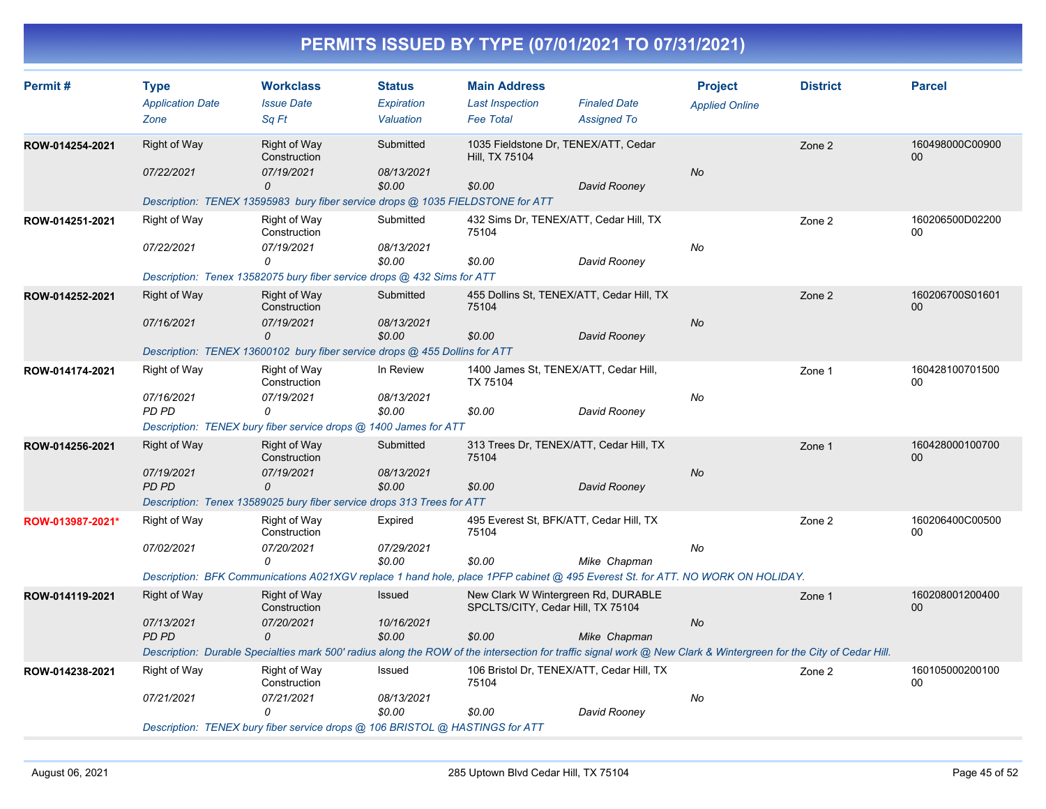# PERMITS ISSUED BY TYPE (07/01/2021 TO 07/31/2021)

| Permit # | Type / Application Date / Zone | Workclass / Issue Date / Sq Ft | Status / Expiration / Valuation | Main Address / Last Inspection / Fee Total | Finaled Date / Assigned To | Project / Applied Online | District | Parcel |
|---|---|---|---|---|---|---|---|---|
| ROW-014254-2021 | Right of Way<br>07/22/2021 | Right of Way Construction<br>07/19/2021<br>0 | Submitted<br>08/13/2021<br>$0.00 | 1035 Fieldstone Dr, TENEX/ATT, Cedar Hill, TX 75104<br>$0.00 | David Rooney | No | Zone 2 | 160498000C0090000 |
| | Description: TENEX 13595983 bury fiber service drops @ 1035 FIELDSTONE for ATT | | | | | | | |
| ROW-014251-2021 | Right of Way<br>07/22/2021 | Right of Way Construction<br>07/19/2021<br>0 | Submitted<br>08/13/2021<br>$0.00 | 432 Sims Dr, TENEX/ATT, Cedar Hill, TX 75104<br>$0.00 | David Rooney | No | Zone 2 | 160206500D0220000 |
| | Description: Tenex 13582075 bury fiber service drops @ 432 Sims for ATT | | | | | | | |
| ROW-014252-2021 | Right of Way<br>07/16/2021 | Right of Way Construction<br>07/19/2021<br>0 | Submitted<br>08/13/2021<br>$0.00 | 455 Dollins St, TENEX/ATT, Cedar Hill, TX 75104<br>$0.00 | David Rooney | No | Zone 2 | 160206700S0160100 |
| | Description: TENEX 13600102 bury fiber service drops @ 455 Dollins for ATT | | | | | | | |
| ROW-014174-2021 | Right of Way<br>07/16/2021<br>PD PD | Right of Way Construction<br>07/19/2021<br>0 | In Review<br>08/13/2021<br>$0.00 | 1400 James St, TENEX/ATT, Cedar Hill, TX 75104<br>$0.00 | David Rooney | No | Zone 1 | 16042810070150000 |
| | Description: TENEX bury fiber service drops @ 1400 James for ATT | | | | | | | |
| ROW-014256-2021 | Right of Way<br>07/19/2021<br>PD PD | Right of Way Construction<br>07/19/2021<br>0 | Submitted<br>08/13/2021<br>$0.00 | 313 Trees Dr, TENEX/ATT, Cedar Hill, TX 75104<br>$0.00 | David Rooney | No | Zone 1 | 16042800010070000 |
| | Description: Tenex 13589025 bury fiber service drops 313 Trees for ATT | | | | | | | |
| ROW-013987-2021* | Right of Way<br>07/02/2021 | Right of Way Construction<br>07/20/2021<br>0 | Expired<br>07/29/2021<br>$0.00 | 495 Everest St, BFK/ATT, Cedar Hill, TX 75104<br>$0.00 | Mike Chapman | No | Zone 2 | 160206400C0050000 |
| | Description: BFK Communications A021XGV replace 1 hand hole, place 1PFP cabinet @ 495 Everest St. for ATT. NO WORK ON HOLIDAY. | | | | | | | |
| ROW-014119-2021 | Right of Way<br>07/13/2021<br>PD PD | Right of Way Construction<br>07/20/2021<br>0 | Issued<br>10/16/2021<br>$0.00 | New Clark W Wintergreen Rd, DURABLE SPCLTS/CITY, Cedar Hill, TX 75104<br>$0.00 | Mike Chapman | No | Zone 1 | 16020800120040000 |
| | Description: Durable Specialties mark 500' radius along the ROW of the intersection for traffic signal work @ New Clark & Wintergreen for the City of Cedar Hill. | | | | | | | |
| ROW-014238-2021 | Right of Way<br>07/21/2021 | Right of Way Construction<br>07/21/2021<br>0 | Issued<br>08/13/2021<br>$0.00 | 106 Bristol Dr, TENEX/ATT, Cedar Hill, TX 75104<br>$0.00 | David Rooney | No | Zone 2 | 16010500020010000 |
| | Description: TENEX bury fiber service drops @ 106 BRISTOL @ HASTINGS for ATT | | | | | | | |

August 06, 2021 — 285 Uptown Blvd Cedar Hill, TX 75104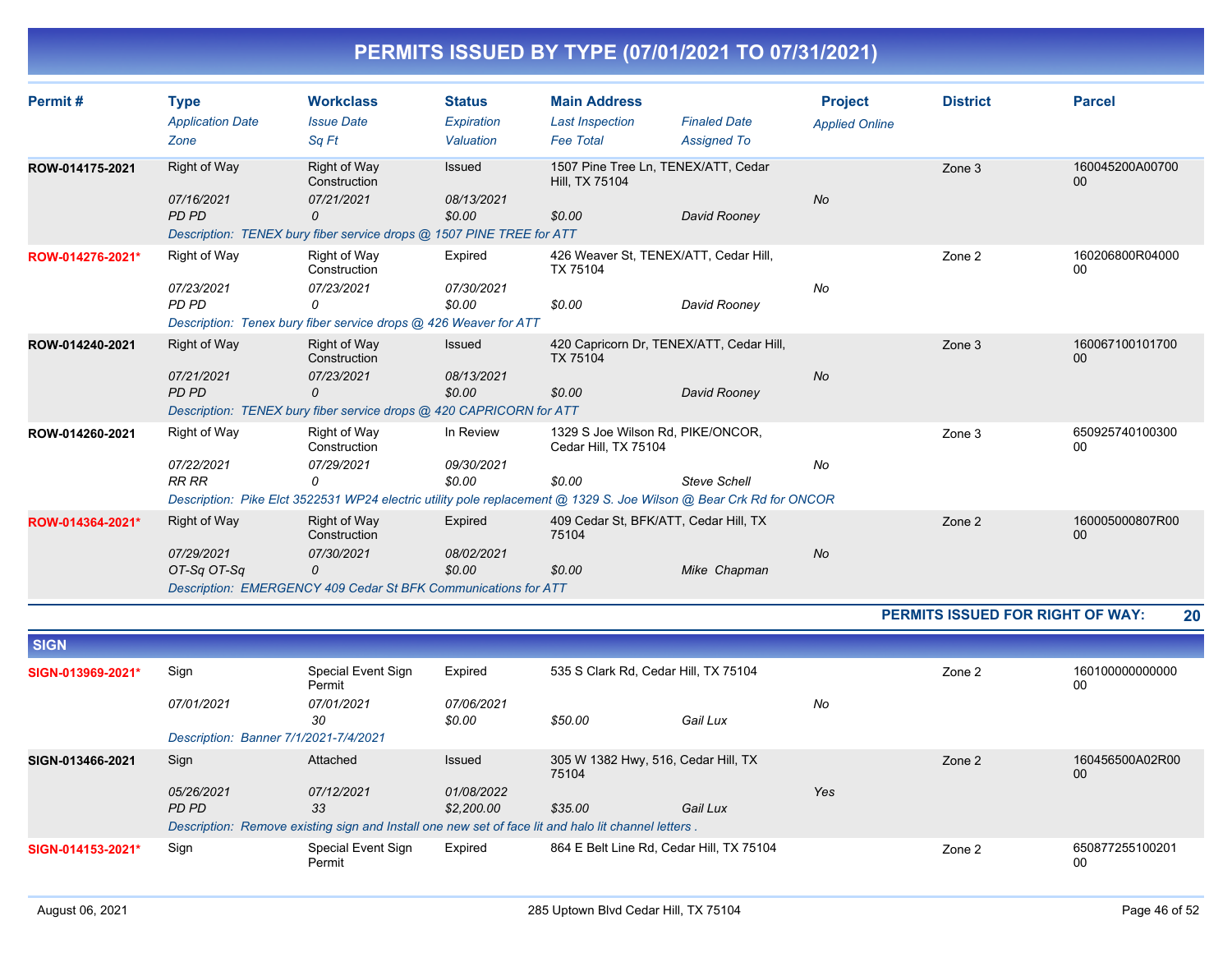# PERMITS ISSUED BY TYPE (07/01/2021 TO 07/31/2021)

| Permit # | Type / Application Date / Zone | Workclass / Issue Date / Sq Ft | Status / Expiration / Valuation | Main Address / Last Inspection / Fee Total | Finaled Date / Assigned To | Project / Applied Online | District | Parcel |
|---|---|---|---|---|---|---|---|---|
| ROW-014175-2021 | Right of Way | Right of Way Construction | Issued | 1507 Pine Tree Ln, TENEX/ATT, Cedar Hill, TX 75104 | | | Zone 3 | 160045200A0070000 |
| | 07/16/2021 | 07/21/2021 | 08/13/2021 | | | No | | |
| | PD PD | 0 | $0.00 | $0.00 | David Rooney | | | |
| | *Description: TENEX bury fiber service drops @ 1507 PINE TREE for ATT* | | | | | | | |
| ROW-014276-2021* | Right of Way | Right of Way Construction | Expired | 426 Weaver St, TENEX/ATT, Cedar Hill, TX 75104 | | | Zone 2 | 160206800R0400000 |
| | 07/23/2021 | 07/23/2021 | 07/30/2021 | | | No | | |
| | PD PD | 0 | $0.00 | $0.00 | David Rooney | | | |
| | *Description: Tenex bury fiber service drops @ 426 Weaver for ATT* | | | | | | | |
| ROW-014240-2021 | Right of Way | Right of Way Construction | Issued | 420 Capricorn Dr, TENEX/ATT, Cedar Hill, TX 75104 | | | Zone 3 | 16006710010170000 |
| | 07/21/2021 | 07/23/2021 | 08/13/2021 | | | No | | |
| | PD PD | 0 | $0.00 | $0.00 | David Rooney | | | |
| | *Description: TENEX bury fiber service drops @ 420 CAPRICORN for ATT* | | | | | | | |
| ROW-014260-2021 | Right of Way | Right of Way Construction | In Review | 1329 S Joe Wilson Rd, PIKE/ONCOR, Cedar Hill, TX 75104 | | | Zone 3 | 65092574010030000 |
| | 07/22/2021 | 07/29/2021 | 09/30/2021 | | | No | | |
| | RR RR | 0 | $0.00 | $0.00 | Steve Schell | | | |
| | *Description: Pike Elct 3522531 WP24 electric utility pole replacement @ 1329 S. Joe Wilson @ Bear Crk Rd for ONCOR* | | | | | | | |
| ROW-014364-2021* | Right of Way | Right of Way Construction | Expired | 409 Cedar St, BFK/ATT, Cedar Hill, TX 75104 | | | Zone 2 | 160005000807R0000 |
| | 07/29/2021 | 07/30/2021 | 08/02/2021 | | | No | | |
| | OT-Sq OT-Sq | 0 | $0.00 | $0.00 | Mike Chapman | | | |
| | *Description: EMERGENCY 409 Cedar St BFK Communications for ATT* | | | | | | | |

**PERMITS ISSUED FOR RIGHT OF WAY: 20**

## SIGN

| Permit # | Type / Application Date / Zone | Workclass / Issue Date / Sq Ft | Status / Expiration / Valuation | Main Address / Last Inspection / Fee Total | Finaled Date / Assigned To | Project / Applied Online | District | Parcel |
|---|---|---|---|---|---|---|---|---|
| SIGN-013969-2021* | Sign | Special Event Sign Permit | Expired | 535 S Clark Rd, Cedar Hill, TX 75104 | | | Zone 2 | 16010000000000000 |
| | 07/01/2021 | 07/01/2021 | 07/06/2021 | | | No | | |
| | | 30 | $0.00 | $50.00 | Gail Lux | | | |
| | *Description: Banner 7/1/2021-7/4/2021* | | | | | | | |
| SIGN-013466-2021 | Sign | Attached | Issued | 305 W 1382 Hwy, 516, Cedar Hill, TX 75104 | | | Zone 2 | 160456500A02R0000 |
| | 05/26/2021 | 07/12/2021 | 01/08/2022 | | | Yes | | |
| | PD PD | 33 | $2,200.00 | $35.00 | Gail Lux | | | |
| | *Description: Remove existing sign and Install one new set of face lit and halo lit channel letters .* | | | | | | | |
| SIGN-014153-2021* | Sign | Special Event Sign Permit | Expired | 864 E Belt Line Rd, Cedar Hill, TX 75104 | | | Zone 2 | 65087725510020100 |

August 06, 2021 — 285 Uptown Blvd Cedar Hill, TX 75104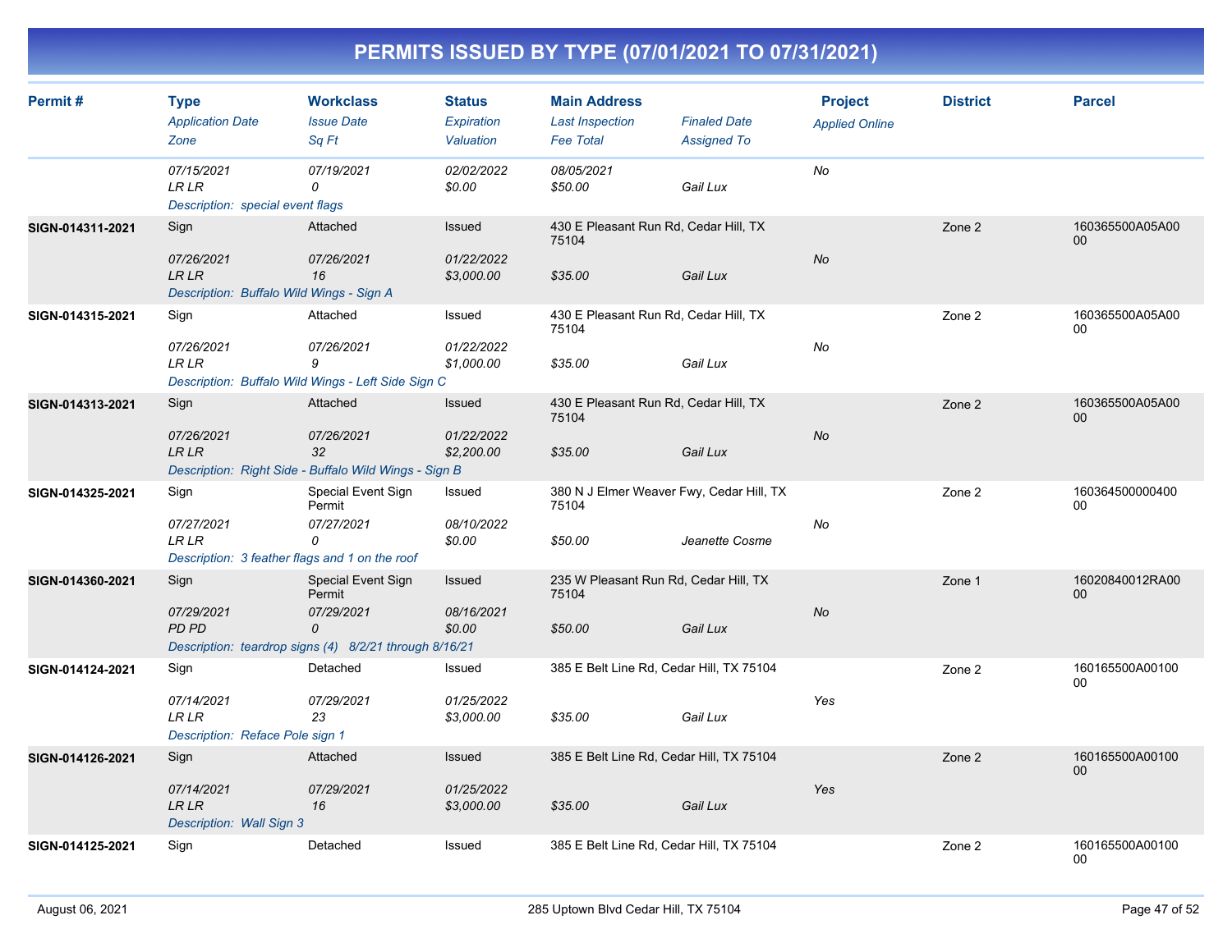# PERMITS ISSUED BY TYPE (07/01/2021 TO 07/31/2021)

| Permit # | Type / Application Date / Zone | Workclass / Issue Date / Sq Ft | Status / Expiration / Valuation | Main Address / Last Inspection / Fee Total | Finaled Date / Assigned To | Project / Applied Online | District | Parcel |
|---|---|---|---|---|---|---|---|---|
| | 07/15/2021<br>LR LR | 07/19/2021<br>0 | 02/02/2022<br>$0.00 | 08/05/2021<br>$50.00 | Gail Lux | No | | |
| | Description: special event flags | | | | | | | |
| SIGN-014311-2021 | Sign<br>07/26/2021<br>LR LR | Attached<br>07/26/2021<br>16 | Issued<br>01/22/2022<br>$3,000.00 | 430 E Pleasant Run Rd, Cedar Hill, TX 75104<br><br>$35.00 | Gail Lux | No | Zone 2 | 160365500A05A0000 |
| | Description: Buffalo Wild Wings - Sign A | | | | | | | |
| SIGN-014315-2021 | Sign<br>07/26/2021<br>LR LR | Attached<br>07/26/2021<br>9 | Issued<br>01/22/2022<br>$1,000.00 | 430 E Pleasant Run Rd, Cedar Hill, TX 75104<br><br>$35.00 | Gail Lux | No | Zone 2 | 160365500A05A0000 |
| | Description: Buffalo Wild Wings - Left Side Sign C | | | | | | | |
| SIGN-014313-2021 | Sign<br>07/26/2021<br>LR LR | Attached<br>07/26/2021<br>32 | Issued<br>01/22/2022<br>$2,200.00 | 430 E Pleasant Run Rd, Cedar Hill, TX 75104<br><br>$35.00 | Gail Lux | No | Zone 2 | 160365500A05A0000 |
| | Description: Right Side - Buffalo Wild Wings - Sign B | | | | | | | |
| SIGN-014325-2021 | Sign<br>07/27/2021<br>LR LR | Special Event Sign Permit<br>07/27/2021<br>0 | Issued<br>08/10/2022<br>$0.00 | 380 N J Elmer Weaver Fwy, Cedar Hill, TX 75104<br><br>$50.00 | Jeanette Cosme | No | Zone 2 | 16036450000040000 |
| | Description: 3 feather flags and 1 on the roof | | | | | | | |
| SIGN-014360-2021 | Sign<br>07/29/2021<br>PD PD | Special Event Sign Permit<br>07/29/2021<br>0 | Issued<br>08/16/2021<br>$0.00 | 235 W Pleasant Run Rd, Cedar Hill, TX 75104<br><br>$50.00 | Gail Lux | No | Zone 1 | 16020840012RA0000 |
| | Description: teardrop signs (4) 8/2/21 through 8/16/21 | | | | | | | |
| SIGN-014124-2021 | Sign<br>07/14/2021<br>LR LR | Detached<br>07/29/2021<br>23 | Issued<br>01/25/2022<br>$3,000.00 | 385 E Belt Line Rd, Cedar Hill, TX 75104<br><br>$35.00 | Gail Lux | Yes | Zone 2 | 160165500A0010000 |
| | Description: Reface Pole sign 1 | | | | | | | |
| SIGN-014126-2021 | Sign<br>07/14/2021<br>LR LR | Attached<br>07/29/2021<br>16 | Issued<br>01/25/2022<br>$3,000.00 | 385 E Belt Line Rd, Cedar Hill, TX 75104<br><br>$35.00 | Gail Lux | Yes | Zone 2 | 160165500A0010000 |
| | Description: Wall Sign 3 | | | | | | | |
| SIGN-014125-2021 | Sign | Detached | Issued | 385 E Belt Line Rd, Cedar Hill, TX 75104 | | | Zone 2 | 160165500A0010000 |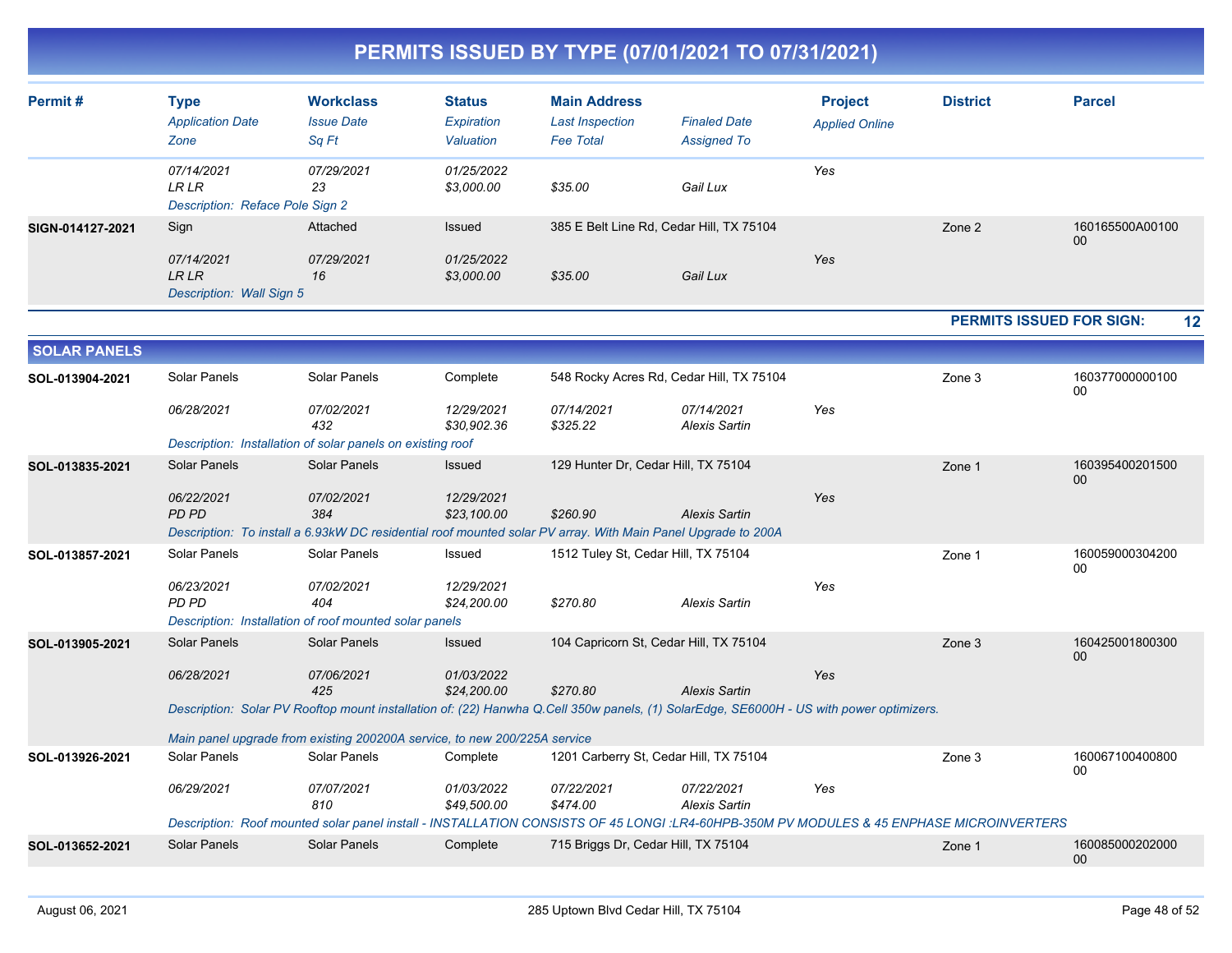# PERMITS ISSUED BY TYPE (07/01/2021 TO 07/31/2021)

| Permit # | Type / Application Date / Zone | Workclass / Issue Date / Sq Ft | Status / Expiration / Valuation | Main Address / Last Inspection / Fee Total | Finaled Date / Assigned To | Project / Applied Online | District | Parcel |
|---|---|---|---|---|---|---|---|---|
| | 07/14/2021 | 07/29/2021 | 01/25/2022 | | | Yes | | |
| | LR LR | 23 | $3,000.00 | $35.00 | Gail Lux | | | |
| | Description: Reface Pole Sign 2 | | | | | | | |
| SIGN-014127-2021 | Sign | Attached | Issued | 385 E Belt Line Rd, Cedar Hill, TX 75104 | | | Zone 2 | 160165500A0010000 |
| | 07/14/2021 | 07/29/2021 | 01/25/2022 | | | Yes | | |
| | LR LR | 16 | $3,000.00 | $35.00 | Gail Lux | | | |
| | Description: Wall Sign 5 | | | | | | | |

**PERMITS ISSUED FOR SIGN: 12**

## SOLAR PANELS

| Permit # | Type / Application Date / Zone | Workclass / Issue Date / Sq Ft | Status / Expiration / Valuation | Main Address / Last Inspection / Fee Total | Finaled Date / Assigned To | Project / Applied Online | District | Parcel |
|---|---|---|---|---|---|---|---|---|
| SOL-013904-2021 | Solar Panels | Solar Panels | Complete | 548 Rocky Acres Rd, Cedar Hill, TX 75104 | | | Zone 3 | 16037700000010000 |
| | 06/28/2021 | 07/02/2021 | 12/29/2021 | 07/14/2021 | 07/14/2021 | Yes | | |
| | | 432 | $30,902.36 | $325.22 | Alexis Sartin | | | |
| | Description: Installation of solar panels on existing roof | | | | | | | |
| SOL-013835-2021 | Solar Panels | Solar Panels | Issued | 129 Hunter Dr, Cedar Hill, TX 75104 | | | Zone 1 | 16039540020150000 |
| | 06/22/2021 | 07/02/2021 | 12/29/2021 | | | Yes | | |
| | PD PD | 384 | $23,100.00 | $260.90 | Alexis Sartin | | | |
| | Description: To install a 6.93kW DC residential roof mounted solar PV array. With Main Panel Upgrade to 200A | | | | | | | |
| SOL-013857-2021 | Solar Panels | Solar Panels | Issued | 1512 Tuley St, Cedar Hill, TX 75104 | | | Zone 1 | 16005900030420000 |
| | 06/23/2021 | 07/02/2021 | 12/29/2021 | | | Yes | | |
| | PD PD | 404 | $24,200.00 | $270.80 | Alexis Sartin | | | |
| | Description: Installation of roof mounted solar panels | | | | | | | |
| SOL-013905-2021 | Solar Panels | Solar Panels | Issued | 104 Capricorn St, Cedar Hill, TX 75104 | | | Zone 3 | 16042500180030000 |
| | 06/28/2021 | 07/06/2021 | 01/03/2022 | | | Yes | | |
| | | 425 | $24,200.00 | $270.80 | Alexis Sartin | | | |
| | Description: Solar PV Rooftop mount installation of: (22) Hanwha Q.Cell 350w panels, (1) SolarEdge, SE6000H - US with power optimizers. Main panel upgrade from existing 200200A service, to new 200/225A service | | | | | | | |
| SOL-013926-2021 | Solar Panels | Solar Panels | Complete | 1201 Carberry St, Cedar Hill, TX 75104 | | | Zone 3 | 16006710040080000 |
| | 06/29/2021 | 07/07/2021 | 01/03/2022 | 07/22/2021 | 07/22/2021 | Yes | | |
| | | 810 | $49,500.00 | $474.00 | Alexis Sartin | | | |
| | Description: Roof mounted solar panel install - INSTALLATION CONSISTS OF 45 LONGI :LR4-60HPB-350M PV MODULES & 45 ENPHASE MICROINVERTERS | | | | | | | |
| SOL-013652-2021 | Solar Panels | Solar Panels | Complete | 715 Briggs Dr, Cedar Hill, TX 75104 | | | Zone 1 | 16008500020200000 |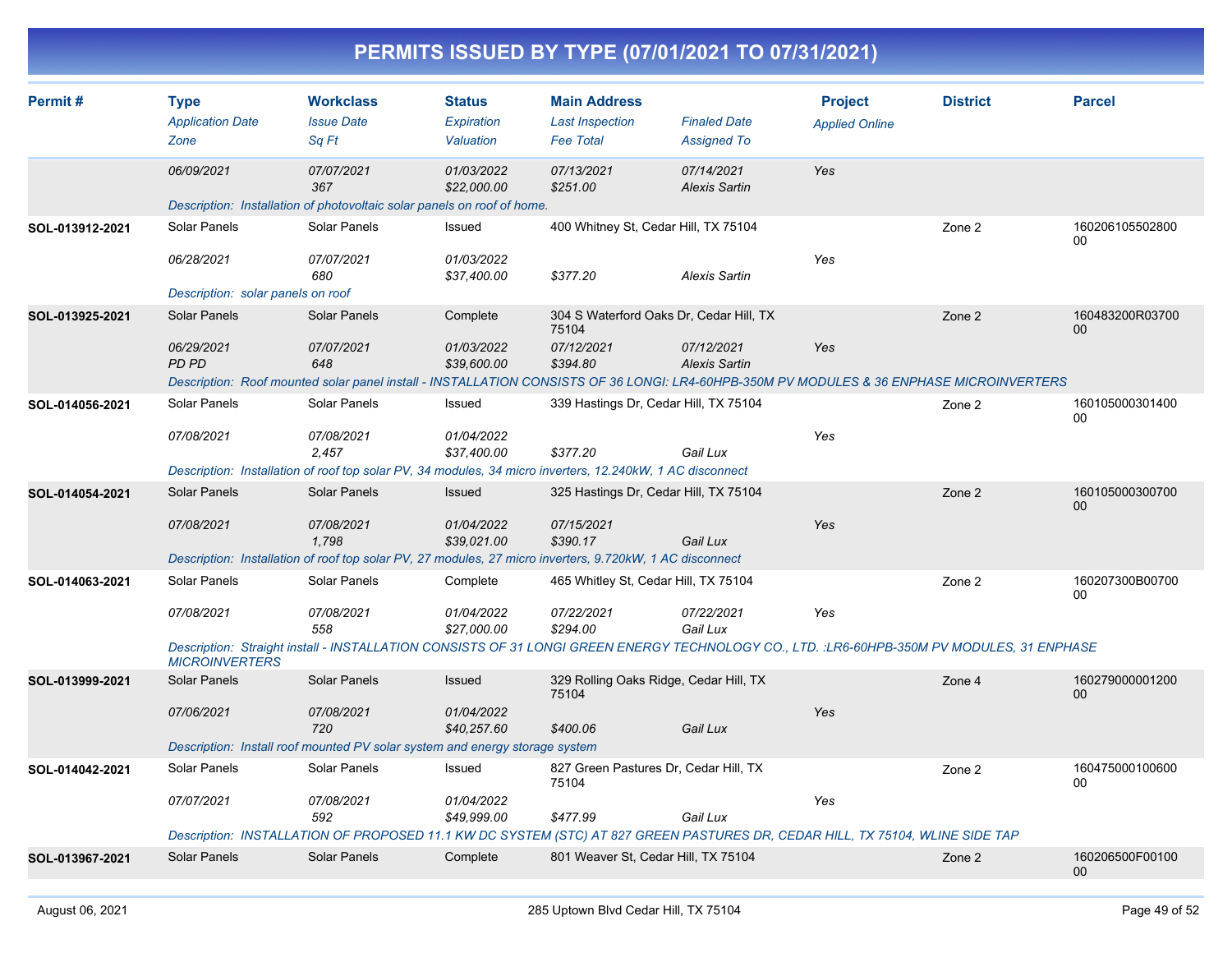# PERMITS ISSUED BY TYPE (07/01/2021 TO 07/31/2021)

| Permit # | Type / Application Date / Zone | Workclass / Issue Date / Sq Ft | Status / Expiration / Valuation | Main Address / Last Inspection / Fee Total | Finaled Date / Assigned To | Project / Applied Online | District | Parcel |
|---|---|---|---|---|---|---|---|---|
| | 06/09/2021 | 07/07/2021<br>367 | 01/03/2022<br>$22,000.00 | 07/13/2021<br>$251.00 | 07/14/2021<br>Alexis Sartin | Yes | | |
| | Description: Installation of photovoltaic solar panels on roof of home. | | | | | | | |
| SOL-013912-2021 | Solar Panels<br>06/28/2021 | Solar Panels<br>07/07/2021<br>680 | Issued<br>01/03/2022<br>$37,400.00 | 400 Whitney St, Cedar Hill, TX 75104<br><br>$377.20 | <br>Alexis Sartin | Yes | Zone 2 | 16020610550280000 |
| | Description: solar panels on roof | | | | | | | |
| SOL-013925-2021 | Solar Panels<br>06/29/2021<br>PD PD | Solar Panels<br>07/07/2021<br>648 | Complete<br>01/03/2022<br>$39,600.00 | 304 S Waterford Oaks Dr, Cedar Hill, TX 75104<br>07/12/2021<br>$394.80 | 07/12/2021<br>Alexis Sartin | Yes | Zone 2 | 160483200R0370000 |
| | Description: Roof mounted solar panel install - INSTALLATION CONSISTS OF 36 LONGI: LR4-60HPB-350M PV MODULES & 36 ENPHASE MICROINVERTERS | | | | | | | |
| SOL-014056-2021 | Solar Panels<br>07/08/2021 | Solar Panels<br>07/08/2021<br>2,457 | Issued<br>01/04/2022<br>$37,400.00 | 339 Hastings Dr, Cedar Hill, TX 75104<br><br>$377.20 | <br>Gail Lux | Yes | Zone 2 | 16010500030140000 |
| | Description: Installation of roof top solar PV, 34 modules, 34 micro inverters, 12.240kW, 1 AC disconnect | | | | | | | |
| SOL-014054-2021 | Solar Panels<br>07/08/2021 | Solar Panels<br>07/08/2021<br>1,798 | Issued<br>01/04/2022<br>$39,021.00 | 325 Hastings Dr, Cedar Hill, TX 75104<br>07/15/2021<br>$390.17 | <br>Gail Lux | Yes | Zone 2 | 16010500030070000 |
| | Description: Installation of roof top solar PV, 27 modules, 27 micro inverters, 9.720kW, 1 AC disconnect | | | | | | | |
| SOL-014063-2021 | Solar Panels<br>07/08/2021 | Solar Panels<br>07/08/2021<br>558 | Complete<br>01/04/2022<br>$27,000.00 | 465 Whitley St, Cedar Hill, TX 75104<br>07/22/2021<br>$294.00 | 07/22/2021<br>Gail Lux | Yes | Zone 2 | 160207300B0070000 |
| | Description: Straight install - INSTALLATION CONSISTS OF 31 LONGI GREEN ENERGY TECHNOLOGY CO., LTD. :LR6-60HPB-350M PV MODULES, 31 ENPHASE MICROINVERTERS | | | | | | | |
| SOL-013999-2021 | Solar Panels<br>07/06/2021 | Solar Panels<br>07/08/2021<br>720 | Issued<br>01/04/2022<br>$40,257.60 | 329 Rolling Oaks Ridge, Cedar Hill, TX 75104<br><br>$400.06 | <br>Gail Lux | Yes | Zone 4 | 16027900000120000 |
| | Description: Install roof mounted PV solar system and energy storage system | | | | | | | |
| SOL-014042-2021 | Solar Panels<br>07/07/2021 | Solar Panels<br>07/08/2021<br>592 | Issued<br>01/04/2022<br>$49,999.00 | 827 Green Pastures Dr, Cedar Hill, TX 75104<br><br>$477.99 | <br>Gail Lux | Yes | Zone 2 | 16047500010060000 |
| | Description: INSTALLATION OF PROPOSED 11.1 KW DC SYSTEM (STC) AT 827 GREEN PASTURES DR, CEDAR HILL, TX 75104, WLINE SIDE TAP | | | | | | | |
| SOL-013967-2021 | Solar Panels | Solar Panels | Complete | 801 Weaver St, Cedar Hill, TX 75104 | | | Zone 2 | 160206500F0010000 |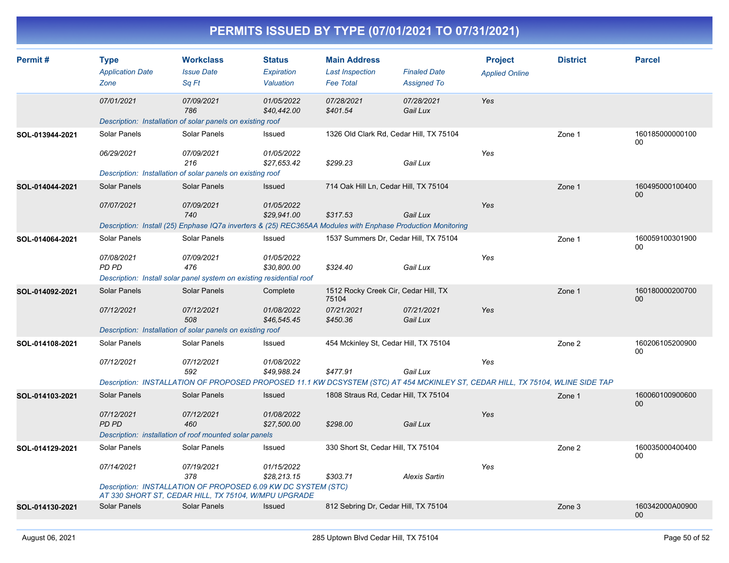# PERMITS ISSUED BY TYPE (07/01/2021 TO 07/31/2021)

| Permit # | Type<br>Application Date<br>Zone | Workclass<br>Issue Date<br>Sq Ft | Status<br>Expiration<br>Valuation | Main Address<br>Last Inspection<br>Fee Total | Finaled Date<br>Assigned To | Project<br>Applied Online | District | Parcel |
|---|---|---|---|---|---|---|---|---|
| | 07/01/2021 | 07/09/2021<br>786 | 01/05/2022<br>$40,442.00 | 07/28/2021<br>$401.54 | 07/28/2021<br>Gail Lux | Yes | | |
| | Description: Installation of solar panels on existing roof | | | | | | | |
| SOL-013944-2021 | Solar Panels<br>06/29/2021 | Solar Panels<br>07/09/2021<br>216 | Issued<br>01/05/2022<br>$27,653.42 | 1326 Old Clark Rd, Cedar Hill, TX 75104<br><br>$299.23 | Gail Lux | Yes | Zone 1 | 16018500000010000 |
| | Description: Installation of solar panels on existing roof | | | | | | | |
| SOL-014044-2021 | Solar Panels<br>07/07/2021 | Solar Panels<br>07/09/2021<br>740 | Issued<br>01/05/2022<br>$29,941.00 | 714 Oak Hill Ln, Cedar Hill, TX 75104<br><br>$317.53 | Gail Lux | Yes | Zone 1 | 16049500010040000 |
| | Description: Install (25) Enphase IQ7a inverters & (25) REC365AA Modules with Enphase Production Monitoring | | | | | | | |
| SOL-014064-2021 | Solar Panels<br>07/08/2021<br>PD PD | Solar Panels<br>07/09/2021<br>476 | Issued<br>01/05/2022<br>$30,800.00 | 1537 Summers Dr, Cedar Hill, TX 75104<br><br>$324.40 | Gail Lux | Yes | Zone 1 | 16005910030190000 |
| | Description: Install solar panel system on existing residential roof | | | | | | | |
| SOL-014092-2021 | Solar Panels<br>07/12/2021 | Solar Panels<br>07/12/2021<br>508 | Complete<br>01/08/2022<br>$46,545.45 | 1512 Rocky Creek Cir, Cedar Hill, TX 75104<br>07/21/2021<br>$450.36 | 07/21/2021<br>Gail Lux | Yes | Zone 1 | 16018000020070000 |
| | Description: Installation of solar panels on existing roof | | | | | | | |
| SOL-014108-2021 | Solar Panels<br>07/12/2021 | Solar Panels<br>07/12/2021<br>592 | Issued<br>01/08/2022<br>$49,988.24 | 454 Mckinley St, Cedar Hill, TX 75104<br><br>$477.91 | Gail Lux | Yes | Zone 2 | 16020610520090000 |
| | Description: INSTALLATION OF PROPOSED PROPOSED 11.1 KW DCSYSTEM (STC) AT 454 MCKINLEY ST, CEDAR HILL, TX 75104, WLINE SIDE TAP | | | | | | | |
| SOL-014103-2021 | Solar Panels<br>07/12/2021<br>PD PD | Solar Panels<br>07/12/2021<br>460 | Issued<br>01/08/2022<br>$27,500.00 | 1808 Straus Rd, Cedar Hill, TX 75104<br><br>$298.00 | Gail Lux | Yes | Zone 1 | 16006010090060000 |
| | Description: installation of roof mounted solar panels | | | | | | | |
| SOL-014129-2021 | Solar Panels<br>07/14/2021 | Solar Panels<br>07/19/2021<br>378 | Issued<br>01/15/2022<br>$28,213.15 | 330 Short St, Cedar Hill, TX 75104<br><br>$303.71 | Alexis Sartin | Yes | Zone 2 | 16003500040040000 |
| | Description: INSTALLATION OF PROPOSED 6.09 KW DC SYSTEM (STC) AT 330 SHORT ST, CEDAR HILL, TX 75104, W/MPU UPGRADE | | | | | | | |
| SOL-014130-2021 | Solar Panels | Solar Panels | Issued | 812 Sebring Dr, Cedar Hill, TX 75104 | | | Zone 3 | 160342000A0090000 |

August 06, 2021 — 285 Uptown Blvd Cedar Hill, TX 75104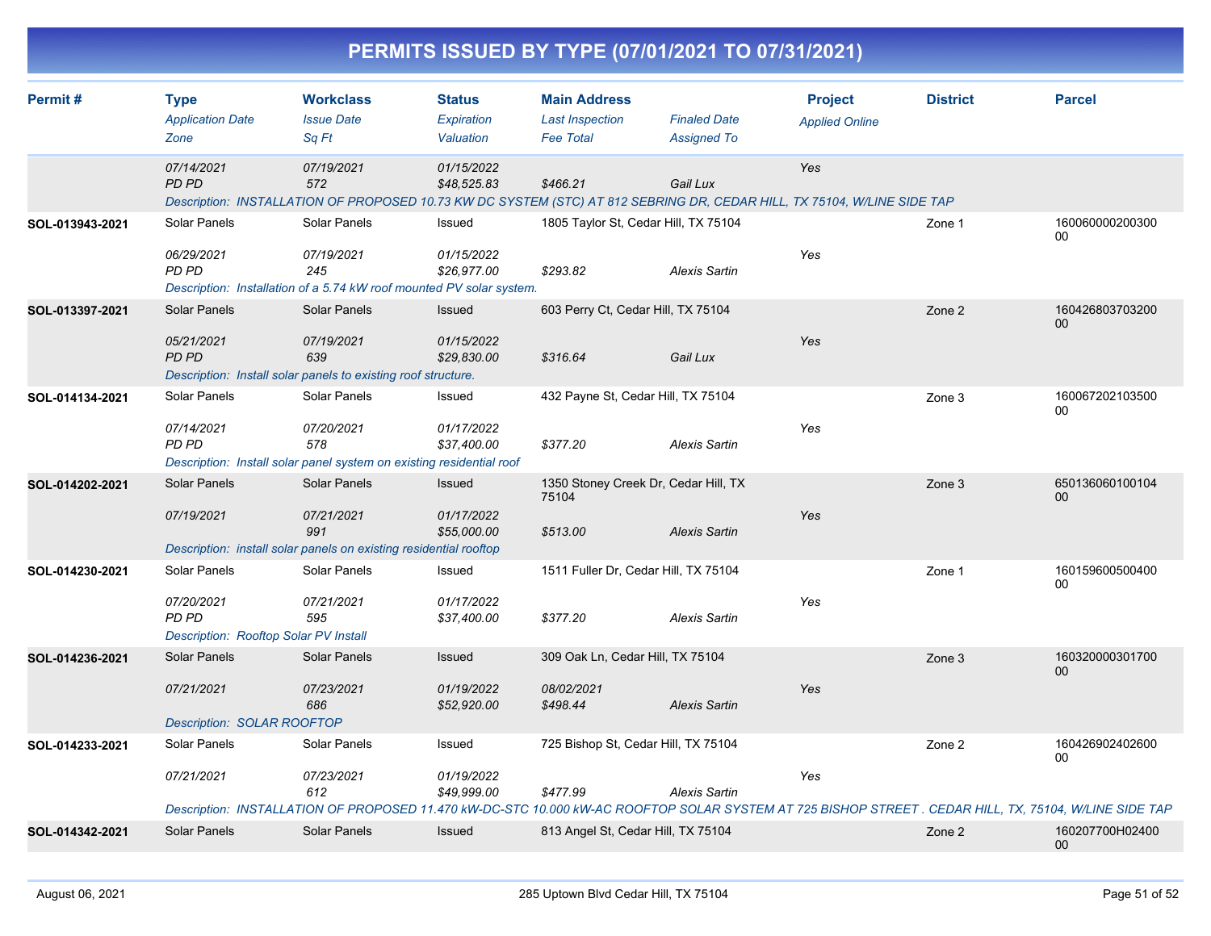# PERMITS ISSUED BY TYPE (07/01/2021 TO 07/31/2021)

| Permit # | Type / Application Date / Zone | Workclass / Issue Date / Sq Ft | Status / Expiration / Valuation | Main Address / Last Inspection / Fee Total | Finaled Date / Assigned To | Project / Applied Online | District | Parcel |
|---|---|---|---|---|---|---|---|---|
| | 07/14/2021 | 07/19/2021 | 01/15/2022 | | | Yes | | |
| | PD PD | 572 | $48,525.83 | $466.21 | Gail Lux | | | |
| | Description: INSTALLATION OF PROPOSED 10.73 KW DC SYSTEM (STC) AT 812 SEBRING DR, CEDAR HILL, TX 75104, W/LINE SIDE TAP | | | | | | | |
| SOL-013943-2021 | Solar Panels | Solar Panels | Issued | 1805 Taylor St, Cedar Hill, TX 75104 | | | Zone 1 | 16006000020030000 |
| | 06/29/2021 | 07/19/2021 | 01/15/2022 | | | Yes | | |
| | PD PD | 245 | $26,977.00 | $293.82 | Alexis Sartin | | | |
| | Description: Installation of a 5.74 kW roof mounted PV solar system. | | | | | | | |
| SOL-013397-2021 | Solar Panels | Solar Panels | Issued | 603 Perry Ct, Cedar Hill, TX 75104 | | | Zone 2 | 16042680370320000 |
| | 05/21/2021 | 07/19/2021 | 01/15/2022 | | | Yes | | |
| | PD PD | 639 | $29,830.00 | $316.64 | Gail Lux | | | |
| | Description: Install solar panels to existing roof structure. | | | | | | | |
| SOL-014134-2021 | Solar Panels | Solar Panels | Issued | 432 Payne St, Cedar Hill, TX 75104 | | | Zone 3 | 16006720210350000 |
| | 07/14/2021 | 07/20/2021 | 01/17/2022 | | | Yes | | |
| | PD PD | 578 | $37,400.00 | $377.20 | Alexis Sartin | | | |
| | Description: Install solar panel system on existing residential roof | | | | | | | |
| SOL-014202-2021 | Solar Panels | Solar Panels | Issued | 1350 Stoney Creek Dr, Cedar Hill, TX 75104 | | | Zone 3 | 65013606010010400 |
| | 07/19/2021 | 07/21/2021 | 01/17/2022 | | | Yes | | |
| | | 991 | $55,000.00 | $513.00 | Alexis Sartin | | | |
| | Description: install solar panels on existing residential rooftop | | | | | | | |
| SOL-014230-2021 | Solar Panels | Solar Panels | Issued | 1511 Fuller Dr, Cedar Hill, TX 75104 | | | Zone 1 | 16015960050040000 |
| | 07/20/2021 | 07/21/2021 | 01/17/2022 | | | Yes | | |
| | PD PD | 595 | $37,400.00 | $377.20 | Alexis Sartin | | | |
| | Description: Rooftop Solar PV Install | | | | | | | |
| SOL-014236-2021 | Solar Panels | Solar Panels | Issued | 309 Oak Ln, Cedar Hill, TX 75104 | | | Zone 3 | 16032000030170000 |
| | 07/21/2021 | 07/23/2021 | 01/19/2022 | 08/02/2021 | | Yes | | |
| | | 686 | $52,920.00 | $498.44 | Alexis Sartin | | | |
| | Description: SOLAR ROOFTOP | | | | | | | |
| SOL-014233-2021 | Solar Panels | Solar Panels | Issued | 725 Bishop St, Cedar Hill, TX 75104 | | | Zone 2 | 16042690240260000 |
| | 07/21/2021 | 07/23/2021 | 01/19/2022 | | | Yes | | |
| | | 612 | $49,999.00 | $477.99 | Alexis Sartin | | | |
| | Description: INSTALLATION OF PROPOSED 11.470 kW-DC-STC 10.000 kW-AC ROOFTOP SOLAR SYSTEM AT 725 BISHOP STREET . CEDAR HILL, TX, 75104, W/LINE SIDE TAP | | | | | | | |
| SOL-014342-2021 | Solar Panels | Solar Panels | Issued | 813 Angel St, Cedar Hill, TX 75104 | | | Zone 2 | 160207700H0240000 |

August 06, 2021 — 285 Uptown Blvd Cedar Hill, TX 75104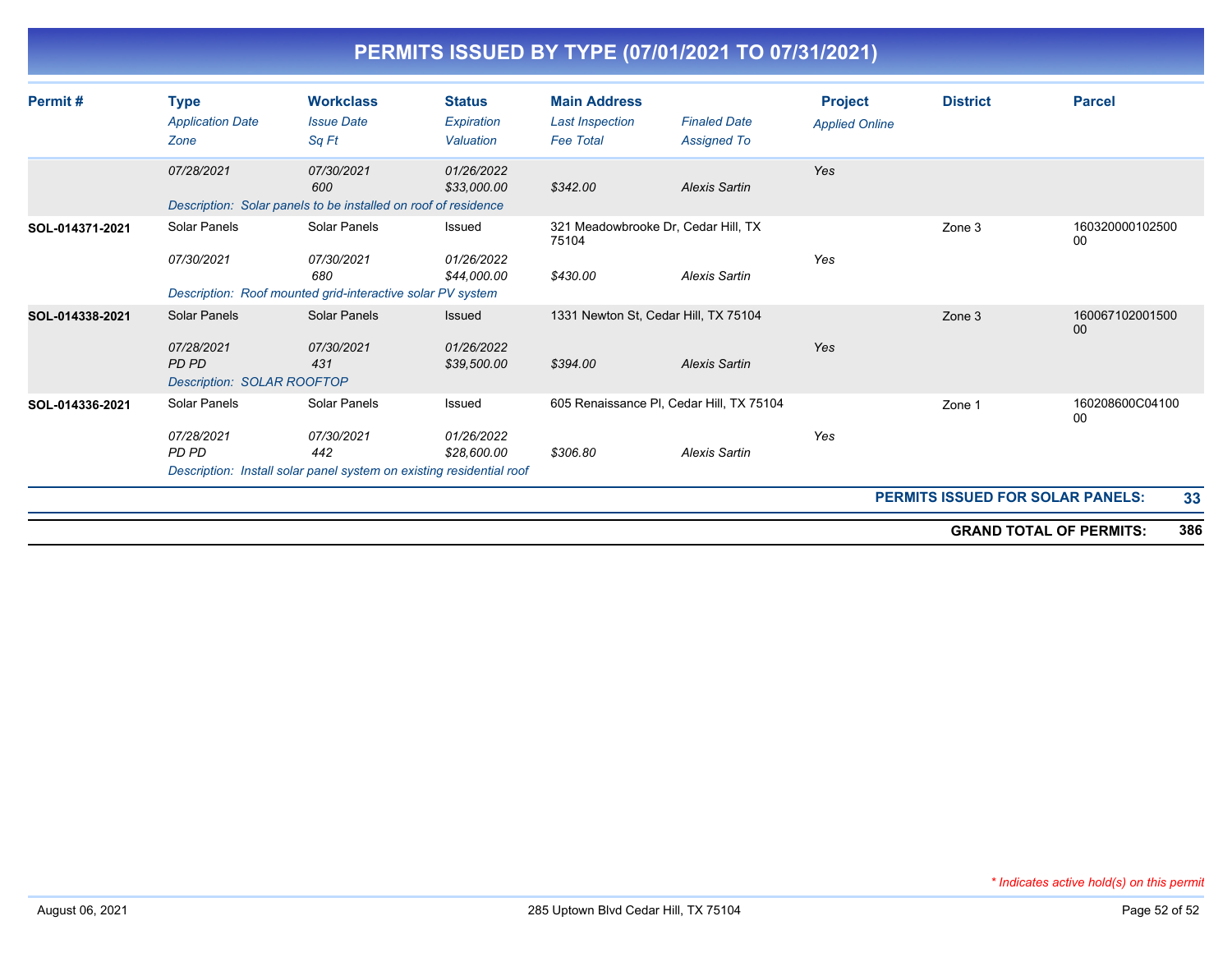# PERMITS ISSUED BY TYPE (07/01/2021 TO 07/31/2021)

| Permit # | Type<br>*Application Date*<br>*Zone* | Workclass<br>*Issue Date*<br>*Sq Ft* | Status<br>*Expiration*<br>*Valuation* | Main Address<br>*Last Inspection*<br>*Fee Total* | *Finaled Date*<br>*Assigned To* | Project<br>*Applied Online* | District | Parcel |
|---|---|---|---|---|---|---|---|---|
| | *07/28/2021* | *07/30/2021*<br>*600* | *01/26/2022*<br>*$33,000.00* | *$342.00* | *Alexis Sartin* | *Yes* | | |
| | *Description: Solar panels to be installed on roof of residence* | | | | | | | |
| **SOL-014371-2021** | Solar Panels | Solar Panels | Issued | 321 Meadowbrooke Dr, Cedar Hill, TX 75104 | | | Zone 3 | 16032000010250000 |
| | *07/30/2021* | *07/30/2021*<br>*680* | *01/26/2022*<br>*$44,000.00* | *$430.00* | *Alexis Sartin* | *Yes* | | |
| | *Description: Roof mounted grid-interactive solar PV system* | | | | | | | |
| **SOL-014338-2021** | Solar Panels | Solar Panels | Issued | 1331 Newton St, Cedar Hill, TX 75104 | | | Zone 3 | 16006710200150000 |
| | *07/28/2021*<br>*PD PD* | *07/30/2021*<br>*431* | *01/26/2022*<br>*$39,500.00* | *$394.00* | *Alexis Sartin* | *Yes* | | |
| | *Description: SOLAR ROOFTOP* | | | | | | | |
| **SOL-014336-2021** | Solar Panels | Solar Panels | Issued | 605 Renaissance Pl, Cedar Hill, TX 75104 | | | Zone 1 | 160208600C0410000 |
| | *07/28/2021*<br>*PD PD* | *07/30/2021*<br>*442* | *01/26/2022*<br>*$28,600.00* | *$306.80* | *Alexis Sartin* | *Yes* | | |
| | *Description: Install solar panel system on existing residential roof* | | | | | | | |

**PERMITS ISSUED FOR SOLAR PANELS: 33**

**GRAND TOTAL OF PERMITS: 386**

*\* Indicates active hold(s) on this permit*

August 06, 2021 — 285 Uptown Blvd Cedar Hill, TX 75104